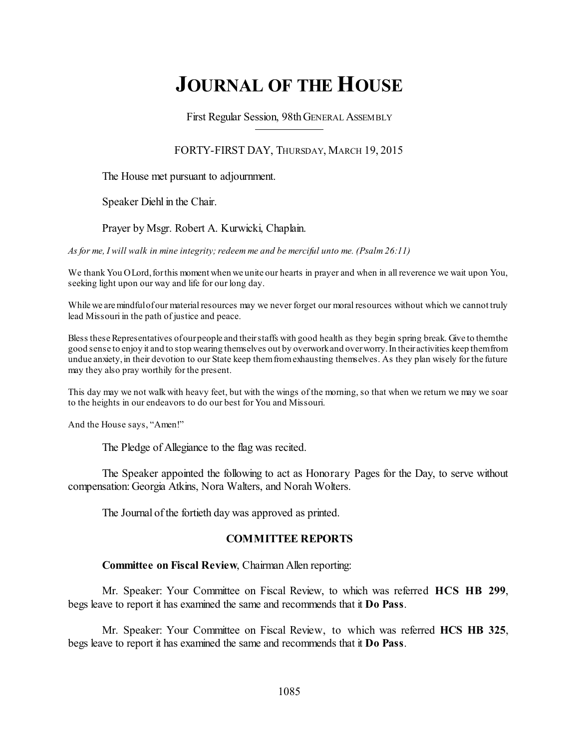# JOURNAL OF THE HOUSE

First Regular Session, 98th GENERAL ASSEMBLY

FORTY-FIRST DAY, THURSDAY, MARCH 19, 2015

The House met pursuant to adjournment.

Speaker Diehl in the Chair.

Prayer by Msgr. Robert A. Kurwicki, Chaplain.

*As for me, I will walk in mine integrity; redeem me and be merciful unto me. (Psalm 26:11)*

We thank You O Lord, for this moment when we unite our hearts in prayer and when in all reverence we wait upon You, seeking light upon our way and life for our long day.

While we are mindful of our material resources may we never forget our moral resources without which we cannot truly lead Missouri in the path of justice and peace.

Bless these Representatives of our people and their staffs with good health as they begin spring break. Give to them the good sense to enjoy it and to stop wearing themselves out by overwork and over worry. In their activities keep them from undue anxiety, in their devotion to our State keep them from exhausting themselves. As they plan wisely for the future may they also pray worthily for the present.

This day may we not walk with heavy feet, but with the wings of the morning, so that when we return we may we soar to the heights in our endeavors to do our best for You and Missouri.

And the House says, "Amen!"

The Pledge of Allegiance to the flag was recited.

The Speaker appointed the following to act as Honorary Pages for the Day, to serve without compensation: Georgia Atkins, Nora Walters, and Norah Wolters.

The Journal of the fortieth day was approved as printed.

## COMMITTEE REPORTS

**Committee on Fiscal Review**, Chairman Allen reporting:

Mr. Speaker: Your Committee on Fiscal Review, to which was referred **HCS HB 299**, begs leave to report it has examined the same and recommends that it **Do Pass**.

Mr. Speaker: Your Committee on Fiscal Review, to which was referred **HCS HB 325**, begs leave to report it has examined the same and recommends that it **Do Pass**.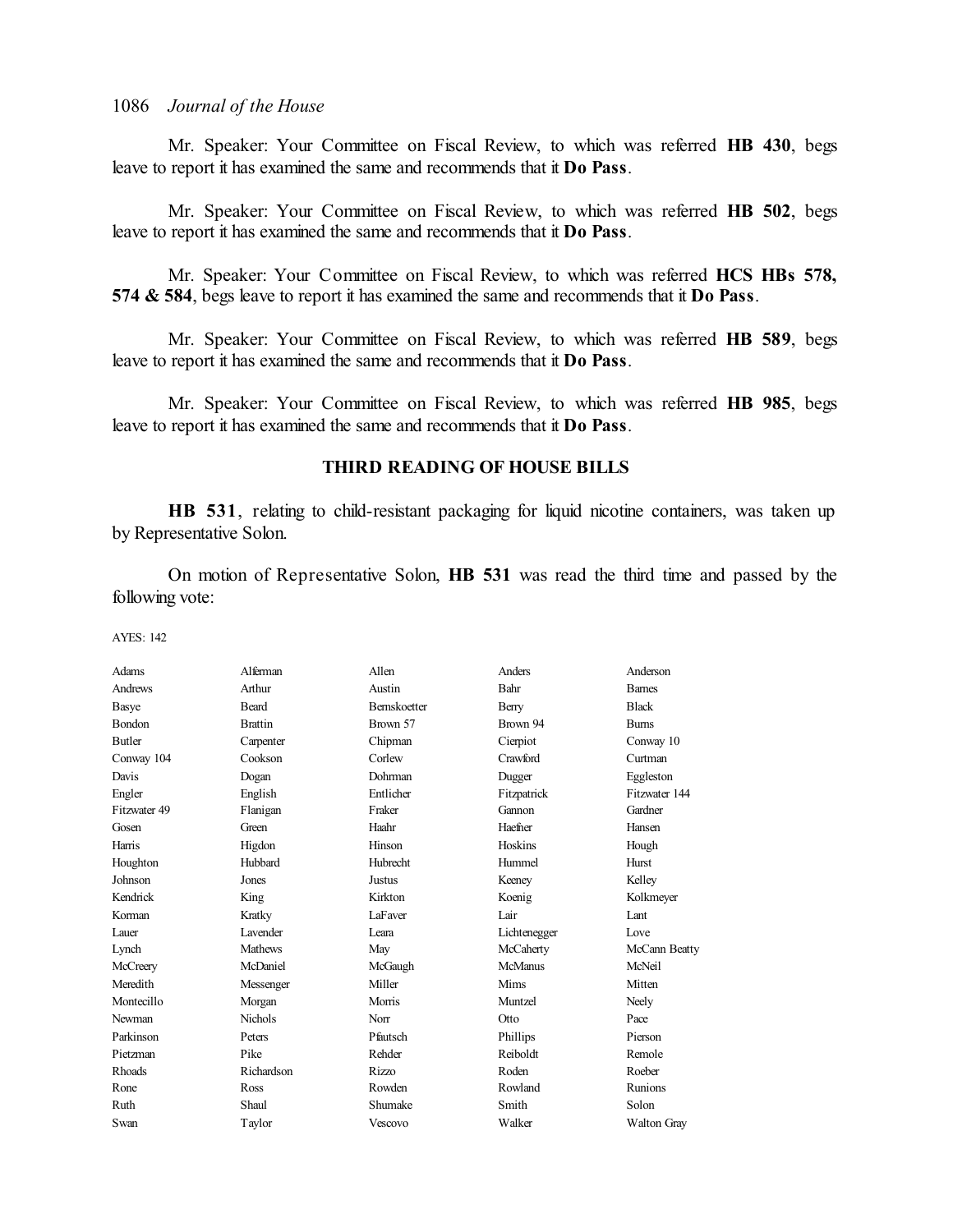Mr. Speaker: Your Committee on Fiscal Review, to which was referred **HB 430**, begs leave to report it has examined the same and recommends that it **Do Pass**.

Mr. Speaker: Your Committee on Fiscal Review, to which was referred **HB 502**, begs leave to report it has examined the same and recommends that it **Do Pass**.

Mr. Speaker: Your Committee on Fiscal Review, to which was referred **HCS HBs 578, 574 & 584**, begs leave to report it has examined the same and recommends that it **Do Pass**.

Mr. Speaker: Your Committee on Fiscal Review, to which was referred **HB 589**, begs leave to report it has examined the same and recommends that it **Do Pass**.

Mr. Speaker: Your Committee on Fiscal Review, to which was referred **HB 985**, begs leave to report it has examined the same and recommends that it **Do Pass**.

## THIRD READING OF HOUSE BILLS

**HB 531**, relating to child-resistant packaging for liquid nicotine containers, was taken up by Representative Solon.

On motion of Representative Solon, **HB 531** was read the third time and passed by the following vote:

AYES: 142

| | | | | |
|---|---|---|---|---|
| Adams | Alferman | Allen | Anders | Anderson |
| Andrews | Arthur | Austin | Bahr | Barnes |
| Basye | Beard | Bernskoetter | Berry | Black |
| Bondon | Brattin | Brown 57 | Brown 94 | Burns |
| Butler | Carpenter | Chipman | Cierpiot | Conway 10 |
| Conway 104 | Cookson | Corlew | Crawford | Curtman |
| Davis | Dogan | Dohrman | Dugger | Eggleston |
| Engler | English | Entlicher | Fitzpatrick | Fitzwater 144 |
| Fitzwater 49 | Flanigan | Fraker | Gannon | Gardner |
| Gosen | Green | Haahr | Haefner | Hansen |
| Harris | Higdon | Hinson | Hoskins | Hough |
| Houghton | Hubbard | Hubrecht | Hummel | Hurst |
| Johnson | Jones | Justus | Keeney | Kelley |
| Kendrick | King | Kirkton | Koenig | Kolkmeyer |
| Korman | Kratky | LaFaver | Lair | Lant |
| Lauer | Lavender | Leara | Lichtenegger | Love |
| Lynch | Mathews | May | McCaherty | McCann Beatty |
| McCreery | McDaniel | McGaugh | McManus | McNeil |
| Meredith | Messenger | Miller | Mims | Mitten |
| Montecillo | Morgan | Morris | Muntzel | Neely |
| Newman | Nichols | Norr | Otto | Pace |
| Parkinson | Peters | Pfautsch | Phillips | Pierson |
| Pietzman | Pike | Rehder | Reiboldt | Remole |
| Rhoads | Richardson | Rizzo | Roden | Roeber |
| Rone | Ross | Rowden | Rowland | Runions |
| Ruth | Shaul | Shumake | Smith | Solon |
| Swan | Taylor | Vescovo | Walker | Walton Gray |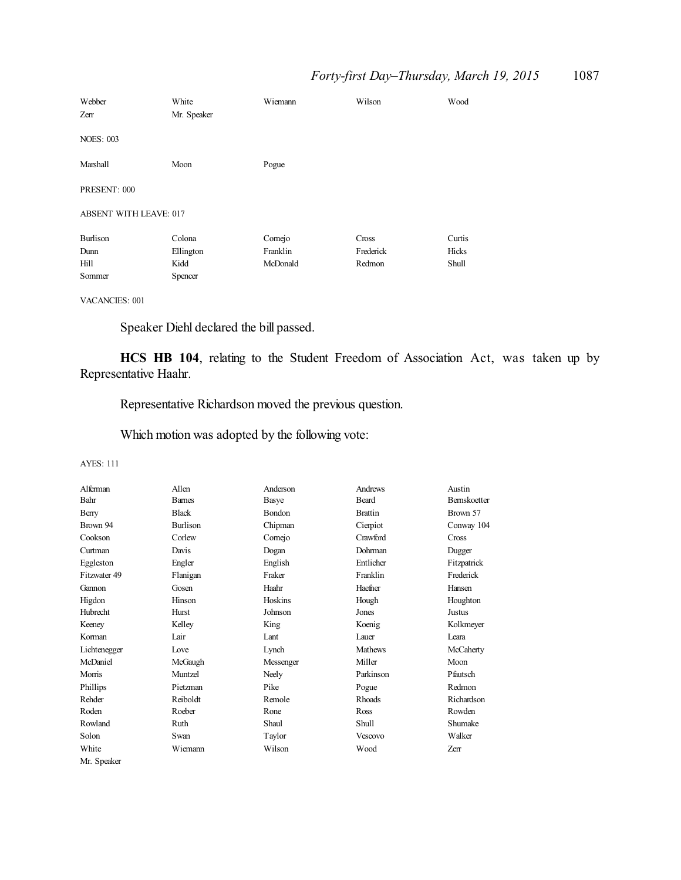| | | | | |
|---|---|---|---|---|
| Webber | White | Wiemann | Wilson | Wood |
| Zerr | Mr. Speaker | | | |

NOES: 003

| | | |
|---|---|---|
| Marshall | Moon | Pogue |

PRESENT: 000

ABSENT WITH LEAVE: 017

| | | | | |
|---|---|---|---|---|
| Burlison | Colona | Cornejo | Cross | Curtis |
| Dunn | Ellington | Franklin | Frederick | Hicks |
| Hill | Kidd | McDonald | Redmon | Shull |
| Sommer | Spencer | | | |

VACANCIES: 001

Speaker Diehl declared the bill passed.

**HCS HB 104**, relating to the Student Freedom of Association Act, was taken up by Representative Haahr.

Representative Richardson moved the previous question.

Which motion was adopted by the following vote:

AYES: 111

| | | | | |
|---|---|---|---|---|
| Alferman | Allen | Anderson | Andrews | Austin |
| Bahr | Barnes | Basye | Beard | Bernskoetter |
| Berry | Black | Bondon | Brattin | Brown 57 |
| Brown 94 | Burlison | Chipman | Cierpiot | Conway 104 |
| Cookson | Corlew | Cornejo | Crawford | Cross |
| Curtman | Davis | Dogan | Dohrman | Dugger |
| Eggleston | Engler | English | Entlicher | Fitzpatrick |
| Fitzwater 49 | Flanigan | Fraker | Franklin | Frederick |
| Gannon | Gosen | Haahr | Haefner | Hansen |
| Higdon | Hinson | Hoskins | Hough | Houghton |
| Hubrecht | Hurst | Johnson | Jones | Justus |
| Keeney | Kelley | King | Koenig | Kolkmeyer |
| Korman | Lair | Lant | Lauer | Leara |
| Lichtenegger | Love | Lynch | Mathews | McCaherty |
| McDaniel | McGaugh | Messenger | Miller | Moon |
| Morris | Muntzel | Neely | Parkinson | Pfautsch |
| Phillips | Pietzman | Pike | Pogue | Redmon |
| Rehder | Reiboldt | Remole | Rhoads | Richardson |
| Roden | Roeber | Rone | Ross | Rowden |
| Rowland | Ruth | Shaul | Shull | Shumake |
| Solon | Swan | Taylor | Vescovo | Walker |
| White | Wiemann | Wilson | Wood | Zerr |
| Mr. Speaker | | | | |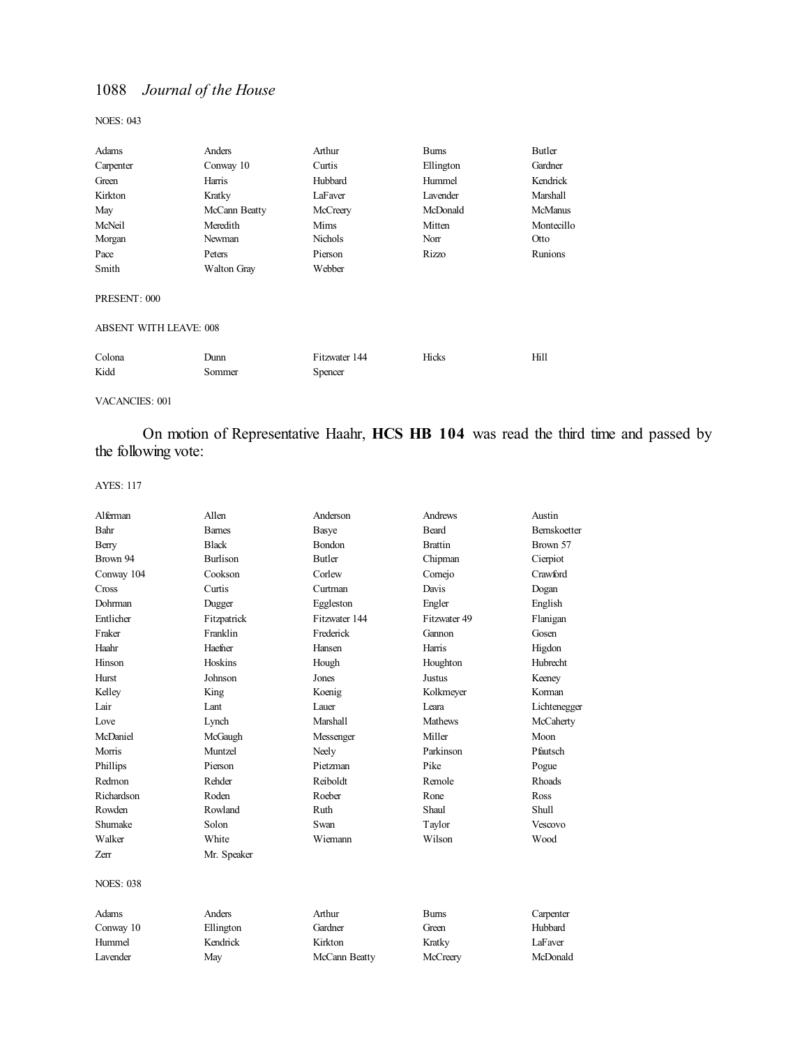NOES: 043

| | | | | |
|---|---|---|---|---|
| Adams | Anders | Arthur | Burns | Butler |
| Carpenter | Conway 10 | Curtis | Ellington | Gardner |
| Green | Harris | Hubbard | Hummel | Kendrick |
| Kirkton | Kratky | LaFaver | Lavender | Marshall |
| May | McCann Beatty | McCreery | McDonald | McManus |
| McNeil | Meredith | Mims | Mitten | Montecillo |
| Morgan | Newman | Nichols | Norr | Otto |
| Pace | Peters | Pierson | Rizzo | Runions |
| Smith | Walton Gray | Webber | | |

PRESENT: 000

ABSENT WITH LEAVE: 008

| | | | | |
|---|---|---|---|---|
| Colona | Dunn | Fitzwater 144 | Hicks | Hill |
| Kidd | Sommer | Spencer | | |

VACANCIES: 001

On motion of Representative Haahr, **HCS HB 104** was read the third time and passed by the following vote:

AYES: 117

| | | | | |
|---|---|---|---|---|
| Alferman | Allen | Anderson | Andrews | Austin |
| Bahr | Barnes | Basye | Beard | Bernskoetter |
| Berry | Black | Bondon | Brattin | Brown 57 |
| Brown 94 | Burlison | Butler | Chipman | Cierpiot |
| Conway 104 | Cookson | Corlew | Cornejo | Crawford |
| Cross | Curtis | Curtman | Davis | Dogan |
| Dohrman | Dugger | Eggleston | Engler | English |
| Entlicher | Fitzpatrick | Fitzwater 144 | Fitzwater 49 | Flanigan |
| Fraker | Franklin | Frederick | Gannon | Gosen |
| Haahr | Haefner | Hansen | Harris | Higdon |
| Hinson | Hoskins | Hough | Houghton | Hubrecht |
| Hurst | Johnson | Jones | Justus | Keeney |
| Kelley | King | Koenig | Kolkmeyer | Korman |
| Lair | Lant | Lauer | Leara | Lichtenegger |
| Love | Lynch | Marshall | Mathews | McCaherty |
| McDaniel | McGaugh | Messenger | Miller | Moon |
| Morris | Muntzel | Neely | Parkinson | Pfautsch |
| Phillips | Pierson | Pietzman | Pike | Pogue |
| Redmon | Rehder | Reiboldt | Remole | Rhoads |
| Richardson | Roden | Roeber | Rone | Ross |
| Rowden | Rowland | Ruth | Shaul | Shull |
| Shumake | Solon | Swan | Taylor | Vescovo |
| Walker | White | Wiemann | Wilson | Wood |
| Zerr | Mr. Speaker | | | |

NOES: 038

| | | | | |
|---|---|---|---|---|
| Adams | Anders | Arthur | Burns | Carpenter |
| Conway 10 | Ellington | Gardner | Green | Hubbard |
| Hummel | Kendrick | Kirkton | Kratky | LaFaver |
| Lavender | May | McCann Beatty | McCreery | McDonald |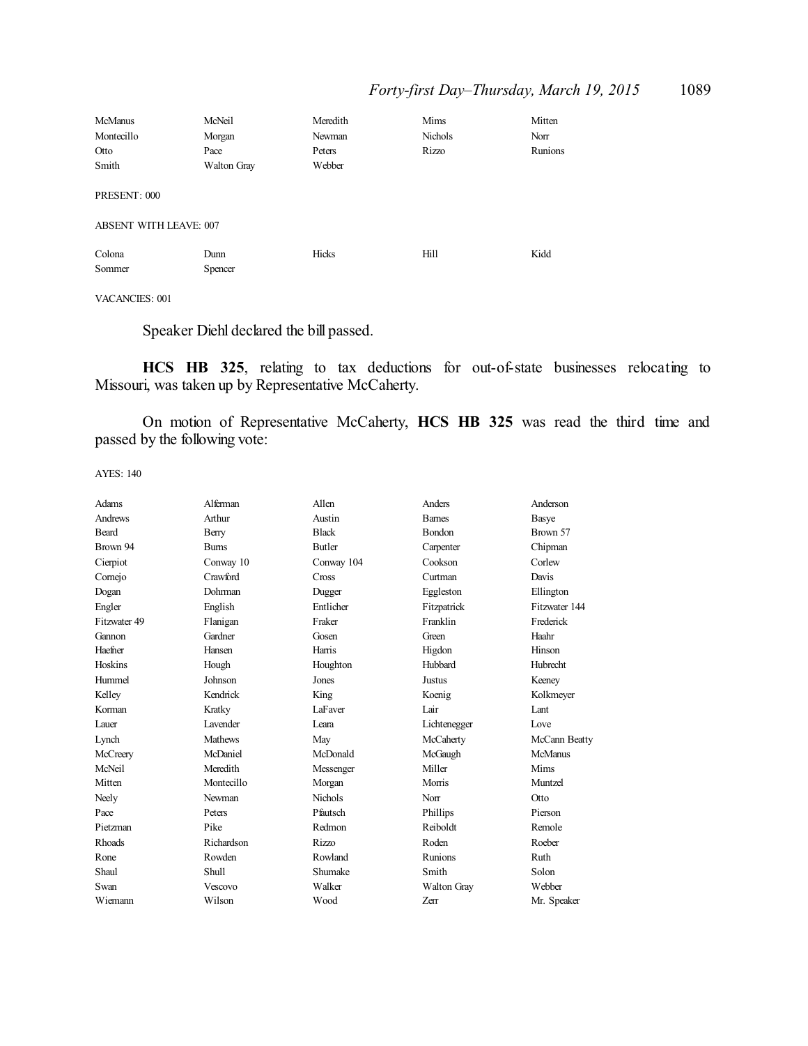| | | | | |
|---|---|---|---|---|
| McManus | McNeil | Meredith | Mims | Mitten |
| Montecillo | Morgan | Newman | Nichols | Norr |
| Otto | Pace | Peters | Rizzo | Runions |
| Smith | Walton Gray | Webber | | |

PRESENT: 000

ABSENT WITH LEAVE: 007

| | | | | |
|---|---|---|---|---|
| Colona | Dunn | Hicks | Hill | Kidd |
| Sommer | Spencer | | | |

VACANCIES: 001

Speaker Diehl declared the bill passed.

**HCS HB 325**, relating to tax deductions for out-of-state businesses relocating to Missouri, was taken up by Representative McCaherty.

On motion of Representative McCaherty, **HCS HB 325** was read the third time and passed by the following vote:

AYES: 140

| | | | | |
|---|---|---|---|---|
| Adams | Alferman | Allen | Anders | Anderson |
| Andrews | Arthur | Austin | Barnes | Basye |
| Beard | Berry | Black | Bondon | Brown 57 |
| Brown 94 | Burns | Butler | Carpenter | Chipman |
| Cierpiot | Conway 10 | Conway 104 | Cookson | Corlew |
| Cornejo | Crawford | Cross | Curtman | Davis |
| Dogan | Dohrman | Dugger | Eggleston | Ellington |
| Engler | English | Entlicher | Fitzpatrick | Fitzwater 144 |
| Fitzwater 49 | Flanigan | Fraker | Franklin | Frederick |
| Gannon | Gardner | Gosen | Green | Haahr |
| Haefner | Hansen | Harris | Higdon | Hinson |
| Hoskins | Hough | Houghton | Hubbard | Hubrecht |
| Hummel | Johnson | Jones | Justus | Keeney |
| Kelley | Kendrick | King | Koenig | Kolkmeyer |
| Korman | Kratky | LaFaver | Lair | Lant |
| Lauer | Lavender | Leara | Lichtenegger | Love |
| Lynch | Mathews | May | McCaherty | McCann Beatty |
| McCreery | McDaniel | McDonald | McGaugh | McManus |
| McNeil | Meredith | Messenger | Miller | Mims |
| Mitten | Montecillo | Morgan | Morris | Muntzel |
| Neely | Newman | Nichols | Norr | Otto |
| Pace | Peters | Pfautsch | Phillips | Pierson |
| Pietzman | Pike | Redmon | Reiboldt | Remole |
| Rhoads | Richardson | Rizzo | Roden | Roeber |
| Rone | Rowden | Rowland | Runions | Ruth |
| Shaul | Shull | Shumake | Smith | Solon |
| Swan | Vescovo | Walker | Walton Gray | Webber |
| Wiemann | Wilson | Wood | Zerr | Mr. Speaker |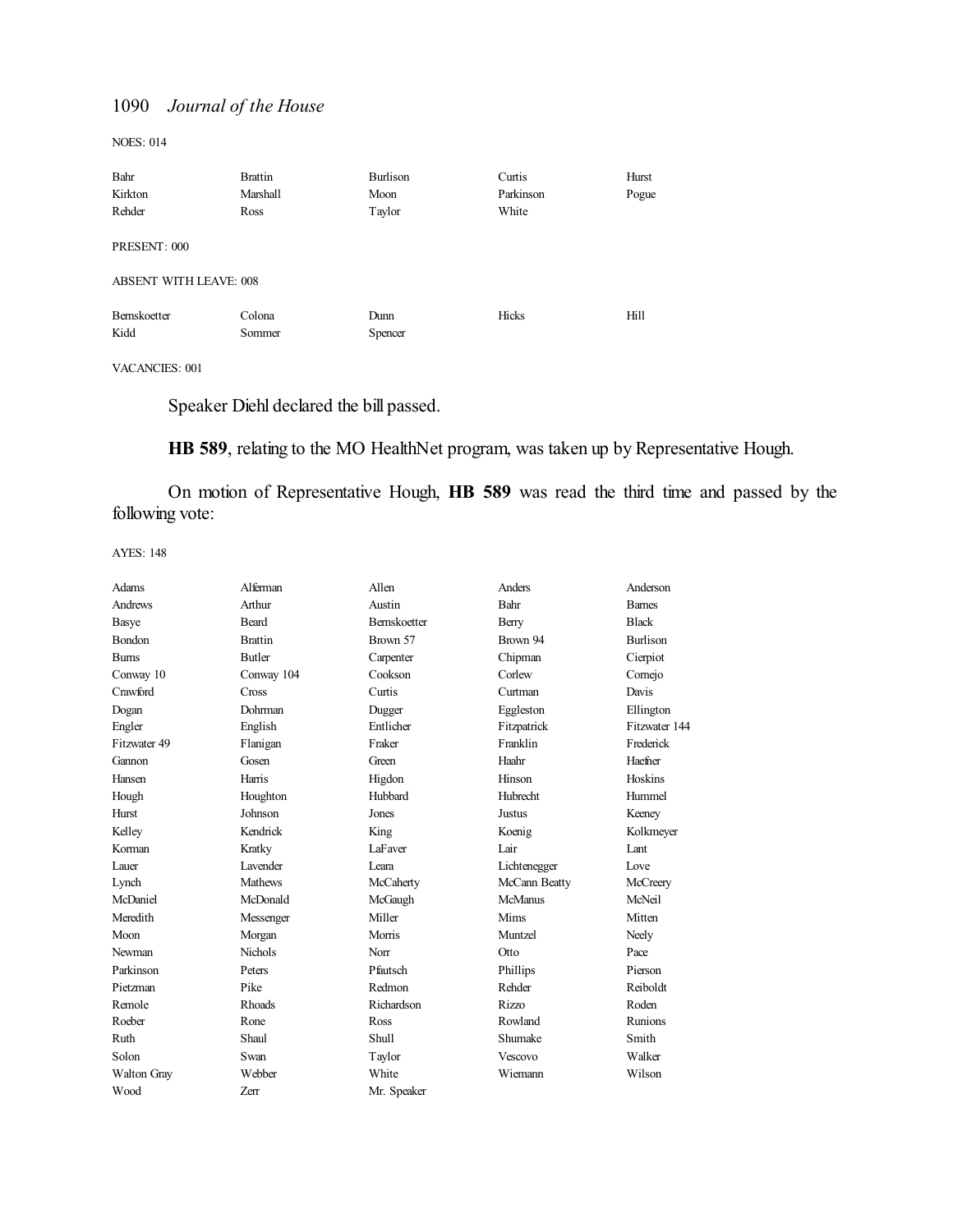NOES: 014

| | | | | |
|---|---|---|---|---|
| Bahr | Brattin | Burlison | Curtis | Hurst |
| Kirkton | Marshall | Moon | Parkinson | Pogue |
| Rehder | Ross | Taylor | White | |

PRESENT: 000

ABSENT WITH LEAVE: 008

| | | | | |
|---|---|---|---|---|
| Bernskoetter | Colona | Dunn | Hicks | Hill |
| Kidd | Sommer | Spencer | | |

VACANCIES: 001

Speaker Diehl declared the bill passed.

**HB 589**, relating to the MO HealthNet program, was taken up by Representative Hough.

On motion of Representative Hough, **HB 589** was read the third time and passed by the following vote:

AYES: 148

| | | | | |
|---|---|---|---|---|
| Adams | Alferman | Allen | Anders | Anderson |
| Andrews | Arthur | Austin | Bahr | Barnes |
| Basye | Beard | Bernskoetter | Berry | Black |
| Bondon | Brattin | Brown 57 | Brown 94 | Burlison |
| Burns | Butler | Carpenter | Chipman | Cierpiot |
| Conway 10 | Conway 104 | Cookson | Corlew | Cornejo |
| Crawford | Cross | Curtis | Curtman | Davis |
| Dogan | Dohrman | Dugger | Eggleston | Ellington |
| Engler | English | Entlicher | Fitzpatrick | Fitzwater 144 |
| Fitzwater 49 | Flanigan | Fraker | Franklin | Frederick |
| Gannon | Gosen | Green | Haahr | Haefner |
| Hansen | Harris | Higdon | Hinson | Hoskins |
| Hough | Houghton | Hubbard | Hubrecht | Hummel |
| Hurst | Johnson | Jones | Justus | Keeney |
| Kelley | Kendrick | King | Koenig | Kolkmeyer |
| Korman | Kratky | LaFaver | Lair | Lant |
| Lauer | Lavender | Leara | Lichtenegger | Love |
| Lynch | Mathews | McCaherty | McCann Beatty | McCreery |
| McDaniel | McDonald | McGaugh | McManus | McNeil |
| Meredith | Messenger | Miller | Mims | Mitten |
| Moon | Morgan | Morris | Muntzel | Neely |
| Newman | Nichols | Norr | Otto | Pace |
| Parkinson | Peters | Pfautsch | Phillips | Pierson |
| Pietzman | Pike | Redmon | Rehder | Reiboldt |
| Remole | Rhoads | Richardson | Rizzo | Roden |
| Roeber | Rone | Ross | Rowland | Runions |
| Ruth | Shaul | Shull | Shumake | Smith |
| Solon | Swan | Taylor | Vescovo | Walker |
| Walton Gray | Webber | White | Wiemann | Wilson |
| Wood | Zerr | Mr. Speaker | | |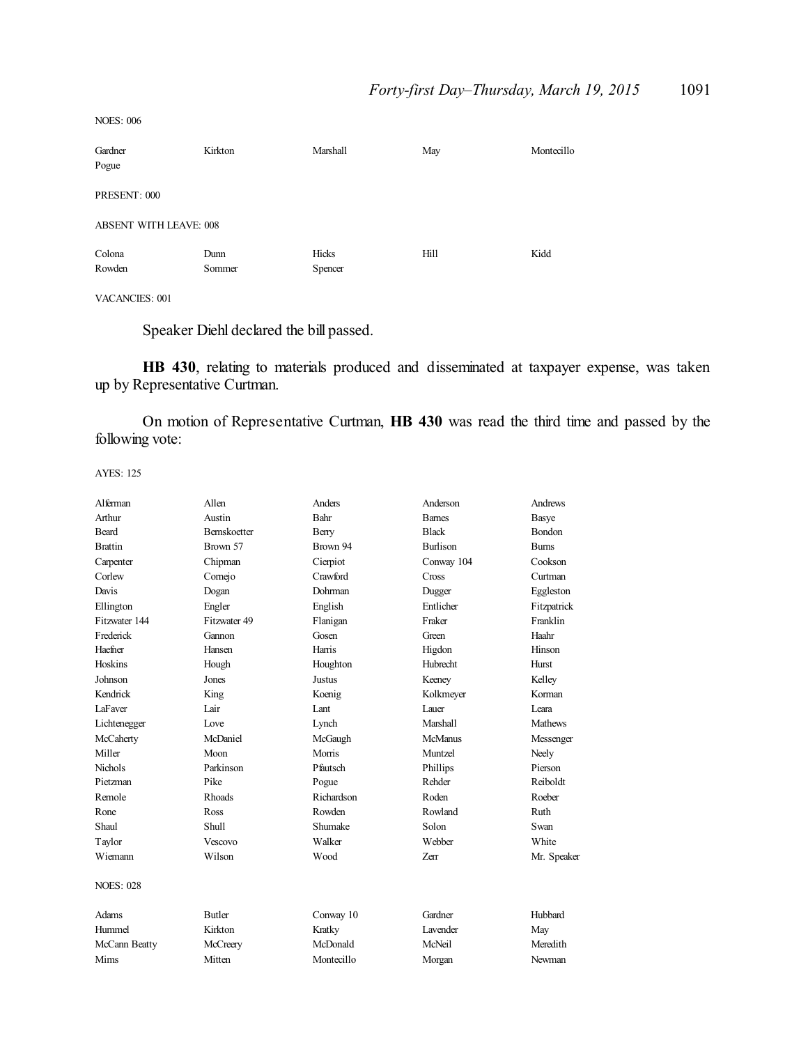NOES: 006

| | | | | |
|---|---|---|---|---|
| Gardner | Kirkton | Marshall | May | Montecillo |
| Pogue | | | | |

PRESENT: 000

ABSENT WITH LEAVE: 008

| | | | | |
|---|---|---|---|---|
| Colona | Dunn | Hicks | Hill | Kidd |
| Rowden | Sommer | Spencer | | |

VACANCIES: 001

Speaker Diehl declared the bill passed.

**HB 430**, relating to materials produced and disseminated at taxpayer expense, was taken up by Representative Curtman.

On motion of Representative Curtman, **HB 430** was read the third time and passed by the following vote:

AYES: 125

| | | | | |
|---|---|---|---|---|
| Alferman | Allen | Anders | Anderson | Andrews |
| Arthur | Austin | Bahr | Barnes | Basye |
| Beard | Bernskoetter | Berry | Black | Bondon |
| Brattin | Brown 57 | Brown 94 | Burlison | Burns |
| Carpenter | Chipman | Cierpiot | Conway 104 | Cookson |
| Corlew | Cornejo | Crawford | Cross | Curtman |
| Davis | Dogan | Dohrman | Dugger | Eggleston |
| Ellington | Engler | English | Entlicher | Fitzpatrick |
| Fitzwater 144 | Fitzwater 49 | Flanigan | Fraker | Franklin |
| Frederick | Gannon | Gosen | Green | Haahr |
| Haefner | Hansen | Harris | Higdon | Hinson |
| Hoskins | Hough | Houghton | Hubrecht | Hurst |
| Johnson | Jones | Justus | Keeney | Kelley |
| Kendrick | King | Koenig | Kolkmeyer | Korman |
| LaFaver | Lair | Lant | Lauer | Leara |
| Lichtenegger | Love | Lynch | Marshall | Mathews |
| McCaherty | McDaniel | McGaugh | McManus | Messenger |
| Miller | Moon | Morris | Muntzel | Neely |
| Nichols | Parkinson | Pfautsch | Phillips | Pierson |
| Pietzman | Pike | Pogue | Rehder | Reiboldt |
| Remole | Rhoads | Richardson | Roden | Roeber |
| Rone | Ross | Rowden | Rowland | Ruth |
| Shaul | Shull | Shumake | Solon | Swan |
| Taylor | Vescovo | Walker | Webber | White |
| Wiemann | Wilson | Wood | Zerr | Mr. Speaker |

NOES: 028

| | | | | |
|---|---|---|---|---|
| Adams | Butler | Conway 10 | Gardner | Hubbard |
| Hummel | Kirkton | Kratky | Lavender | May |
| McCann Beatty | McCreery | McDonald | McNeil | Meredith |
| Mims | Mitten | Montecillo | Morgan | Newman |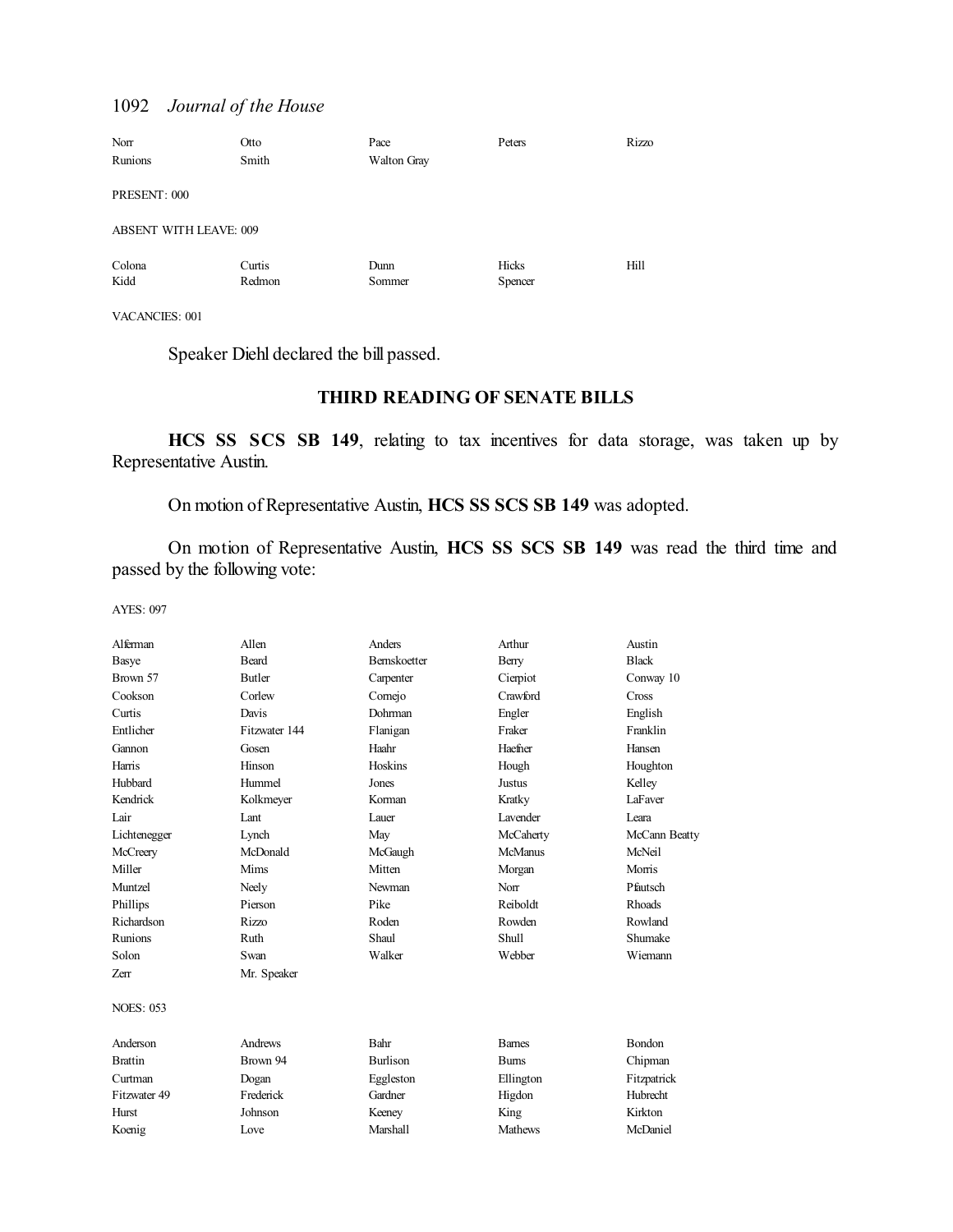| Norr | Otto | Pace | Peters | Rizzo |
|---|---|---|---|---|
| Runions | Smith | Walton Gray | | |

PRESENT: 000

ABSENT WITH LEAVE: 009

| Colona | Curtis | Dunn | Hicks | Hill |
|---|---|---|---|---|
| Kidd | Redmon | Sommer | Spencer | |

VACANCIES: 001

Speaker Diehl declared the bill passed.

## THIRD READING OF SENATE BILLS

**HCS SS SCS SB 149**, relating to tax incentives for data storage, was taken up by Representative Austin.

On motion of Representative Austin, **HCS SS SCS SB 149** was adopted.

On motion of Representative Austin, **HCS SS SCS SB 149** was read the third time and passed by the following vote:

AYES: 097

| Alferman | Allen | Anders | Arthur | Austin |
|---|---|---|---|---|
| Basye | Beard | Bernskoetter | Berry | Black |
| Brown 57 | Butler | Carpenter | Cierpiot | Conway 10 |
| Cookson | Corlew | Cornejo | Crawford | Cross |
| Curtis | Davis | Dohrman | Engler | English |
| Entlicher | Fitzwater 144 | Flanigan | Fraker | Franklin |
| Gannon | Gosen | Haahr | Haefner | Hansen |
| Harris | Hinson | Hoskins | Hough | Houghton |
| Hubbard | Hummel | Jones | Justus | Kelley |
| Kendrick | Kolkmeyer | Korman | Kratky | LaFaver |
| Lair | Lant | Lauer | Lavender | Leara |
| Lichtenegger | Lynch | May | McCaherty | McCann Beatty |
| McCreery | McDonald | McGaugh | McManus | McNeil |
| Miller | Mims | Mitten | Morgan | Morris |
| Muntzel | Neely | Newman | Norr | Pfautsch |
| Phillips | Pierson | Pike | Reiboldt | Rhoads |
| Richardson | Rizzo | Roden | Rowden | Rowland |
| Runions | Ruth | Shaul | Shull | Shumake |
| Solon | Swan | Walker | Webber | Wiemann |
| Zerr | Mr. Speaker | | | |

NOES: 053

| Anderson | Andrews | Bahr | Barnes | Bondon |
|---|---|---|---|---|
| Brattin | Brown 94 | Burlison | Burns | Chipman |
| Curtman | Dogan | Eggleston | Ellington | Fitzpatrick |
| Fitzwater 49 | Frederick | Gardner | Higdon | Hubrecht |
| Hurst | Johnson | Keeney | King | Kirkton |
| Koenig | Love | Marshall | Mathews | McDaniel |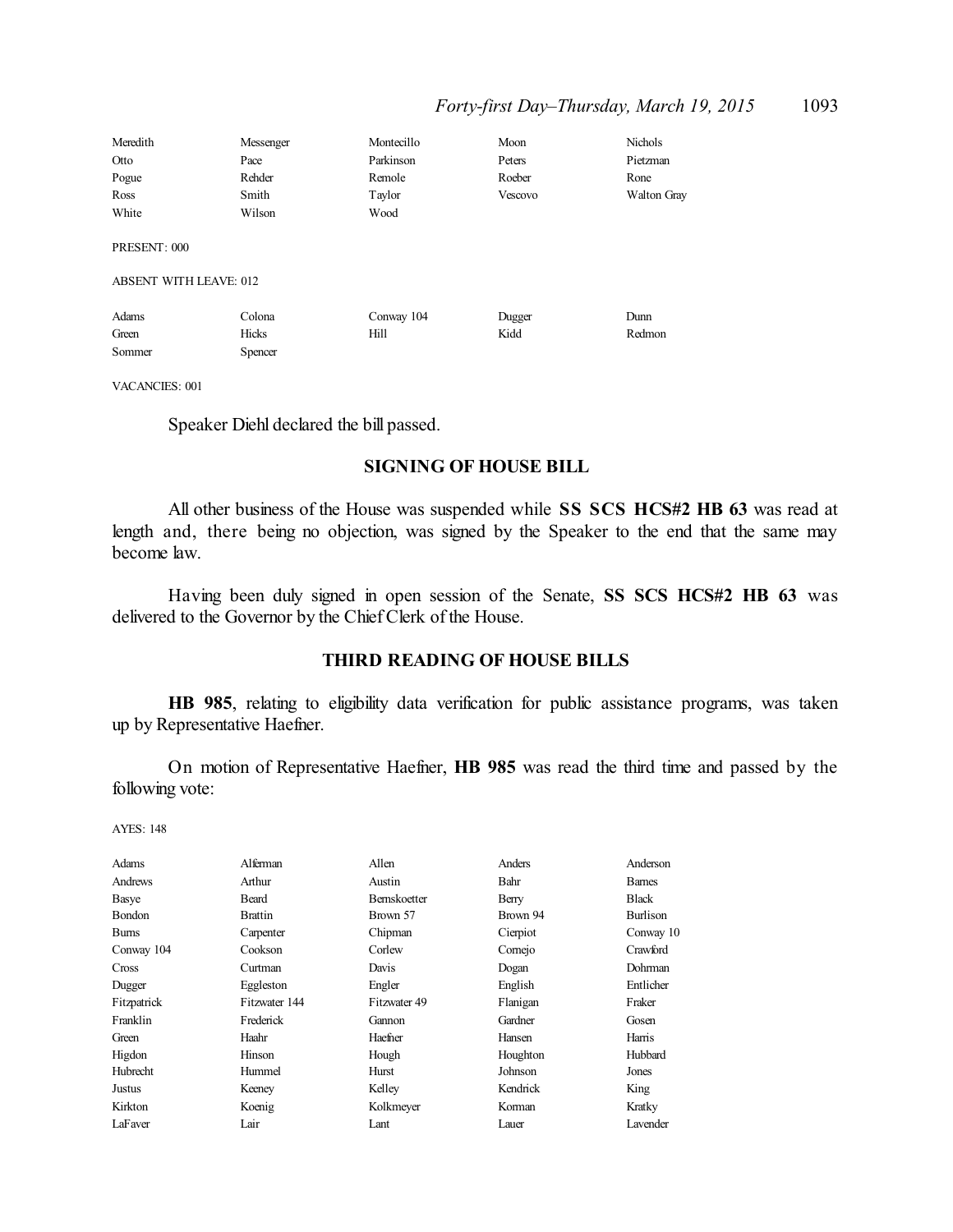| Meredith | Messenger | Montecillo | Moon | Nichols |
|---|---|---|---|---|
| Otto | Pace | Parkinson | Peters | Pietzman |
| Pogue | Rehder | Remole | Roeber | Rone |
| Ross | Smith | Taylor | Vescovo | Walton Gray |
| White | Wilson | Wood | | |

PRESENT: 000

ABSENT WITH LEAVE: 012

| Adams | Colona | Conway 104 | Dugger | Dunn |
|---|---|---|---|---|
| Green | Hicks | Hill | Kidd | Redmon |
| Sommer | Spencer | | | |

VACANCIES: 001

Speaker Diehl declared the bill passed.

### SIGNING OF HOUSE BILL

All other business of the House was suspended while **SS SCS HCS#2 HB 63** was read at length and, there being no objection, was signed by the Speaker to the end that the same may become law.

Having been duly signed in open session of the Senate, **SS SCS HCS#2 HB 63** was delivered to the Governor by the Chief Clerk of the House.

### THIRD READING OF HOUSE BILLS

**HB 985**, relating to eligibility data verification for public assistance programs, was taken up by Representative Haefner.

On motion of Representative Haefner, **HB 985** was read the third time and passed by the following vote:

AYES: 148

| Adams | Alferman | Allen | Anders | Anderson |
|---|---|---|---|---|
| Andrews | Arthur | Austin | Bahr | Barnes |
| Basye | Beard | Bernskoetter | Berry | Black |
| Bondon | Brattin | Brown 57 | Brown 94 | Burlison |
| Burns | Carpenter | Chipman | Cierpiot | Conway 10 |
| Conway 104 | Cookson | Corlew | Cornejo | Crawford |
| Cross | Curtman | Davis | Dogan | Dohrman |
| Dugger | Eggleston | Engler | English | Entlicher |
| Fitzpatrick | Fitzwater 144 | Fitzwater 49 | Flanigan | Fraker |
| Franklin | Frederick | Gannon | Gardner | Gosen |
| Green | Haahr | Haefner | Hansen | Harris |
| Higdon | Hinson | Hough | Houghton | Hubbard |
| Hubrecht | Hummel | Hurst | Johnson | Jones |
| Justus | Keeney | Kelley | Kendrick | King |
| Kirkton | Koenig | Kolkmeyer | Korman | Kratky |
| LaFaver | Lair | Lant | Lauer | Lavender |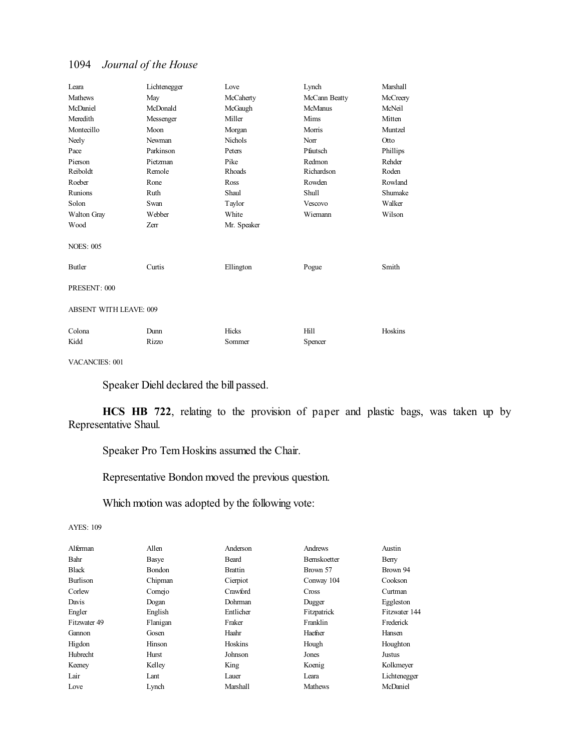| | | | | |
|---|---|---|---|---|
| Leara | Lichtenegger | Love | Lynch | Marshall |
| Mathews | May | McCaherty | McCann Beatty | McCreery |
| McDaniel | McDonald | McGaugh | McManus | McNeil |
| Meredith | Messenger | Miller | Mims | Mitten |
| Montecillo | Moon | Morgan | Morris | Muntzel |
| Neely | Newman | Nichols | Norr | Otto |
| Pace | Parkinson | Peters | Pfautsch | Phillips |
| Pierson | Pietzman | Pike | Redmon | Rehder |
| Reiboldt | Remole | Rhoads | Richardson | Roden |
| Roeber | Rone | Ross | Rowden | Rowland |
| Runions | Ruth | Shaul | Shull | Shumake |
| Solon | Swan | Taylor | Vescovo | Walker |
| Walton Gray | Webber | White | Wiemann | Wilson |
| Wood | Zerr | Mr. Speaker | | |

NOES: 005

| | | | | |
|---|---|---|---|---|
| Butler | Curtis | Ellington | Pogue | Smith |

PRESENT: 000

ABSENT WITH LEAVE: 009

| | | | | |
|---|---|---|---|---|
| Colona | Dunn | Hicks | Hill | Hoskins |
| Kidd | Rizzo | Sommer | Spencer | |

VACANCIES: 001

Speaker Diehl declared the bill passed.

**HCS HB 722**, relating to the provision of paper and plastic bags, was taken up by Representative Shaul.

Speaker Pro Tem Hoskins assumed the Chair.

Representative Bondon moved the previous question.

Which motion was adopted by the following vote:

AYES: 109

| | | | | |
|---|---|---|---|---|
| Alferman | Allen | Anderson | Andrews | Austin |
| Bahr | Basye | Beard | Bernskoetter | Berry |
| Black | Bondon | Brattin | Brown 57 | Brown 94 |
| Burlison | Chipman | Cierpiot | Conway 104 | Cookson |
| Corlew | Cornejo | Crawford | Cross | Curtman |
| Davis | Dogan | Dohrman | Dugger | Eggleston |
| Engler | English | Entlicher | Fitzpatrick | Fitzwater 144 |
| Fitzwater 49 | Flanigan | Fraker | Franklin | Frederick |
| Gannon | Gosen | Haahr | Haefner | Hansen |
| Higdon | Hinson | Hoskins | Hough | Houghton |
| Hubrecht | Hurst | Johnson | Jones | Justus |
| Keeney | Kelley | King | Koenig | Kolkmeyer |
| Lair | Lant | Lauer | Leara | Lichtenegger |
| Love | Lynch | Marshall | Mathews | McDaniel |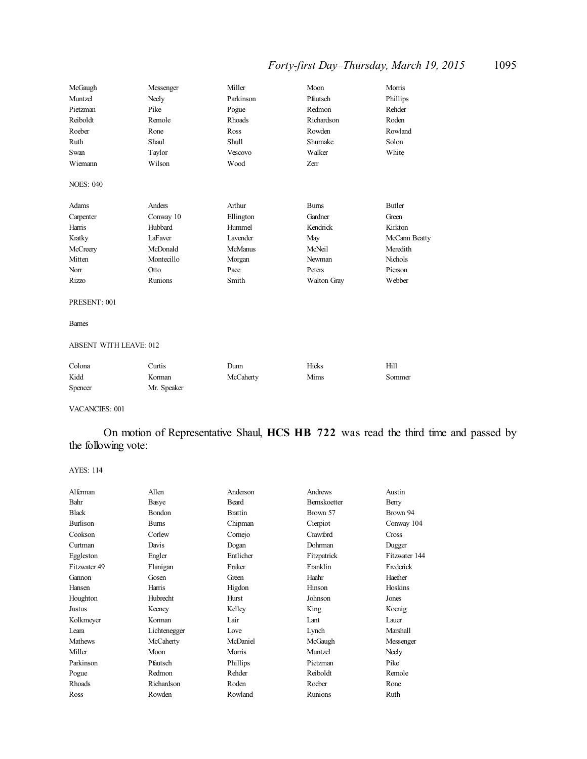| | | | | |
|---|---|---|---|---|
| McGaugh | Messenger | Miller | Moon | Morris |
| Muntzel | Neely | Parkinson | Pfautsch | Phillips |
| Pietzman | Pike | Pogue | Redmon | Rehder |
| Reiboldt | Remole | Rhoads | Richardson | Roden |
| Roeber | Rone | Ross | Rowden | Rowland |
| Ruth | Shaul | Shull | Shumake | Solon |
| Swan | Taylor | Vescovo | Walker | White |
| Wiemann | Wilson | Wood | Zerr | |

NOES: 040

| | | | | |
|---|---|---|---|---|
| Adams | Anders | Arthur | Burns | Butler |
| Carpenter | Conway 10 | Ellington | Gardner | Green |
| Harris | Hubbard | Hummel | Kendrick | Kirkton |
| Kratky | LaFaver | Lavender | May | McCann Beatty |
| McCreery | McDonald | McManus | McNeil | Meredith |
| Mitten | Montecillo | Morgan | Newman | Nichols |
| Norr | Otto | Pace | Peters | Pierson |
| Rizzo | Runions | Smith | Walton Gray | Webber |

PRESENT: 001

Barnes

ABSENT WITH LEAVE: 012

| | | | | |
|---|---|---|---|---|
| Colona | Curtis | Dunn | Hicks | Hill |
| Kidd | Korman | McCaherty | Mims | Sommer |
| Spencer | Mr. Speaker | | | |

VACANCIES: 001

On motion of Representative Shaul, **HCS HB 722** was read the third time and passed by the following vote:

AYES: 114

| | | | | |
|---|---|---|---|---|
| Alferman | Allen | Anderson | Andrews | Austin |
| Bahr | Basye | Beard | Bernskoetter | Berry |
| Black | Bondon | Brattin | Brown 57 | Brown 94 |
| Burlison | Burns | Chipman | Cierpiot | Conway 104 |
| Cookson | Corlew | Cornejo | Crawford | Cross |
| Curtman | Davis | Dogan | Dohrman | Dugger |
| Eggleston | Engler | Entlicher | Fitzpatrick | Fitzwater 144 |
| Fitzwater 49 | Flanigan | Fraker | Franklin | Frederick |
| Gannon | Gosen | Green | Haahr | Haefner |
| Hansen | Harris | Higdon | Hinson | Hoskins |
| Houghton | Hubrecht | Hurst | Johnson | Jones |
| Justus | Keeney | Kelley | King | Koenig |
| Kolkmeyer | Korman | Lair | Lant | Lauer |
| Leara | Lichtenegger | Love | Lynch | Marshall |
| Mathews | McCaherty | McDaniel | McGaugh | Messenger |
| Miller | Moon | Morris | Muntzel | Neely |
| Parkinson | Pfautsch | Phillips | Pietzman | Pike |
| Pogue | Redmon | Rehder | Reiboldt | Remole |
| Rhoads | Richardson | Roden | Roeber | Rone |
| Ross | Rowden | Rowland | Runions | Ruth |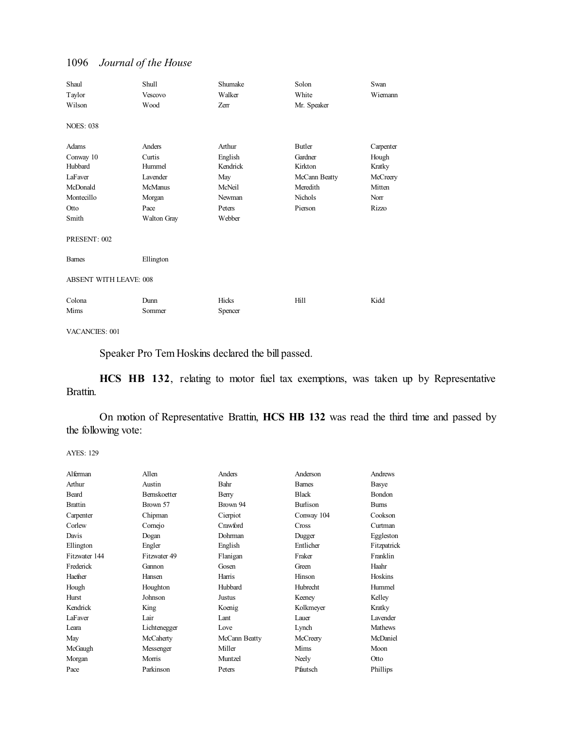| | | | | |
|---|---|---|---|---|
| Shaul | Shull | Shumake | Solon | Swan |
| Taylor | Vescovo | Walker | White | Wiemann |
| Wilson | Wood | Zerr | Mr. Speaker | |

NOES: 038

| | | | | |
|---|---|---|---|---|
| Adams | Anders | Arthur | Butler | Carpenter |
| Conway 10 | Curtis | English | Gardner | Hough |
| Hubbard | Hummel | Kendrick | Kirkton | Kratky |
| LaFaver | Lavender | May | McCann Beatty | McCreery |
| McDonald | McManus | McNeil | Meredith | Mitten |
| Montecillo | Morgan | Newman | Nichols | Norr |
| Otto | Pace | Peters | Pierson | Rizzo |
| Smith | Walton Gray | Webber | | |

PRESENT: 002

| | |
|---|---|
| Barnes | Ellington |

ABSENT WITH LEAVE: 008

| | | | | |
|---|---|---|---|---|
| Colona | Dunn | Hicks | Hill | Kidd |
| Mims | Sommer | Spencer | | |

VACANCIES: 001

Speaker Pro Tem Hoskins declared the bill passed.

**HCS HB 132**, relating to motor fuel tax exemptions, was taken up by Representative Brattin.

On motion of Representative Brattin, **HCS HB 132** was read the third time and passed by the following vote:

AYES: 129

| | | | | |
|---|---|---|---|---|
| Alferman | Allen | Anders | Anderson | Andrews |
| Arthur | Austin | Bahr | Barnes | Basye |
| Beard | Bernskoetter | Berry | Black | Bondon |
| Brattin | Brown 57 | Brown 94 | Burlison | Burns |
| Carpenter | Chipman | Cierpiot | Conway 104 | Cookson |
| Corlew | Cornejo | Crawford | Cross | Curtman |
| Davis | Dogan | Dohrman | Dugger | Eggleston |
| Ellington | Engler | English | Entlicher | Fitzpatrick |
| Fitzwater 144 | Fitzwater 49 | Flanigan | Fraker | Franklin |
| Frederick | Gannon | Gosen | Green | Haahr |
| Haefner | Hansen | Harris | Hinson | Hoskins |
| Hough | Houghton | Hubbard | Hubrecht | Hummel |
| Hurst | Johnson | Justus | Keeney | Kelley |
| Kendrick | King | Koenig | Kolkmeyer | Kratky |
| LaFaver | Lair | Lant | Lauer | Lavender |
| Leara | Lichtenegger | Love | Lynch | Mathews |
| May | McCaherty | McCann Beatty | McCreery | McDaniel |
| McGaugh | Messenger | Miller | Mims | Moon |
| Morgan | Morris | Muntzel | Neely | Otto |
| Pace | Parkinson | Peters | Pfautsch | Phillips |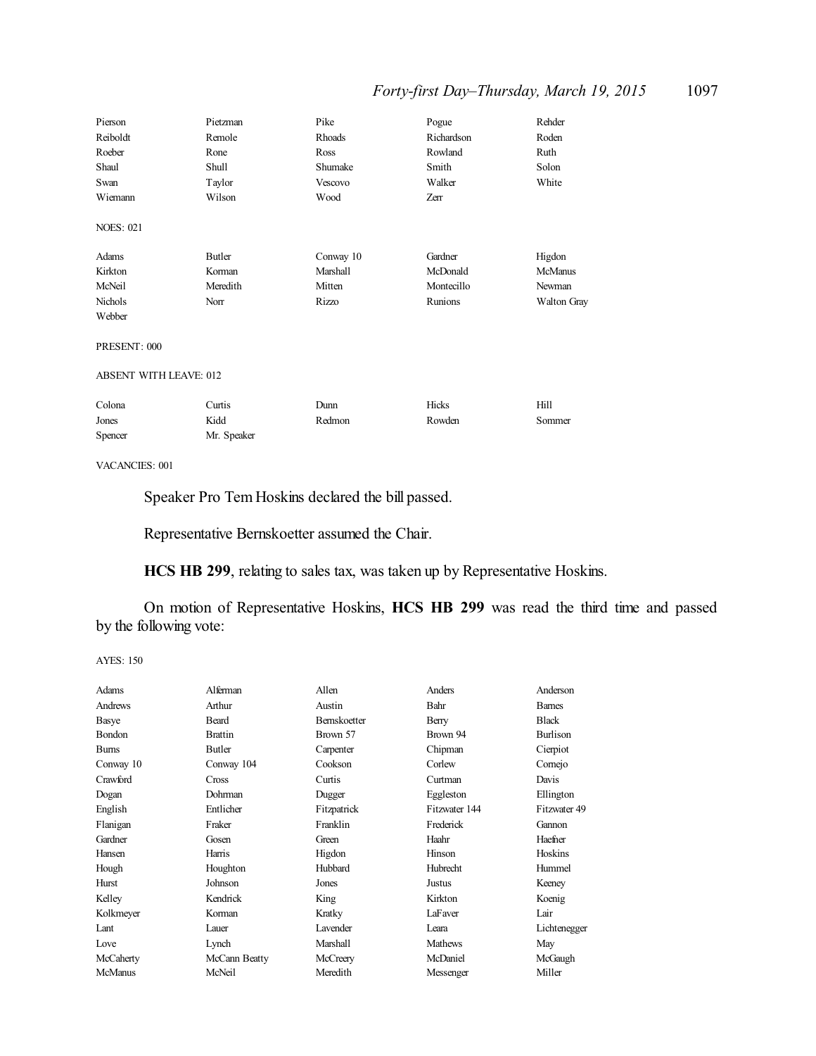| | | | | |
|---|---|---|---|---|
| Pierson | Pietzman | Pike | Pogue | Rehder |
| Reiboldt | Remole | Rhoads | Richardson | Roden |
| Roeber | Rone | Ross | Rowland | Ruth |
| Shaul | Shull | Shumake | Smith | Solon |
| Swan | Taylor | Vescovo | Walker | White |
| Wiemann | Wilson | Wood | Zerr | |

NOES: 021

| | | | | |
|---|---|---|---|---|
| Adams | Butler | Conway 10 | Gardner | Higdon |
| Kirkton | Korman | Marshall | McDonald | McManus |
| McNeil | Meredith | Mitten | Montecillo | Newman |
| Nichols | Norr | Rizzo | Runions | Walton Gray |
| Webber | | | | |

PRESENT: 000

ABSENT WITH LEAVE: 012

| | | | | |
|---|---|---|---|---|
| Colona | Curtis | Dunn | Hicks | Hill |
| Jones | Kidd | Redmon | Rowden | Sommer |
| Spencer | Mr. Speaker | | | |

VACANCIES: 001

Speaker Pro Tem Hoskins declared the bill passed.

Representative Bernskoetter assumed the Chair.

**HCS HB 299**, relating to sales tax, was taken up by Representative Hoskins.

On motion of Representative Hoskins, **HCS HB 299** was read the third time and passed by the following vote:

AYES: 150

| | | | | |
|---|---|---|---|---|
| Adams | Alferman | Allen | Anders | Anderson |
| Andrews | Arthur | Austin | Bahr | Barnes |
| Basye | Beard | Bernskoetter | Berry | Black |
| Bondon | Brattin | Brown 57 | Brown 94 | Burlison |
| Burns | Butler | Carpenter | Chipman | Cierpiot |
| Conway 10 | Conway 104 | Cookson | Corlew | Cornejo |
| Crawford | Cross | Curtis | Curtman | Davis |
| Dogan | Dohrman | Dugger | Eggleston | Ellington |
| English | Entlicher | Fitzpatrick | Fitzwater 144 | Fitzwater 49 |
| Flanigan | Fraker | Franklin | Frederick | Gannon |
| Gardner | Gosen | Green | Haahr | Haefner |
| Hansen | Harris | Higdon | Hinson | Hoskins |
| Hough | Houghton | Hubbard | Hubrecht | Hummel |
| Hurst | Johnson | Jones | Justus | Keeney |
| Kelley | Kendrick | King | Kirkton | Koenig |
| Kolkmeyer | Korman | Kratky | LaFaver | Lair |
| Lant | Lauer | Lavender | Leara | Lichtenegger |
| Love | Lynch | Marshall | Mathews | May |
| McCaherty | McCann Beatty | McCreery | McDaniel | McGaugh |
| McManus | McNeil | Meredith | Messenger | Miller |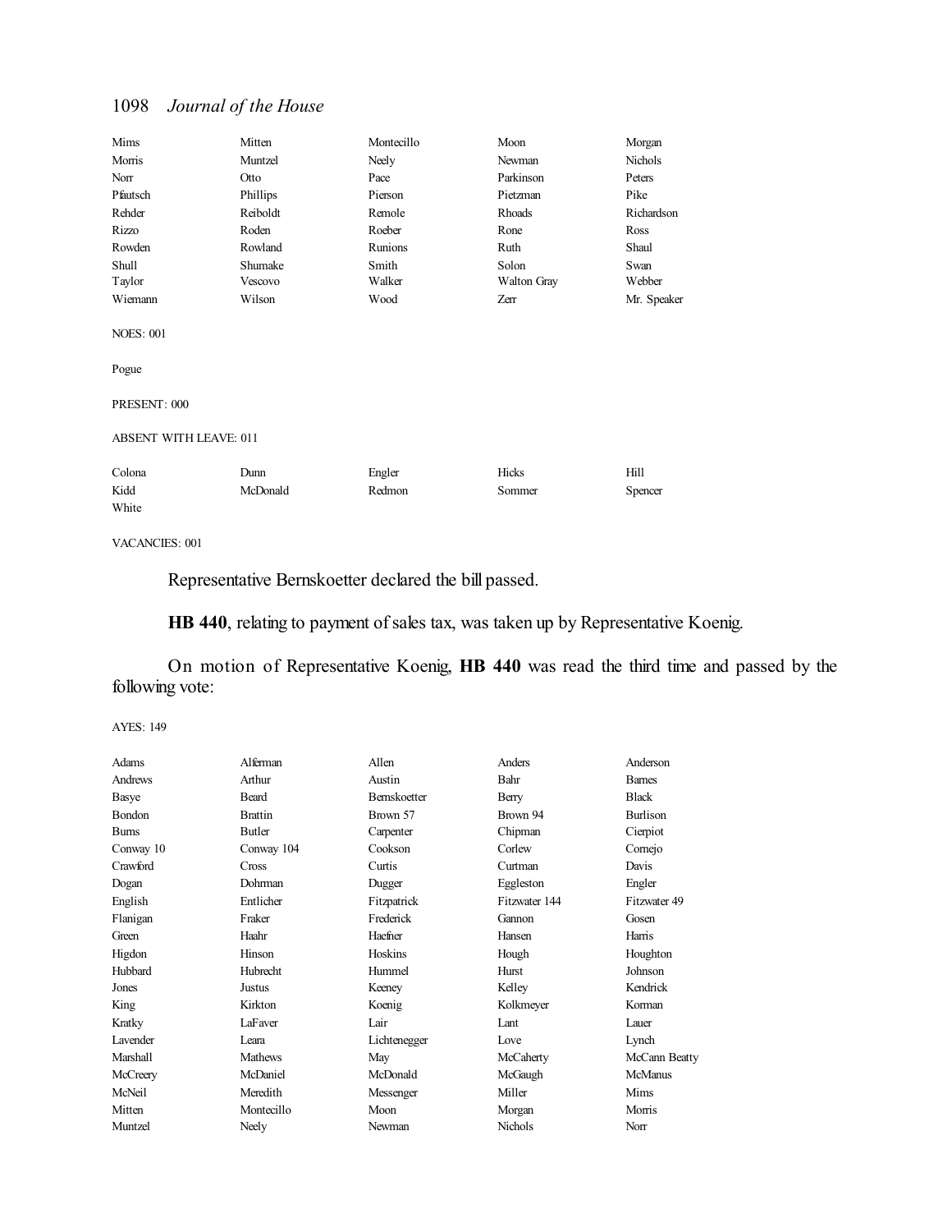| | | | | |
|---|---|---|---|---|
| Mims | Mitten | Montecillo | Moon | Morgan |
| Morris | Muntzel | Neely | Newman | Nichols |
| Norr | Otto | Pace | Parkinson | Peters |
| Pfautsch | Phillips | Pierson | Pietzman | Pike |
| Rehder | Reiboldt | Remole | Rhoads | Richardson |
| Rizzo | Roden | Roeber | Rone | Ross |
| Rowden | Rowland | Runions | Ruth | Shaul |
| Shull | Shumake | Smith | Solon | Swan |
| Taylor | Vescovo | Walker | Walton Gray | Webber |
| Wiemann | Wilson | Wood | Zerr | Mr. Speaker |

NOES: 001

Pogue

PRESENT: 000

ABSENT WITH LEAVE: 011

| | | | | |
|---|---|---|---|---|
| Colona | Dunn | Engler | Hicks | Hill |
| Kidd | McDonald | Redmon | Sommer | Spencer |
| White | | | | |

VACANCIES: 001

Representative Bernskoetter declared the bill passed.

**HB 440**, relating to payment of sales tax, was taken up by Representative Koenig.

On motion of Representative Koenig, **HB 440** was read the third time and passed by the following vote:

AYES: 149

| | | | | |
|---|---|---|---|---|
| Adams | Alferman | Allen | Anders | Anderson |
| Andrews | Arthur | Austin | Bahr | Barnes |
| Basye | Beard | Bernskoetter | Berry | Black |
| Bondon | Brattin | Brown 57 | Brown 94 | Burlison |
| Burns | Butler | Carpenter | Chipman | Cierpiot |
| Conway 10 | Conway 104 | Cookson | Corlew | Cornejo |
| Crawford | Cross | Curtis | Curtman | Davis |
| Dogan | Dohrman | Dugger | Eggleston | Engler |
| English | Entlicher | Fitzpatrick | Fitzwater 144 | Fitzwater 49 |
| Flanigan | Fraker | Frederick | Gannon | Gosen |
| Green | Haahr | Haefner | Hansen | Harris |
| Higdon | Hinson | Hoskins | Hough | Houghton |
| Hubbard | Hubrecht | Hummel | Hurst | Johnson |
| Jones | Justus | Keeney | Kelley | Kendrick |
| King | Kirkton | Koenig | Kolkmeyer | Korman |
| Kratky | LaFaver | Lair | Lant | Lauer |
| Lavender | Leara | Lichtenegger | Love | Lynch |
| Marshall | Mathews | May | McCaherty | McCann Beatty |
| McCreery | McDaniel | McDonald | McGaugh | McManus |
| McNeil | Meredith | Messenger | Miller | Mims |
| Mitten | Montecillo | Moon | Morgan | Morris |
| Muntzel | Neely | Newman | Nichols | Norr |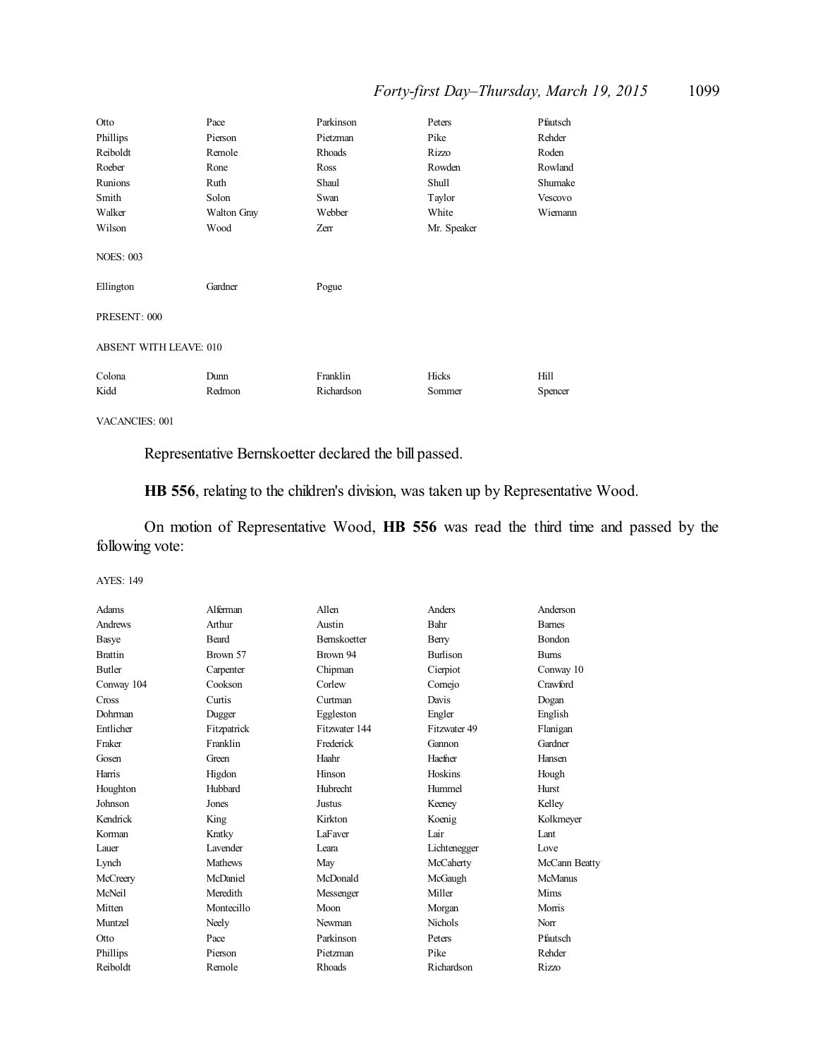| | | | | |
|---|---|---|---|---|
| Otto | Pace | Parkinson | Peters | Pfautsch |
| Phillips | Pierson | Pietzman | Pike | Rehder |
| Reiboldt | Remole | Rhoads | Rizzo | Roden |
| Roeber | Rone | Ross | Rowden | Rowland |
| Runions | Ruth | Shaul | Shull | Shumake |
| Smith | Solon | Swan | Taylor | Vescovo |
| Walker | Walton Gray | Webber | White | Wiemann |
| Wilson | Wood | Zerr | Mr. Speaker | |

NOES: 003

| | | |
|---|---|---|
| Ellington | Gardner | Pogue |

PRESENT: 000

ABSENT WITH LEAVE: 010

| | | | | |
|---|---|---|---|---|
| Colona | Dunn | Franklin | Hicks | Hill |
| Kidd | Redmon | Richardson | Sommer | Spencer |

VACANCIES: 001

Representative Bernskoetter declared the bill passed.

**HB 556**, relating to the children's division, was taken up by Representative Wood.

On motion of Representative Wood, **HB 556** was read the third time and passed by the following vote:

AYES: 149

| | | | | |
|---|---|---|---|---|
| Adams | Alferman | Allen | Anders | Anderson |
| Andrews | Arthur | Austin | Bahr | Barnes |
| Basye | Beard | Bernskoetter | Berry | Bondon |
| Brattin | Brown 57 | Brown 94 | Burlison | Burns |
| Butler | Carpenter | Chipman | Cierpiot | Conway 10 |
| Conway 104 | Cookson | Corlew | Cornejo | Crawford |
| Cross | Curtis | Curtman | Davis | Dogan |
| Dohrman | Dugger | Eggleston | Engler | English |
| Entlicher | Fitzpatrick | Fitzwater 144 | Fitzwater 49 | Flanigan |
| Fraker | Franklin | Frederick | Gannon | Gardner |
| Gosen | Green | Haahr | Haefner | Hansen |
| Harris | Higdon | Hinson | Hoskins | Hough |
| Houghton | Hubbard | Hubrecht | Hummel | Hurst |
| Johnson | Jones | Justus | Keeney | Kelley |
| Kendrick | King | Kirkton | Koenig | Kolkmeyer |
| Korman | Kratky | LaFaver | Lair | Lant |
| Lauer | Lavender | Leara | Lichtenegger | Love |
| Lynch | Mathews | May | McCaherty | McCann Beatty |
| McCreery | McDaniel | McDonald | McGaugh | McManus |
| McNeil | Meredith | Messenger | Miller | Mims |
| Mitten | Montecillo | Moon | Morgan | Morris |
| Muntzel | Neely | Newman | Nichols | Norr |
| Otto | Pace | Parkinson | Peters | Pfautsch |
| Phillips | Pierson | Pietzman | Pike | Rehder |
| Reiboldt | Remole | Rhoads | Richardson | Rizzo |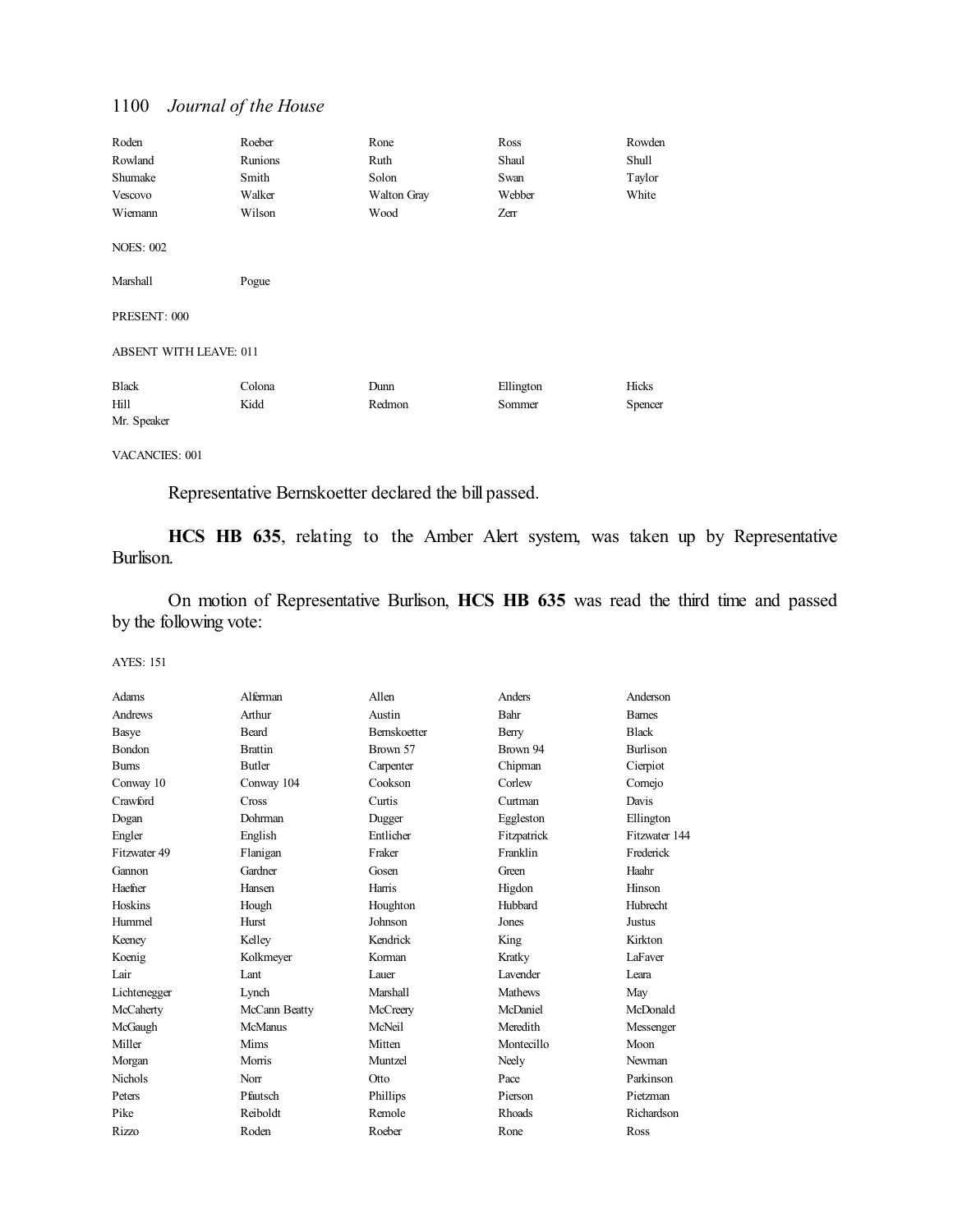| | | | | |
|---|---|---|---|---|
| Roden | Roeber | Rone | Ross | Rowden |
| Rowland | Runions | Ruth | Shaul | Shull |
| Shumake | Smith | Solon | Swan | Taylor |
| Vescovo | Walker | Walton Gray | Webber | White |
| Wiemann | Wilson | Wood | Zerr | |

NOES: 002

| | |
|---|---|
| Marshall | Pogue |

PRESENT: 000

ABSENT WITH LEAVE: 011

| | | | | |
|---|---|---|---|---|
| Black | Colona | Dunn | Ellington | Hicks |
| Hill | Kidd | Redmon | Sommer | Spencer |
| Mr. Speaker | | | | |

VACANCIES: 001

Representative Bernskoetter declared the bill passed.

**HCS HB 635**, relating to the Amber Alert system, was taken up by Representative Burlison.

On motion of Representative Burlison, **HCS HB 635** was read the third time and passed by the following vote:

AYES: 151

| | | | | |
|---|---|---|---|---|
| Adams | Alferman | Allen | Anders | Anderson |
| Andrews | Arthur | Austin | Bahr | Barnes |
| Basye | Beard | Bernskoetter | Berry | Black |
| Bondon | Brattin | Brown 57 | Brown 94 | Burlison |
| Burns | Butler | Carpenter | Chipman | Cierpiot |
| Conway 10 | Conway 104 | Cookson | Corlew | Cornejo |
| Crawford | Cross | Curtis | Curtman | Davis |
| Dogan | Dohrman | Dugger | Eggleston | Ellington |
| Engler | English | Entlicher | Fitzpatrick | Fitzwater 144 |
| Fitzwater 49 | Flanigan | Fraker | Franklin | Frederick |
| Gannon | Gardner | Gosen | Green | Haahr |
| Haefner | Hansen | Harris | Higdon | Hinson |
| Hoskins | Hough | Houghton | Hubbard | Hubrecht |
| Hummel | Hurst | Johnson | Jones | Justus |
| Keeney | Kelley | Kendrick | King | Kirkton |
| Koenig | Kolkmeyer | Korman | Kratky | LaFaver |
| Lair | Lant | Lauer | Lavender | Leara |
| Lichtenegger | Lynch | Marshall | Mathews | May |
| McCaherty | McCann Beatty | McCreery | McDaniel | McDonald |
| McGaugh | McManus | McNeil | Meredith | Messenger |
| Miller | Mims | Mitten | Montecillo | Moon |
| Morgan | Morris | Muntzel | Neely | Newman |
| Nichols | Norr | Otto | Pace | Parkinson |
| Peters | Pfautsch | Phillips | Pierson | Pietzman |
| Pike | Reiboldt | Remole | Rhoads | Richardson |
| Rizzo | Roden | Roeber | Rone | Ross |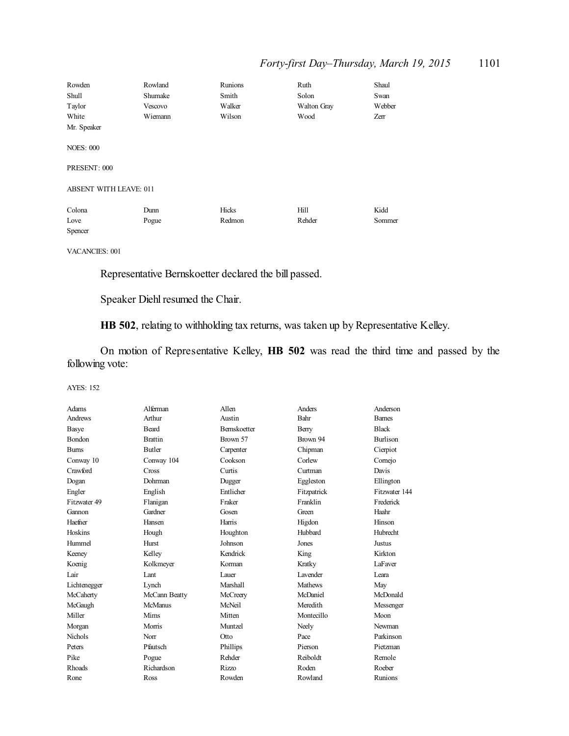| | | | | |
|---|---|---|---|---|
| Rowden | Rowland | Runions | Ruth | Shaul |
| Shull | Shumake | Smith | Solon | Swan |
| Taylor | Vescovo | Walker | Walton Gray | Webber |
| White | Wiemann | Wilson | Wood | Zerr |
| Mr. Speaker | | | | |

NOES: 000

PRESENT: 000

ABSENT WITH LEAVE: 011

| | | | | |
|---|---|---|---|---|
| Colona | Dunn | Hicks | Hill | Kidd |
| Love | Pogue | Redmon | Rehder | Sommer |
| Spencer | | | | |

VACANCIES: 001

Representative Bernskoetter declared the bill passed.

Speaker Diehl resumed the Chair.

**HB 502**, relating to withholding tax returns, was taken up by Representative Kelley.

On motion of Representative Kelley, **HB 502** was read the third time and passed by the following vote:

AYES: 152

| | | | | |
|---|---|---|---|---|
| Adams | Alferman | Allen | Anders | Anderson |
| Andrews | Arthur | Austin | Bahr | Barnes |
| Basye | Beard | Bernskoetter | Berry | Black |
| Bondon | Brattin | Brown 57 | Brown 94 | Burlison |
| Burns | Butler | Carpenter | Chipman | Cierpiot |
| Conway 10 | Conway 104 | Cookson | Corlew | Cornejo |
| Crawford | Cross | Curtis | Curtman | Davis |
| Dogan | Dohrman | Dugger | Eggleston | Ellington |
| Engler | English | Entlicher | Fitzpatrick | Fitzwater 144 |
| Fitzwater 49 | Flanigan | Fraker | Franklin | Frederick |
| Gannon | Gardner | Gosen | Green | Haahr |
| Haefner | Hansen | Harris | Higdon | Hinson |
| Hoskins | Hough | Houghton | Hubbard | Hubrecht |
| Hummel | Hurst | Johnson | Jones | Justus |
| Keeney | Kelley | Kendrick | King | Kirkton |
| Koenig | Kolkmeyer | Korman | Kratky | LaFaver |
| Lair | Lant | Lauer | Lavender | Leara |
| Lichtenegger | Lynch | Marshall | Mathews | May |
| McCaherty | McCann Beatty | McCreery | McDaniel | McDonald |
| McGaugh | McManus | McNeil | Meredith | Messenger |
| Miller | Mims | Mitten | Montecillo | Moon |
| Morgan | Morris | Muntzel | Neely | Newman |
| Nichols | Norr | Otto | Pace | Parkinson |
| Peters | Pfautsch | Phillips | Pierson | Pietzman |
| Pike | Pogue | Rehder | Reiboldt | Remole |
| Rhoads | Richardson | Rizzo | Roden | Roeber |
| Rone | Ross | Rowden | Rowland | Runions |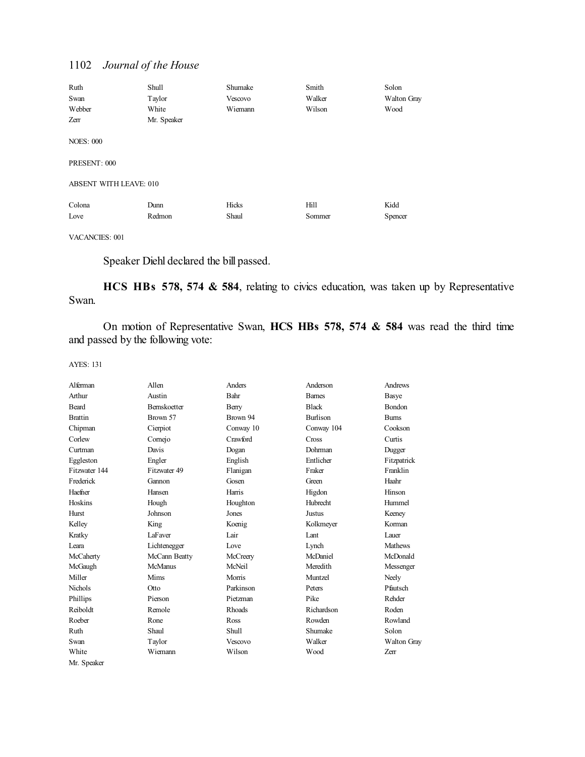| | | | | |
|---|---|---|---|---|
| Ruth | Shull | Shumake | Smith | Solon |
| Swan | Taylor | Vescovo | Walker | Walton Gray |
| Webber | White | Wiemann | Wilson | Wood |
| Zerr | Mr. Speaker | | | |

NOES: 000

PRESENT: 000

ABSENT WITH LEAVE: 010

| | | | | |
|---|---|---|---|---|
| Colona | Dunn | Hicks | Hill | Kidd |
| Love | Redmon | Shaul | Sommer | Spencer |

VACANCIES: 001

Speaker Diehl declared the bill passed.

**HCS HBs 578, 574 & 584**, relating to civics education, was taken up by Representative Swan.

On motion of Representative Swan, **HCS HBs 578, 574 & 584** was read the third time and passed by the following vote:

AYES: 131

| | | | | |
|---|---|---|---|---|
| Alferman | Allen | Anders | Anderson | Andrews |
| Arthur | Austin | Bahr | Barnes | Basye |
| Beard | Bernskoetter | Berry | Black | Bondon |
| Brattin | Brown 57 | Brown 94 | Burlison | Burns |
| Chipman | Cierpiot | Conway 10 | Conway 104 | Cookson |
| Corlew | Cornejo | Crawford | Cross | Curtis |
| Curtman | Davis | Dogan | Dohrman | Dugger |
| Eggleston | Engler | English | Entlicher | Fitzpatrick |
| Fitzwater 144 | Fitzwater 49 | Flanigan | Fraker | Franklin |
| Frederick | Gannon | Gosen | Green | Haahr |
| Haefner | Hansen | Harris | Higdon | Hinson |
| Hoskins | Hough | Houghton | Hubrecht | Hummel |
| Hurst | Johnson | Jones | Justus | Keeney |
| Kelley | King | Koenig | Kolkmeyer | Korman |
| Kratky | LaFaver | Lair | Lant | Lauer |
| Leara | Lichtenegger | Love | Lynch | Mathews |
| McCaherty | McCann Beatty | McCreery | McDaniel | McDonald |
| McGaugh | McManus | McNeil | Meredith | Messenger |
| Miller | Mims | Morris | Muntzel | Neely |
| Nichols | Otto | Parkinson | Peters | Pfautsch |
| Phillips | Pierson | Pietzman | Pike | Rehder |
| Reiboldt | Remole | Rhoads | Richardson | Roden |
| Roeber | Rone | Ross | Rowden | Rowland |
| Ruth | Shaul | Shull | Shumake | Solon |
| Swan | Taylor | Vescovo | Walker | Walton Gray |
| White | Wiemann | Wilson | Wood | Zerr |
| Mr. Speaker | | | | |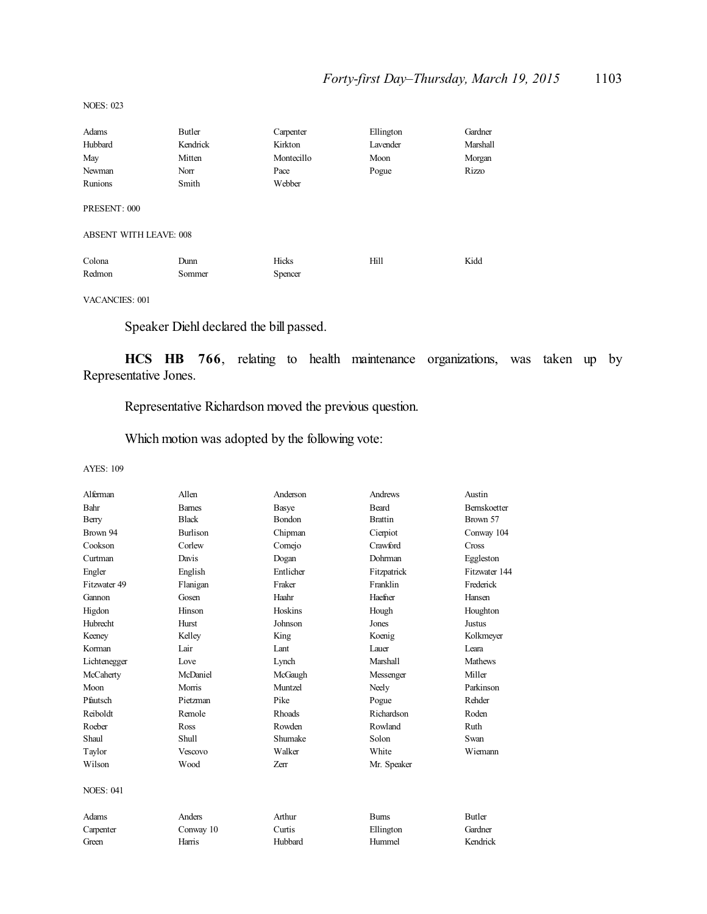NOES: 023

| | | | | |
|---|---|---|---|---|
| Adams | Butler | Carpenter | Ellington | Gardner |
| Hubbard | Kendrick | Kirkton | Lavender | Marshall |
| May | Mitten | Montecillo | Moon | Morgan |
| Newman | Norr | Pace | Pogue | Rizzo |
| Runions | Smith | Webber | | |

PRESENT: 000

ABSENT WITH LEAVE: 008

| | | | | |
|---|---|---|---|---|
| Colona | Dunn | Hicks | Hill | Kidd |
| Redmon | Sommer | Spencer | | |

VACANCIES: 001

Speaker Diehl declared the bill passed.

**HCS HB 766**, relating to health maintenance organizations, was taken up by Representative Jones.

Representative Richardson moved the previous question.

Which motion was adopted by the following vote:

AYES: 109

| | | | | |
|---|---|---|---|---|
| Alferman | Allen | Anderson | Andrews | Austin |
| Bahr | Barnes | Basye | Beard | Bernskoetter |
| Berry | Black | Bondon | Brattin | Brown 57 |
| Brown 94 | Burlison | Chipman | Cierpiot | Conway 104 |
| Cookson | Corlew | Cornejo | Crawford | Cross |
| Curtman | Davis | Dogan | Dohrman | Eggleston |
| Engler | English | Entlicher | Fitzpatrick | Fitzwater 144 |
| Fitzwater 49 | Flanigan | Fraker | Franklin | Frederick |
| Gannon | Gosen | Haahr | Haefner | Hansen |
| Higdon | Hinson | Hoskins | Hough | Houghton |
| Hubrecht | Hurst | Johnson | Jones | Justus |
| Keeney | Kelley | King | Koenig | Kolkmeyer |
| Korman | Lair | Lant | Lauer | Leara |
| Lichtenegger | Love | Lynch | Marshall | Mathews |
| McCaherty | McDaniel | McGaugh | Messenger | Miller |
| Moon | Morris | Muntzel | Neely | Parkinson |
| Pfautsch | Pietzman | Pike | Pogue | Rehder |
| Reiboldt | Remole | Rhoads | Richardson | Roden |
| Roeber | Ross | Rowden | Rowland | Ruth |
| Shaul | Shull | Shumake | Solon | Swan |
| Taylor | Vescovo | Walker | White | Wiemann |
| Wilson | Wood | Zerr | Mr. Speaker | |

NOES: 041

| | | | | |
|---|---|---|---|---|
| Adams | Anders | Arthur | Burns | Butler |
| Carpenter | Conway 10 | Curtis | Ellington | Gardner |
| Green | Harris | Hubbard | Hummel | Kendrick |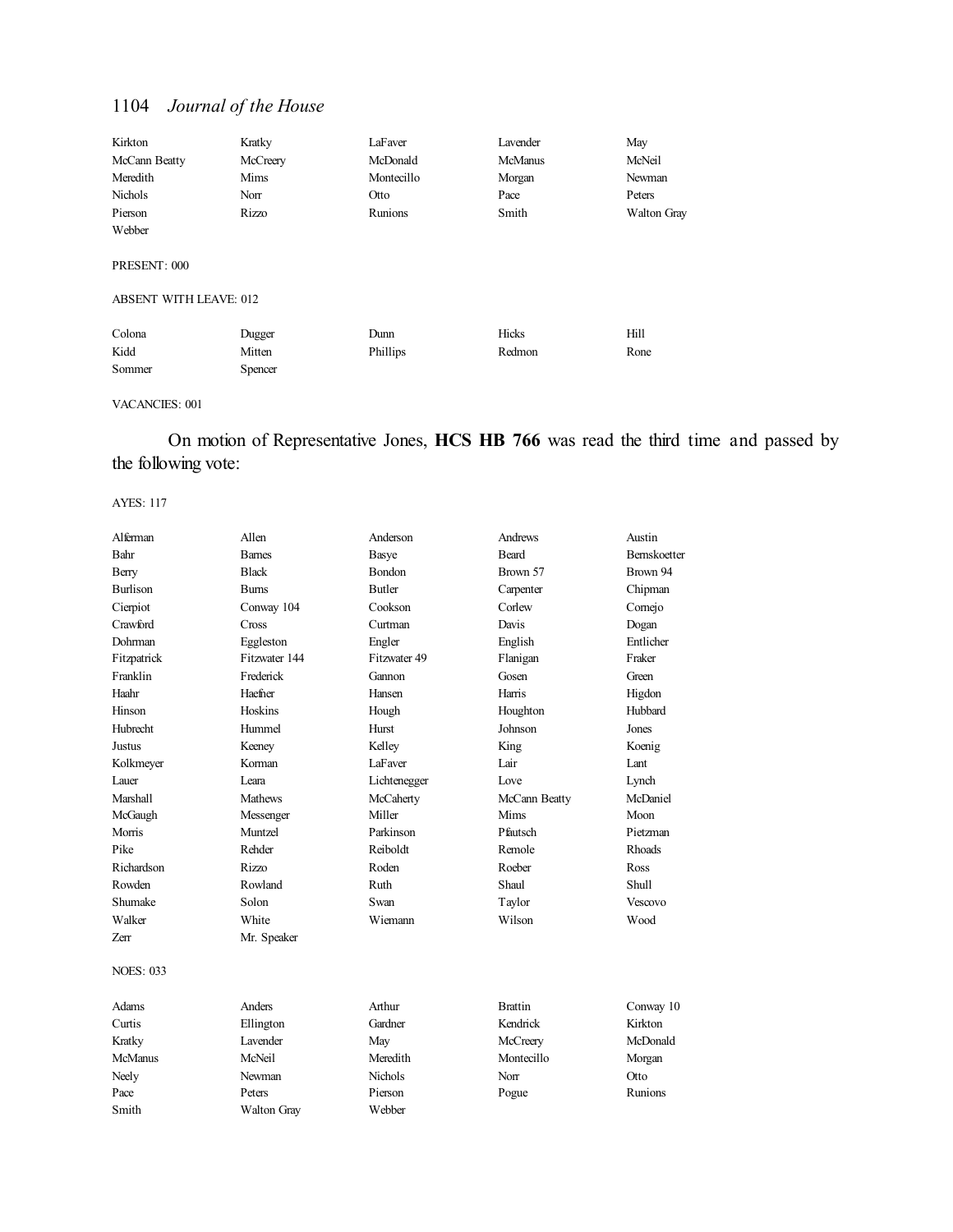| | | | | |
|---|---|---|---|---|
| Kirkton | Kratky | LaFaver | Lavender | May |
| McCann Beatty | McCreery | McDonald | McManus | McNeil |
| Meredith | Mims | Montecillo | Morgan | Newman |
| Nichols | Norr | Otto | Pace | Peters |
| Pierson | Rizzo | Runions | Smith | Walton Gray |
| Webber | | | | |

PRESENT: 000

ABSENT WITH LEAVE: 012

| | | | | |
|---|---|---|---|---|
| Colona | Dugger | Dunn | Hicks | Hill |
| Kidd | Mitten | Phillips | Redmon | Rone |
| Sommer | Spencer | | | |

VACANCIES: 001

On motion of Representative Jones, **HCS HB 766** was read the third time and passed by the following vote:

AYES: 117

| | | | | |
|---|---|---|---|---|
| Alferman | Allen | Anderson | Andrews | Austin |
| Bahr | Barnes | Basye | Beard | Bernskoetter |
| Berry | Black | Bondon | Brown 57 | Brown 94 |
| Burlison | Burns | Butler | Carpenter | Chipman |
| Cierpiot | Conway 104 | Cookson | Corlew | Cornejo |
| Crawford | Cross | Curtman | Davis | Dogan |
| Dohrman | Eggleston | Engler | English | Entlicher |
| Fitzpatrick | Fitzwater 144 | Fitzwater 49 | Flanigan | Fraker |
| Franklin | Frederick | Gannon | Gosen | Green |
| Haahr | Haefner | Hansen | Harris | Higdon |
| Hinson | Hoskins | Hough | Houghton | Hubbard |
| Hubrecht | Hummel | Hurst | Johnson | Jones |
| Justus | Keeney | Kelley | King | Koenig |
| Kolkmeyer | Korman | LaFaver | Lair | Lant |
| Lauer | Leara | Lichtenegger | Love | Lynch |
| Marshall | Mathews | McCaherty | McCann Beatty | McDaniel |
| McGaugh | Messenger | Miller | Mims | Moon |
| Morris | Muntzel | Parkinson | Pfautsch | Pietzman |
| Pike | Rehder | Reiboldt | Remole | Rhoads |
| Richardson | Rizzo | Roden | Roeber | Ross |
| Rowden | Rowland | Ruth | Shaul | Shull |
| Shumake | Solon | Swan | Taylor | Vescovo |
| Walker | White | Wiemann | Wilson | Wood |
| Zerr | Mr. Speaker | | | |

NOES: 033

| | | | | |
|---|---|---|---|---|
| Adams | Anders | Arthur | Brattin | Conway 10 |
| Curtis | Ellington | Gardner | Kendrick | Kirkton |
| Kratky | Lavender | May | McCreery | McDonald |
| McManus | McNeil | Meredith | Montecillo | Morgan |
| Neely | Newman | Nichols | Norr | Otto |
| Pace | Peters | Pierson | Pogue | Runions |
| Smith | Walton Gray | Webber | | |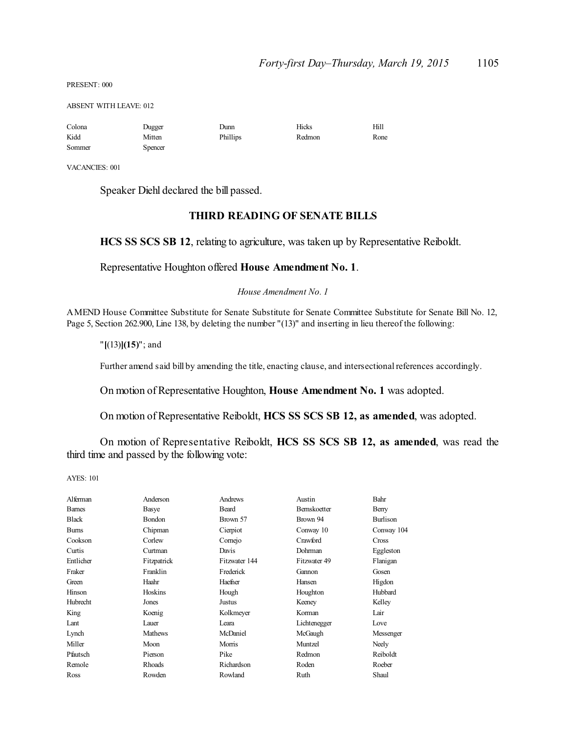PRESENT: 000

ABSENT WITH LEAVE: 012

| | | | | |
|---|---|---|---|---|
| Colona | Dugger | Dunn | Hicks | Hill |
| Kidd | Mitten | Phillips | Redmon | Rone |
| Sommer | Spencer | | | |

VACANCIES: 001

Speaker Diehl declared the bill passed.

## THIRD READING OF SENATE BILLS

**HCS SS SCS SB 12**, relating to agriculture, was taken up by Representative Reiboldt.

Representative Houghton offered **House Amendment No. 1**.

*House Amendment No. 1*

AMEND House Committee Substitute for Senate Substitute for Senate Committee Substitute for Senate Bill No. 12, Page 5, Section 262.900, Line 138, by deleting the number "(13)" and inserting in lieu thereof the following:

"**[**(13)**](15)**"; and

Further amend said bill by amending the title, enacting clause, and intersectional references accordingly.

On motion of Representative Houghton, **House Amendment No. 1** was adopted.

On motion of Representative Reiboldt, **HCS SS SCS SB 12, as amended**, was adopted.

On motion of Representative Reiboldt, **HCS SS SCS SB 12, as amended**, was read the third time and passed by the following vote:

AYES: 101

| | | | | |
|---|---|---|---|---|
| Alferman | Anderson | Andrews | Austin | Bahr |
| Barnes | Basye | Beard | Bernskoetter | Berry |
| Black | Bondon | Brown 57 | Brown 94 | Burlison |
| Burns | Chipman | Cierpiot | Conway 10 | Conway 104 |
| Cookson | Corlew | Cornejo | Crawford | Cross |
| Curtis | Curtman | Davis | Dohrman | Eggleston |
| Entlicher | Fitzpatrick | Fitzwater 144 | Fitzwater 49 | Flanigan |
| Fraker | Franklin | Frederick | Gannon | Gosen |
| Green | Haahr | Haefner | Hansen | Higdon |
| Hinson | Hoskins | Hough | Houghton | Hubbard |
| Hubrecht | Jones | Justus | Keeney | Kelley |
| King | Koenig | Kolkmeyer | Korman | Lair |
| Lant | Lauer | Leara | Lichtenegger | Love |
| Lynch | Mathews | McDaniel | McGaugh | Messenger |
| Miller | Moon | Morris | Muntzel | Neely |
| Pfautsch | Pierson | Pike | Redmon | Reiboldt |
| Remole | Rhoads | Richardson | Roden | Roeber |
| Ross | Rowden | Rowland | Ruth | Shaul |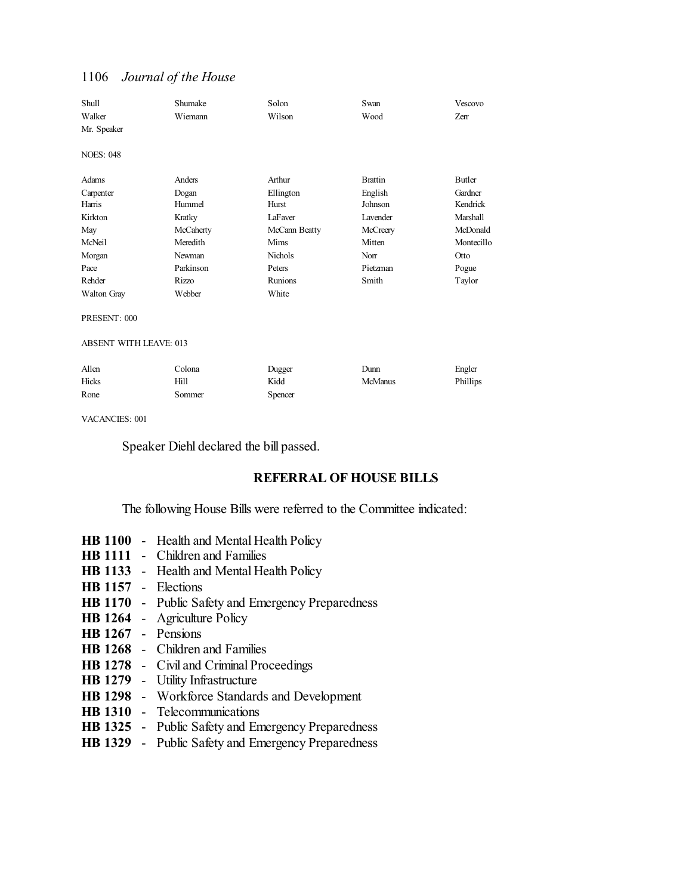| | | | | |
|---|---|---|---|---|
| Shull | Shumake | Solon | Swan | Vescovo |
| Walker | Wiemann | Wilson | Wood | Zerr |
| Mr. Speaker | | | | |

NOES: 048

| | | | | |
|---|---|---|---|---|
| Adams | Anders | Arthur | Brattin | Butler |
| Carpenter | Dogan | Ellington | English | Gardner |
| Harris | Hummel | Hurst | Johnson | Kendrick |
| Kirkton | Kratky | LaFaver | Lavender | Marshall |
| May | McCaherty | McCann Beatty | McCreery | McDonald |
| McNeil | Meredith | Mims | Mitten | Montecillo |
| Morgan | Newman | Nichols | Norr | Otto |
| Pace | Parkinson | Peters | Pietzman | Pogue |
| Rehder | Rizzo | Runions | Smith | Taylor |
| Walton Gray | Webber | White | | |

PRESENT: 000

ABSENT WITH LEAVE: 013

| | | | | |
|---|---|---|---|---|
| Allen | Colona | Dugger | Dunn | Engler |
| Hicks | Hill | Kidd | McManus | Phillips |
| Rone | Sommer | Spencer | | |

VACANCIES: 001

Speaker Diehl declared the bill passed.

## REFERRAL OF HOUSE BILLS

The following House Bills were referred to the Committee indicated:

**HB 1100** - Health and Mental Health Policy
**HB 1111** - Children and Families
**HB 1133** - Health and Mental Health Policy
**HB 1157** - Elections
**HB 1170** - Public Safety and Emergency Preparedness
**HB 1264** - Agriculture Policy
**HB 1267** - Pensions
**HB 1268** - Children and Families
**HB 1278** - Civil and Criminal Proceedings
**HB 1279** - Utility Infrastructure
**HB 1298** - Workforce Standards and Development
**HB 1310** - Telecommunications
**HB 1325** - Public Safety and Emergency Preparedness
**HB 1329** - Public Safety and Emergency Preparedness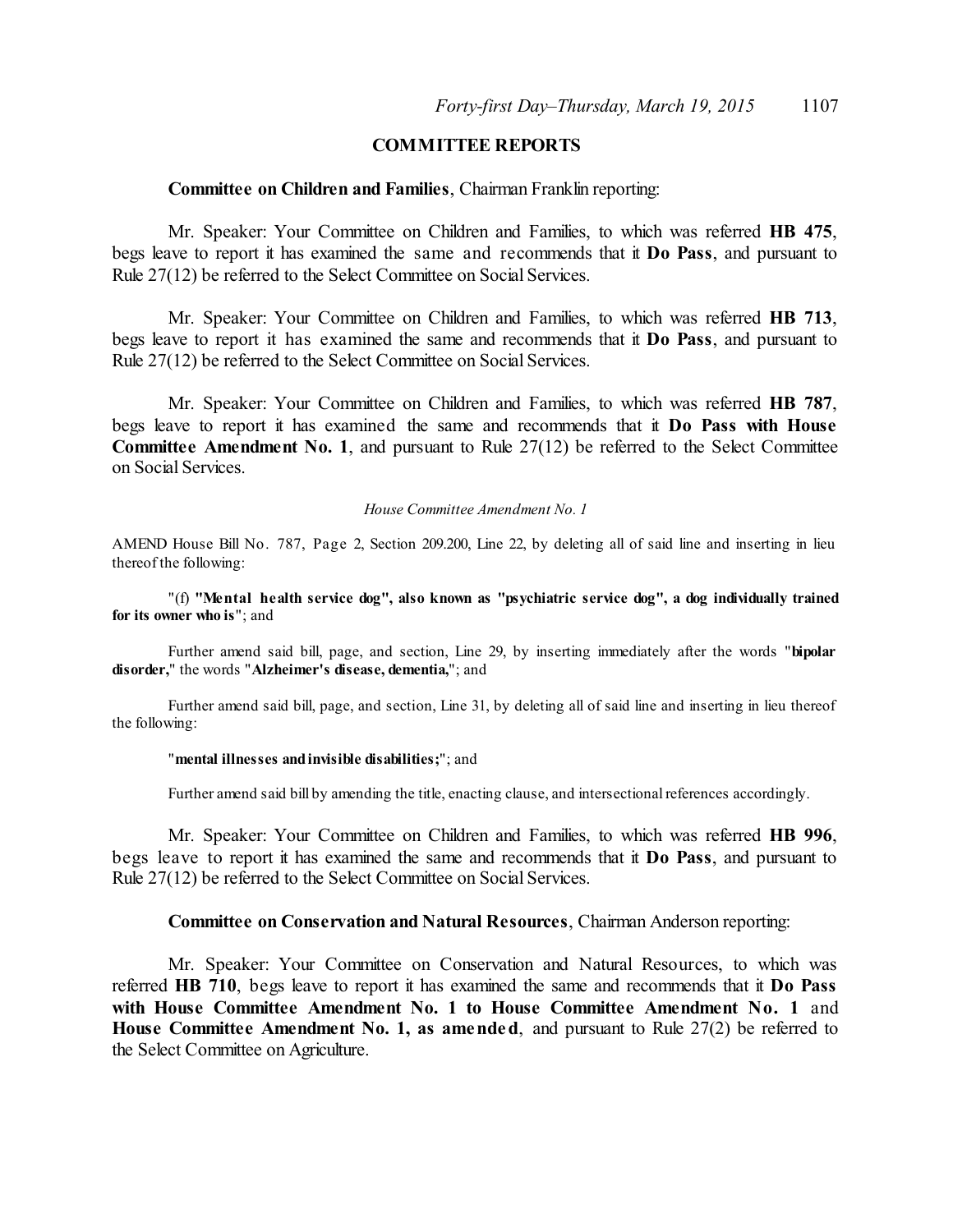## COMMITTEE REPORTS

**Committee on Children and Families**, Chairman Franklin reporting:

Mr. Speaker: Your Committee on Children and Families, to which was referred **HB 475**, begs leave to report it has examined the same and recommends that it **Do Pass**, and pursuant to Rule 27(12) be referred to the Select Committee on Social Services.

Mr. Speaker: Your Committee on Children and Families, to which was referred **HB 713**, begs leave to report it has examined the same and recommends that it **Do Pass**, and pursuant to Rule 27(12) be referred to the Select Committee on Social Services.

Mr. Speaker: Your Committee on Children and Families, to which was referred **HB 787**, begs leave to report it has examined the same and recommends that it **Do Pass with House Committee Amendment No. 1**, and pursuant to Rule 27(12) be referred to the Select Committee on Social Services.

*House Committee Amendment No. 1*

AMEND House Bill No. 787, Page 2, Section 209.200, Line 22, by deleting all of said line and inserting in lieu thereof the following:

"(f) **"Mental health service dog", also known as "psychiatric service dog", a dog individually trained for its owner who is**"; and

Further amend said bill, page, and section, Line 29, by inserting immediately after the words "**bipolar disorder,**" the words "**Alzheimer's disease, dementia,**"; and

Further amend said bill, page, and section, Line 31, by deleting all of said line and inserting in lieu thereof the following:

"**mental illnesses and invisible disabilities;**"; and

Further amend said bill by amending the title, enacting clause, and intersectional references accordingly.

Mr. Speaker: Your Committee on Children and Families, to which was referred **HB 996**, begs leave to report it has examined the same and recommends that it **Do Pass**, and pursuant to Rule 27(12) be referred to the Select Committee on Social Services.

**Committee on Conservation and Natural Resources**, Chairman Anderson reporting:

Mr. Speaker: Your Committee on Conservation and Natural Resources, to which was referred **HB 710**, begs leave to report it has examined the same and recommends that it **Do Pass with House Committee Amendment No. 1 to House Committee Amendment No. 1** and **House Committee Amendment No. 1, as amended**, and pursuant to Rule 27(2) be referred to the Select Committee on Agriculture.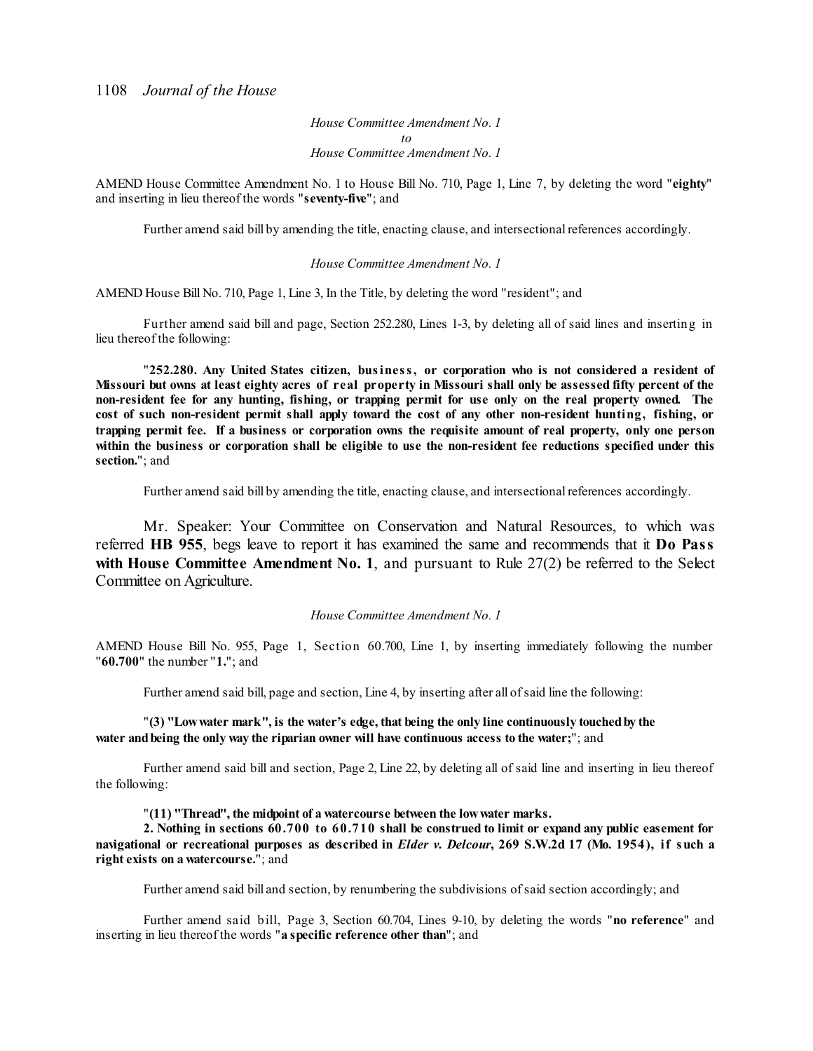*House Committee Amendment No. 1*
*to*
*House Committee Amendment No. 1*

AMEND House Committee Amendment No. 1 to House Bill No. 710, Page 1, Line 7, by deleting the word "**eighty**" and inserting in lieu thereof the words "**seventy-five**"; and

Further amend said bill by amending the title, enacting clause, and intersectional references accordingly.

*House Committee Amendment No. 1*

AMEND House Bill No. 710, Page 1, Line 3, In the Title, by deleting the word "resident"; and

Further amend said bill and page, Section 252.280, Lines 1-3, by deleting all of said lines and inserting in lieu thereof the following:

"**252.280. Any United States citizen, business, or corporation who is not considered a resident of Missouri but owns at least eighty acres of real property in Missouri shall only be assessed fifty percent of the non-resident fee for any hunting, fishing, or trapping permit for use only on the real property owned. The cost of such non-resident permit shall apply toward the cost of any other non-resident hunting, fishing, or trapping permit fee. If a business or corporation owns the requisite amount of real property, only one person within the business or corporation shall be eligible to use the non-resident fee reductions specified under this section.**"; and

Further amend said bill by amending the title, enacting clause, and intersectional references accordingly.

Mr. Speaker: Your Committee on Conservation and Natural Resources, to which was referred **HB 955**, begs leave to report it has examined the same and recommends that it **Do Pass with House Committee Amendment No. 1**, and pursuant to Rule 27(2) be referred to the Select Committee on Agriculture.

*House Committee Amendment No. 1*

AMEND House Bill No. 955, Page 1, Section 60.700, Line 1, by inserting immediately following the number "**60.700**" the number "**1.**"; and

Further amend said bill, page and section, Line 4, by inserting after all of said line the following:

"**(3) "Low water mark", is the water's edge, that being the only line continuously touched by the water and being the only way the riparian owner will have continuous access to the water;**"; and

Further amend said bill and section, Page 2, Line 22, by deleting all of said line and inserting in lieu thereof the following:

"**(11) "Thread", the midpoint of a watercourse between the low water marks.**
**2. Nothing in sections 60.700 to 60.710 shall be construed to limit or expand any public easement for navigational or recreational purposes as described in *Elder v. Delcour*, 269 S.W.2d 17 (Mo. 1954), if such a right exists on a watercourse.**"; and

Further amend said bill and section, by renumbering the subdivisions of said section accordingly; and

Further amend said bill, Page 3, Section 60.704, Lines 9-10, by deleting the words "**no reference**" and inserting in lieu thereof the words "**a specific reference other than**"; and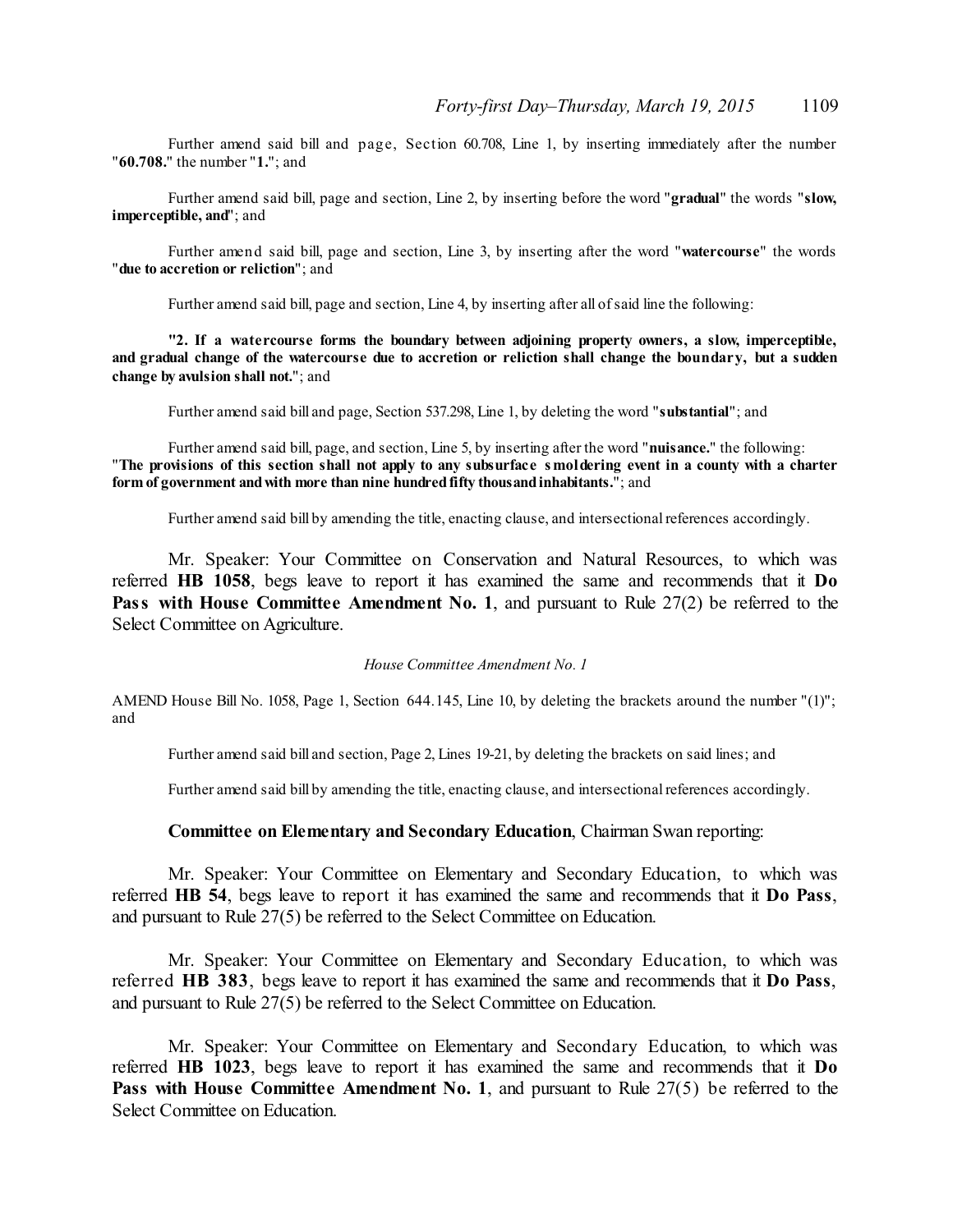Further amend said bill and page, Section 60.708, Line 1, by inserting immediately after the number "**60.708.**" the number "**1.**"; and

Further amend said bill, page and section, Line 2, by inserting before the word "**gradual**" the words "**slow, imperceptible, and**"; and

Further amend said bill, page and section, Line 3, by inserting after the word "**watercourse**" the words "**due to accretion or reliction**"; and

Further amend said bill, page and section, Line 4, by inserting after all of said line the following:

"**2. If a watercourse forms the boundary between adjoining property owners, a slow, imperceptible, and gradual change of the watercourse due to accretion or reliction shall change the boundary, but a sudden change by avulsion shall not.**"; and

Further amend said bill and page, Section 537.298, Line 1, by deleting the word "**substantial**"; and

Further amend said bill, page, and section, Line 5, by inserting after the word "**nuisance.**" the following: "**The provisions of this section shall not apply to any subsurface smoldering event in a county with a charter form of government and with more than nine hundred fifty thousand inhabitants.**"; and

Further amend said bill by amending the title, enacting clause, and intersectional references accordingly.

Mr. Speaker: Your Committee on Conservation and Natural Resources, to which was referred **HB 1058**, begs leave to report it has examined the same and recommends that it **Do Pass with House Committee Amendment No. 1**, and pursuant to Rule 27(2) be referred to the Select Committee on Agriculture.

*House Committee Amendment No. 1*

AMEND House Bill No. 1058, Page 1, Section 644.145, Line 10, by deleting the brackets around the number "(1)"; and

Further amend said bill and section, Page 2, Lines 19-21, by deleting the brackets on said lines; and

Further amend said bill by amending the title, enacting clause, and intersectional references accordingly.

**Committee on Elementary and Secondary Education**, Chairman Swan reporting:

Mr. Speaker: Your Committee on Elementary and Secondary Education, to which was referred **HB 54**, begs leave to report it has examined the same and recommends that it **Do Pass**, and pursuant to Rule 27(5) be referred to the Select Committee on Education.

Mr. Speaker: Your Committee on Elementary and Secondary Education, to which was referred **HB 383**, begs leave to report it has examined the same and recommends that it **Do Pass**, and pursuant to Rule 27(5) be referred to the Select Committee on Education.

Mr. Speaker: Your Committee on Elementary and Secondary Education, to which was referred **HB 1023**, begs leave to report it has examined the same and recommends that it **Do Pass with House Committee Amendment No. 1**, and pursuant to Rule 27(5) be referred to the Select Committee on Education.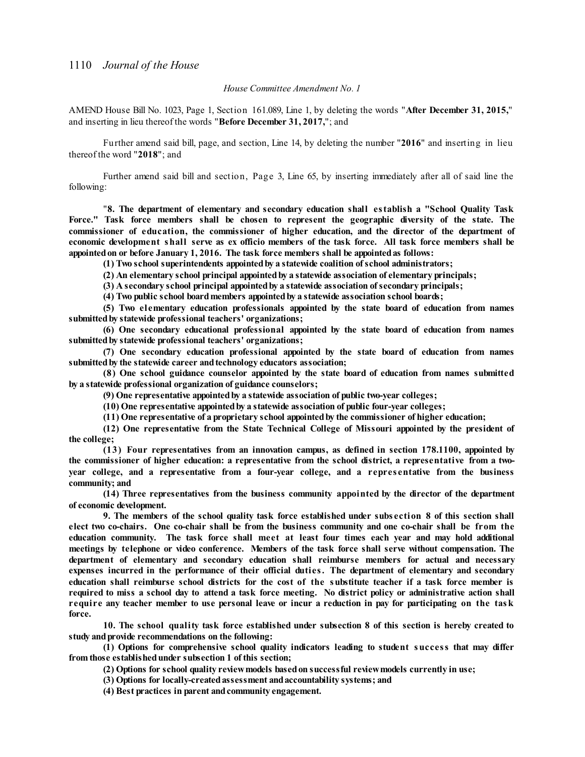*House Committee Amendment No. 1*

AMEND House Bill No. 1023, Page 1, Section 161.089, Line 1, by deleting the words "**After December 31, 2015,**" and inserting in lieu thereof the words "**Before December 31, 2017,**"; and

Further amend said bill, page, and section, Line 14, by deleting the number "**2016**" and inserting in lieu thereof the word "**2018**"; and

Further amend said bill and section, Page 3, Line 65, by inserting immediately after all of said line the following:

"**8. The department of elementary and secondary education shall establish a "School Quality Task Force." Task force members shall be chosen to represent the geographic diversity of the state. The commissioner of education, the commissioner of higher education, and the director of the department of economic development shall serve as ex officio members of the task force. All task force members shall be appointed on or before January 1, 2016. The task force members shall be appointed as follows:**

**(1) Two school superintendents appointed by a statewide coalition of school administrators;**

**(2) An elementary school principal appointed by a statewide association of elementary principals;**

**(3) A secondary school principal appointed by a statewide association of secondary principals;**

**(4) Two public school board members appointed by a statewide association school boards;**

**(5) Two elementary education professionals appointed by the state board of education from names submitted by statewide professional teachers' organizations;**

**(6) One secondary educational professional appointed by the state board of education from names submitted by statewide professional teachers' organizations;**

**(7) One secondary education professional appointed by the state board of education from names submitted by the statewide career and technology educators association;**

**(8) One school guidance counselor appointed by the state board of education from names submitted by a statewide professional organization of guidance counselors;**

**(9) One representative appointed by a statewide association of public two-year colleges;**

**(10) One representative appointed by a statewide association of public four-year colleges;**

**(11) One representative of a proprietary school appointed by the commissioner of higher education;**

**(12) One representative from the State Technical College of Missouri appointed by the president of the college;**

**(13) Four representatives from an innovation campus, as defined in section 178.1100, appointed by the commissioner of higher education: a representative from the school district, a representative from a two-year college, and a representative from a four-year college, and a representative from the business community; and**

**(14) Three representatives from the business community appointed by the director of the department of economic development.**

**9. The members of the school quality task force established under subsection 8 of this section shall elect two co-chairs. One co-chair shall be from the business community and one co-chair shall be from the education community. The task force shall meet at least four times each year and may hold additional meetings by telephone or video conference. Members of the task force shall serve without compensation. The department of elementary and secondary education shall reimburse members for actual and necessary expenses incurred in the performance of their official duties. The department of elementary and secondary education shall reimburse school districts for the cost of the substitute teacher if a task force member is required to miss a school day to attend a task force meeting. No district policy or administrative action shall require any teacher member to use personal leave or incur a reduction in pay for participating on the task force.**

**10. The school quality task force established under subsection 8 of this section is hereby created to study and provide recommendations on the following:**

**(1) Options for comprehensive school quality indicators leading to student success that may differ from those established under subsection 1 of this section;**

**(2) Options for school quality review models based on successful review models currently in use;**

**(3) Options for locally-created assessment and accountability systems; and**

**(4) Best practices in parent and community engagement.**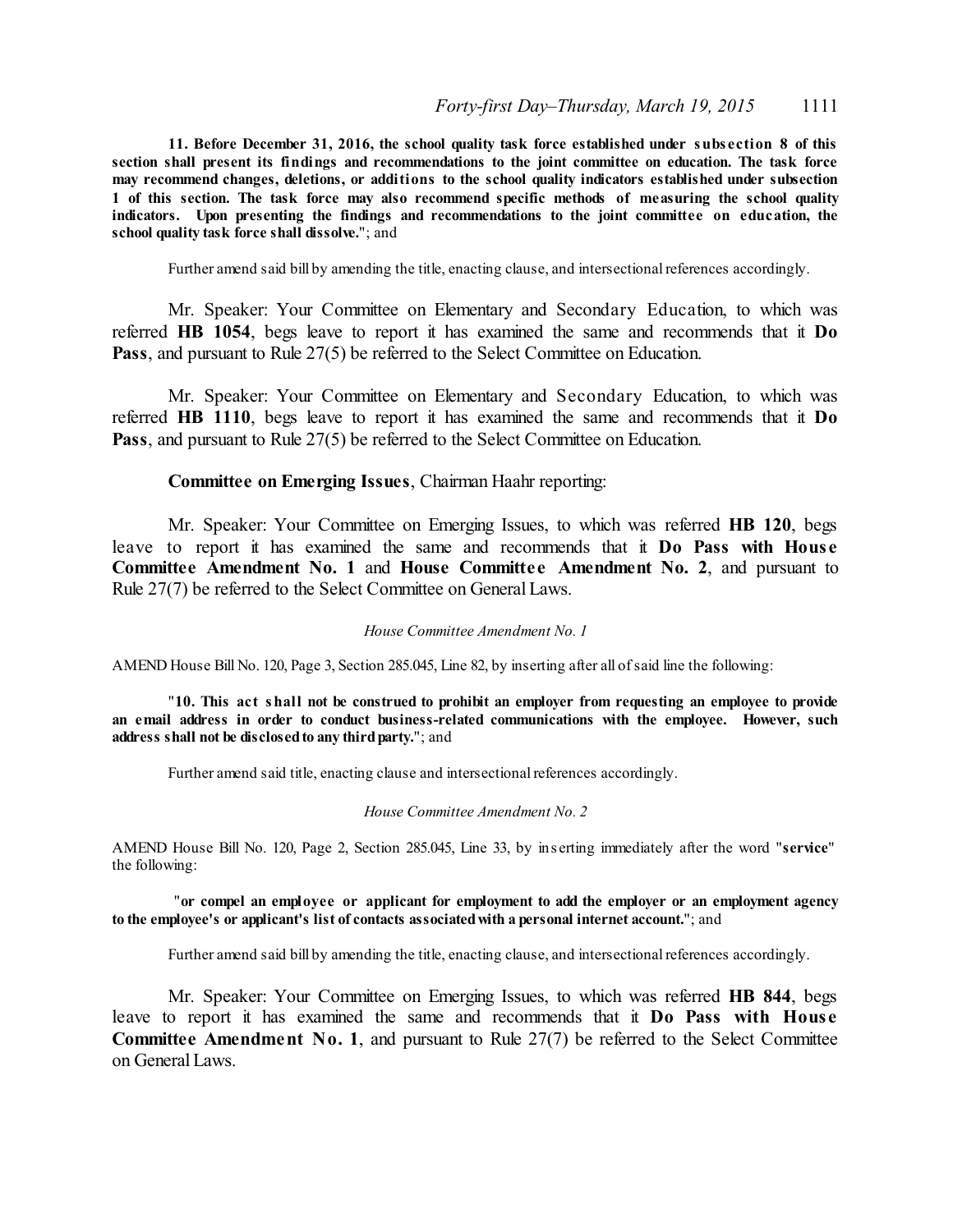**11. Before December 31, 2016, the school quality task force established under subsection 8 of this section shall present its findings and recommendations to the joint committee on education. The task force may recommend changes, deletions, or additions to the school quality indicators established under subsection 1 of this section. The task force may also recommend specific methods of measuring the school quality indicators. Upon presenting the findings and recommendations to the joint committee on education, the school quality task force shall dissolve.**"; and

Further amend said bill by amending the title, enacting clause, and intersectional references accordingly.

Mr. Speaker: Your Committee on Elementary and Secondary Education, to which was referred **HB 1054**, begs leave to report it has examined the same and recommends that it **Do Pass**, and pursuant to Rule 27(5) be referred to the Select Committee on Education.

Mr. Speaker: Your Committee on Elementary and Secondary Education, to which was referred **HB 1110**, begs leave to report it has examined the same and recommends that it **Do Pass**, and pursuant to Rule 27(5) be referred to the Select Committee on Education.

**Committee on Emerging Issues**, Chairman Haahr reporting:

Mr. Speaker: Your Committee on Emerging Issues, to which was referred **HB 120**, begs leave to report it has examined the same and recommends that it **Do Pass with House Committee Amendment No. 1** and **House Committee Amendment No. 2**, and pursuant to Rule 27(7) be referred to the Select Committee on General Laws.

*House Committee Amendment No. 1*

AMEND House Bill No. 120, Page 3, Section 285.045, Line 82, by inserting after all of said line the following:

"**10. This act shall not be construed to prohibit an employer from requesting an employee to provide an email address in order to conduct business-related communications with the employee. However, such address shall not be disclosed to any third party.**"; and

Further amend said title, enacting clause and intersectional references accordingly.

*House Committee Amendment No. 2*

AMEND House Bill No. 120, Page 2, Section 285.045, Line 33, by inserting immediately after the word "**service**" the following:

"**or compel an employee or applicant for employment to add the employer or an employment agency to the employee's or applicant's list of contacts associated with a personal internet account.**"; and

Further amend said bill by amending the title, enacting clause, and intersectional references accordingly.

Mr. Speaker: Your Committee on Emerging Issues, to which was referred **HB 844**, begs leave to report it has examined the same and recommends that it **Do Pass with House Committee Amendment No. 1**, and pursuant to Rule 27(7) be referred to the Select Committee on General Laws.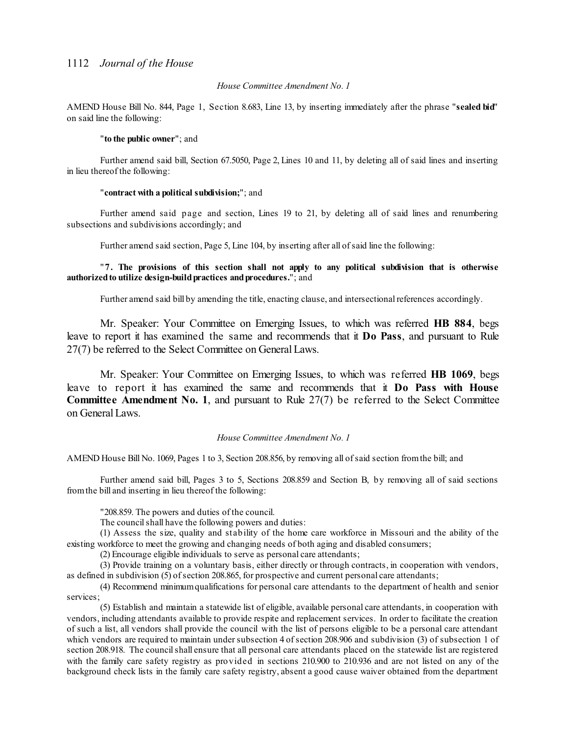*House Committee Amendment No. 1*

AMEND House Bill No. 844, Page 1, Section 8.683, Line 13, by inserting immediately after the phrase "**sealed bid**" on said line the following:

"**to the public owner**"; and

Further amend said bill, Section 67.5050, Page 2, Lines 10 and 11, by deleting all of said lines and inserting in lieu thereof the following:

"**contract with a political subdivision;**"; and

Further amend said page and section, Lines 19 to 21, by deleting all of said lines and renumbering subsections and subdivisions accordingly; and

Further amend said section, Page 5, Line 104, by inserting after all of said line the following:

"**7. The provisions of this section shall not apply to any political subdivision that is otherwise authorized to utilize design-build practices and procedures.**"; and

Further amend said bill by amending the title, enacting clause, and intersectional references accordingly.

Mr. Speaker: Your Committee on Emerging Issues, to which was referred **HB 884**, begs leave to report it has examined the same and recommends that it **Do Pass**, and pursuant to Rule 27(7) be referred to the Select Committee on General Laws.

Mr. Speaker: Your Committee on Emerging Issues, to which was referred **HB 1069**, begs leave to report it has examined the same and recommends that it **Do Pass with House Committee Amendment No. 1**, and pursuant to Rule 27(7) be referred to the Select Committee on General Laws.

*House Committee Amendment No. 1*

AMEND House Bill No. 1069, Pages 1 to 3, Section 208.856, by removing all of said section from the bill; and

Further amend said bill, Pages 3 to 5, Sections 208.859 and Section B, by removing all of said sections from the bill and inserting in lieu thereof the following:

"208.859. The powers and duties of the council.

The council shall have the following powers and duties:

(1) Assess the size, quality and stability of the home care workforce in Missouri and the ability of the existing workforce to meet the growing and changing needs of both aging and disabled consumers;

(2) Encourage eligible individuals to serve as personal care attendants;

(3) Provide training on a voluntary basis, either directly or through contracts, in cooperation with vendors, as defined in subdivision (5) of section 208.865, for prospective and current personal care attendants;

(4) Recommend minimum qualifications for personal care attendants to the department of health and senior services;

(5) Establish and maintain a statewide list of eligible, available personal care attendants, in cooperation with vendors, including attendants available to provide respite and replacement services. In order to facilitate the creation of such a list, all vendors shall provide the council with the list of persons eligible to be a personal care attendant which vendors are required to maintain under subsection 4 of section 208.906 and subdivision (3) of subsection 1 of section 208.918. The council shall ensure that all personal care attendants placed on the statewide list are registered with the family care safety registry as provided in sections 210.900 to 210.936 and are not listed on any of the background check lists in the family care safety registry, absent a good cause waiver obtained from the department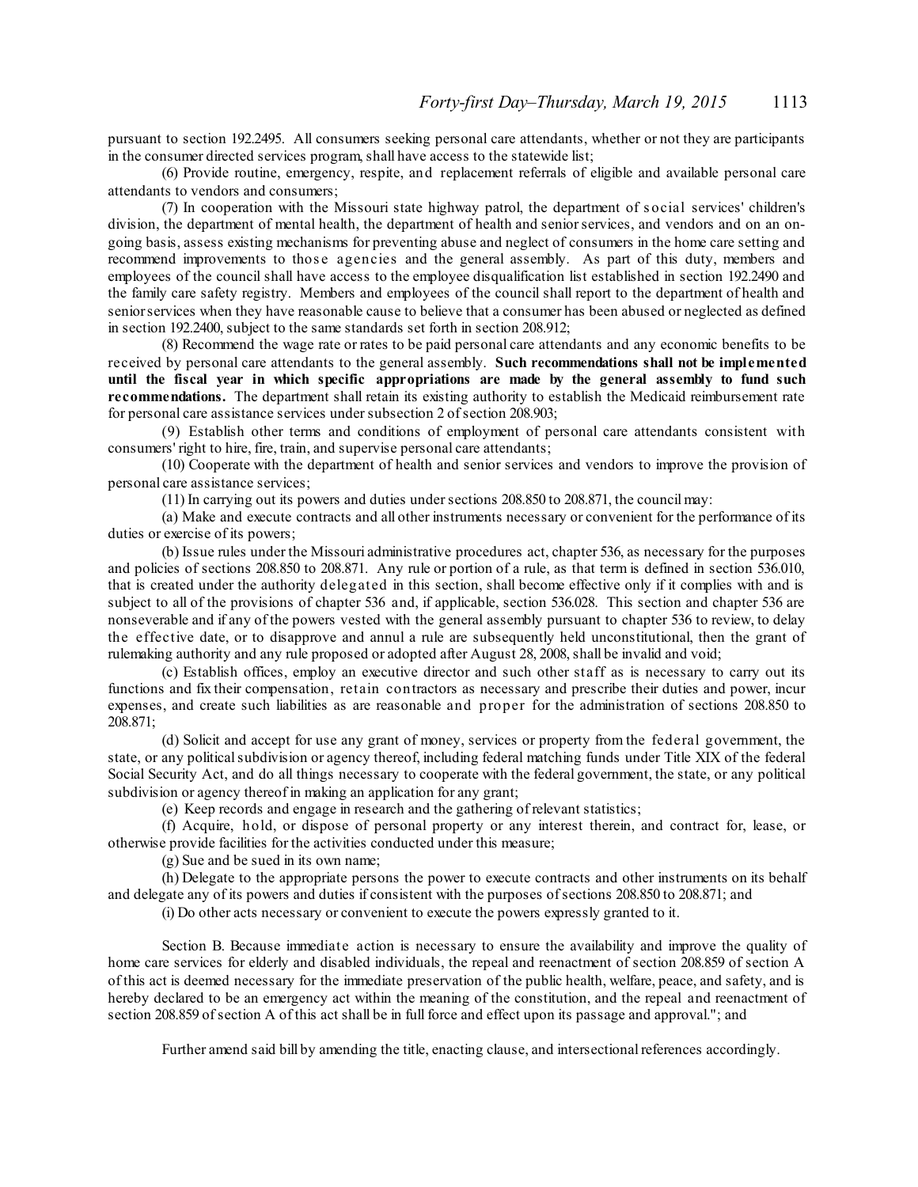pursuant to section 192.2495. All consumers seeking personal care attendants, whether or not they are participants in the consumer directed services program, shall have access to the statewide list;

(6) Provide routine, emergency, respite, and replacement referrals of eligible and available personal care attendants to vendors and consumers;

(7) In cooperation with the Missouri state highway patrol, the department of social services' children's division, the department of mental health, the department of health and senior services, and vendors and on an on-going basis, assess existing mechanisms for preventing abuse and neglect of consumers in the home care setting and recommend improvements to those agencies and the general assembly. As part of this duty, members and employees of the council shall have access to the employee disqualification list established in section 192.2490 and the family care safety registry. Members and employees of the council shall report to the department of health and senior services when they have reasonable cause to believe that a consumer has been abused or neglected as defined in section 192.2400, subject to the same standards set forth in section 208.912;

(8) Recommend the wage rate or rates to be paid personal care attendants and any economic benefits to be received by personal care attendants to the general assembly. **Such recommendations shall not be implemented until the fiscal year in which specific appropriations are made by the general assembly to fund such recommendations.** The department shall retain its existing authority to establish the Medicaid reimbursement rate for personal care assistance services under subsection 2 of section 208.903;

(9) Establish other terms and conditions of employment of personal care attendants consistent with consumers' right to hire, fire, train, and supervise personal care attendants;

(10) Cooperate with the department of health and senior services and vendors to improve the provision of personal care assistance services;

(11) In carrying out its powers and duties under sections 208.850 to 208.871, the council may:

(a) Make and execute contracts and all other instruments necessary or convenient for the performance of its duties or exercise of its powers;

(b) Issue rules under the Missouri administrative procedures act, chapter 536, as necessary for the purposes and policies of sections 208.850 to 208.871. Any rule or portion of a rule, as that term is defined in section 536.010, that is created under the authority delegated in this section, shall become effective only if it complies with and is subject to all of the provisions of chapter 536 and, if applicable, section 536.028. This section and chapter 536 are nonseverable and if any of the powers vested with the general assembly pursuant to chapter 536 to review, to delay the effective date, or to disapprove and annul a rule are subsequently held unconstitutional, then the grant of rulemaking authority and any rule proposed or adopted after August 28, 2008, shall be invalid and void;

(c) Establish offices, employ an executive director and such other staff as is necessary to carry out its functions and fix their compensation, retain contractors as necessary and prescribe their duties and power, incur expenses, and create such liabilities as are reasonable and proper for the administration of sections 208.850 to 208.871;

(d) Solicit and accept for use any grant of money, services or property from the federal government, the state, or any political subdivision or agency thereof, including federal matching funds under Title XIX of the federal Social Security Act, and do all things necessary to cooperate with the federal government, the state, or any political subdivision or agency thereof in making an application for any grant;

(e) Keep records and engage in research and the gathering of relevant statistics;

(f) Acquire, hold, or dispose of personal property or any interest therein, and contract for, lease, or otherwise provide facilities for the activities conducted under this measure;

(g) Sue and be sued in its own name;

(h) Delegate to the appropriate persons the power to execute contracts and other instruments on its behalf and delegate any of its powers and duties if consistent with the purposes of sections 208.850 to 208.871; and

(i) Do other acts necessary or convenient to execute the powers expressly granted to it.

Section B. Because immediate action is necessary to ensure the availability and improve the quality of home care services for elderly and disabled individuals, the repeal and reenactment of section 208.859 of section A of this act is deemed necessary for the immediate preservation of the public health, welfare, peace, and safety, and is hereby declared to be an emergency act within the meaning of the constitution, and the repeal and reenactment of section 208.859 of section A of this act shall be in full force and effect upon its passage and approval."; and

Further amend said bill by amending the title, enacting clause, and intersectional references accordingly.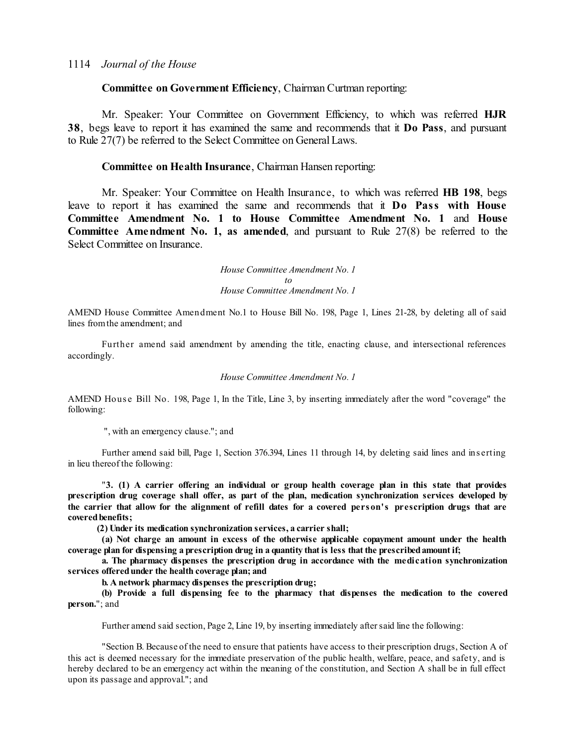**Committee on Government Efficiency**, Chairman Curtman reporting:

Mr. Speaker: Your Committee on Government Efficiency, to which was referred **HJR 38**, begs leave to report it has examined the same and recommends that it **Do Pass**, and pursuant to Rule 27(7) be referred to the Select Committee on General Laws.

**Committee on Health Insurance**, Chairman Hansen reporting:

Mr. Speaker: Your Committee on Health Insurance, to which was referred **HB 198**, begs leave to report it has examined the same and recommends that it **Do Pass with House Committee Amendment No. 1 to House Committee Amendment No. 1** and **House Committee Amendment No. 1, as amended**, and pursuant to Rule 27(8) be referred to the Select Committee on Insurance.

*House Committee Amendment No. 1*
*to*
*House Committee Amendment No. 1*

AMEND House Committee Amendment No.1 to House Bill No. 198, Page 1, Lines 21-28, by deleting all of said lines from the amendment; and

Further amend said amendment by amending the title, enacting clause, and intersectional references accordingly.

*House Committee Amendment No. 1*

AMEND House Bill No. 198, Page 1, In the Title, Line 3, by inserting immediately after the word "coverage" the following:

", with an emergency clause."; and

Further amend said bill, Page 1, Section 376.394, Lines 11 through 14, by deleting said lines and inserting in lieu thereof the following:

"**3. (1) A carrier offering an individual or group health coverage plan in this state that provides prescription drug coverage shall offer, as part of the plan, medication synchronization services developed by the carrier that allow for the alignment of refill dates for a covered person's prescription drugs that are covered benefits;**

**(2) Under its medication synchronization services, a carrier shall;**

**(a) Not charge an amount in excess of the otherwise applicable copayment amount under the health coverage plan for dispensing a prescription drug in a quantity that is less that the prescribed amount if;**

**a. The pharmacy dispenses the prescription drug in accordance with the medication synchronization services offered under the health coverage plan; and**

**b. A network pharmacy dispenses the prescription drug;**

**(b) Provide a full dispensing fee to the pharmacy that dispenses the medication to the covered person.**"; and

Further amend said section, Page 2, Line 19, by inserting immediately after said line the following:

"Section B. Because of the need to ensure that patients have access to their prescription drugs, Section A of this act is deemed necessary for the immediate preservation of the public health, welfare, peace, and safety, and is hereby declared to be an emergency act within the meaning of the constitution, and Section A shall be in full effect upon its passage and approval."; and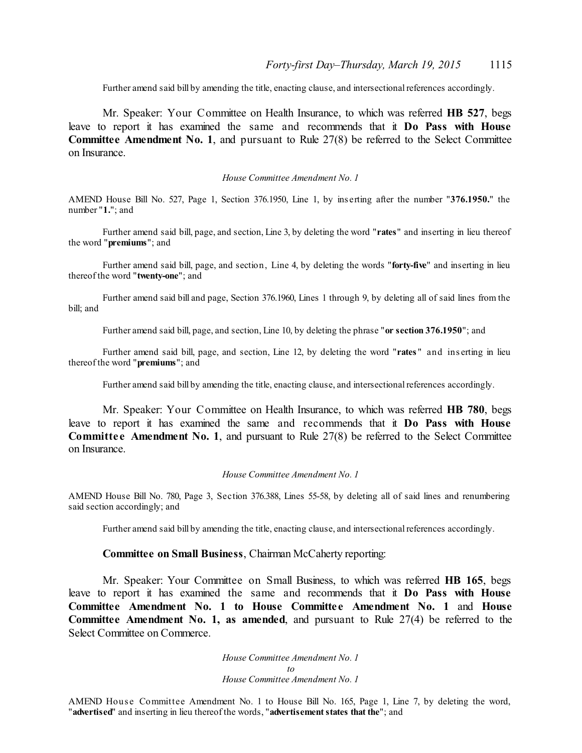Further amend said bill by amending the title, enacting clause, and intersectional references accordingly.

Mr. Speaker: Your Committee on Health Insurance, to which was referred **HB 527**, begs leave to report it has examined the same and recommends that it **Do Pass with House Committee Amendment No. 1**, and pursuant to Rule 27(8) be referred to the Select Committee on Insurance.

*House Committee Amendment No. 1*

AMEND House Bill No. 527, Page 1, Section 376.1950, Line 1, by inserting after the number "**376.1950.**" the number "**1.**"; and

Further amend said bill, page, and section, Line 3, by deleting the word "**rates**" and inserting in lieu thereof the word "**premiums**"; and

Further amend said bill, page, and section, Line 4, by deleting the words "**forty-five**" and inserting in lieu thereof the word "**twenty-one**"; and

Further amend said bill and page, Section 376.1960, Lines 1 through 9, by deleting all of said lines from the bill; and

Further amend said bill, page, and section, Line 10, by deleting the phrase "**or section 376.1950**"; and

Further amend said bill, page, and section, Line 12, by deleting the word "**rates**" and inserting in lieu thereof the word "**premiums**"; and

Further amend said bill by amending the title, enacting clause, and intersectional references accordingly.

Mr. Speaker: Your Committee on Health Insurance, to which was referred **HB 780**, begs leave to report it has examined the same and recommends that it **Do Pass with House Committee Amendment No. 1**, and pursuant to Rule 27(8) be referred to the Select Committee on Insurance.

*House Committee Amendment No. 1*

AMEND House Bill No. 780, Page 3, Section 376.388, Lines 55-58, by deleting all of said lines and renumbering said section accordingly; and

Further amend said bill by amending the title, enacting clause, and intersectional references accordingly.

**Committee on Small Business**, Chairman McCaherty reporting:

Mr. Speaker: Your Committee on Small Business, to which was referred **HB 165**, begs leave to report it has examined the same and recommends that it **Do Pass with House Committee Amendment No. 1 to House Committee Amendment No. 1** and **House Committee Amendment No. 1, as amended**, and pursuant to Rule 27(4) be referred to the Select Committee on Commerce.

*House Committee Amendment No. 1*
*to*
*House Committee Amendment No. 1*

AMEND House Committee Amendment No. 1 to House Bill No. 165, Page 1, Line 7, by deleting the word, "**advertised**" and inserting in lieu thereof the words, "**advertisement states that the**"; and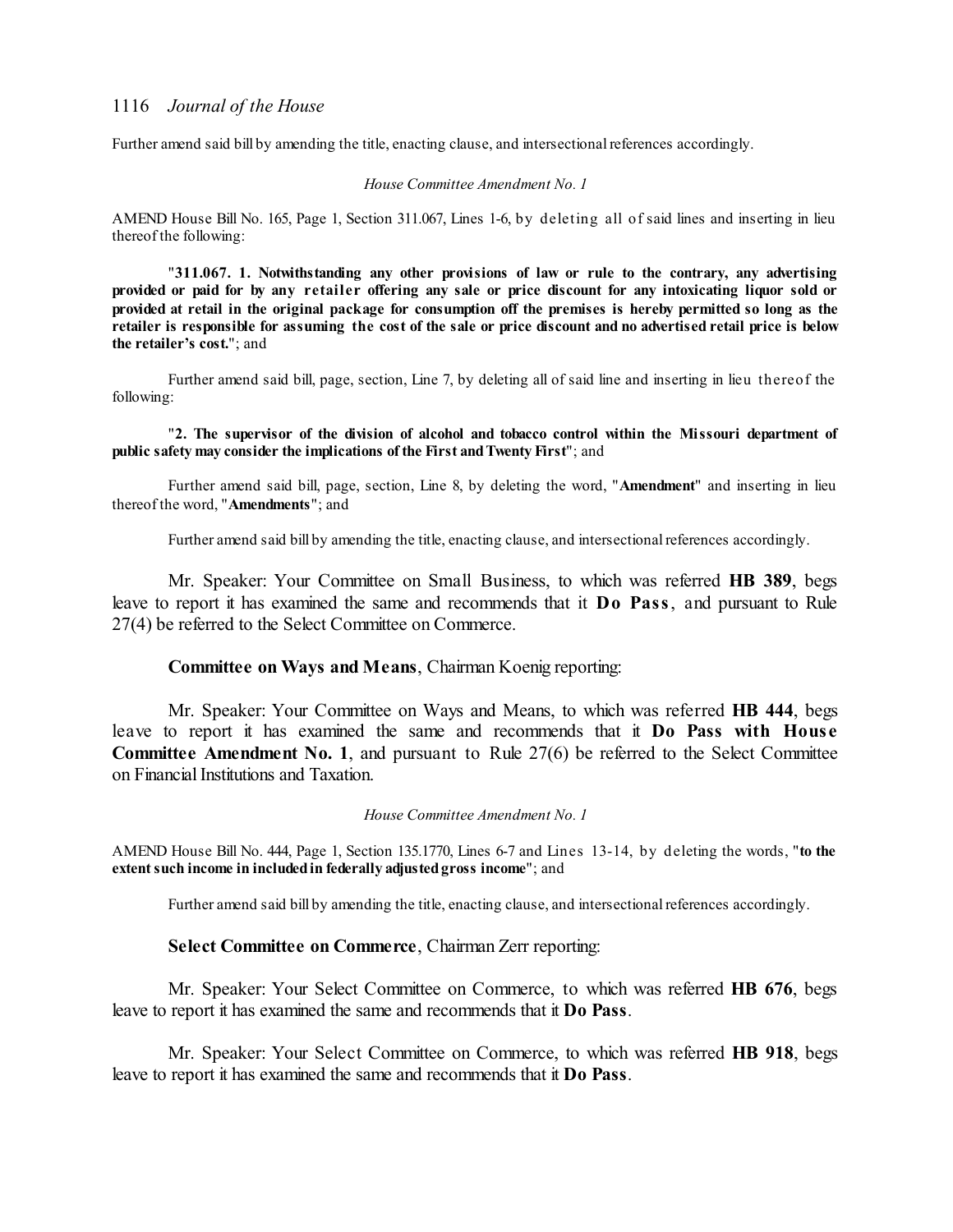Further amend said bill by amending the title, enacting clause, and intersectional references accordingly.

*House Committee Amendment No. 1*

AMEND House Bill No. 165, Page 1, Section 311.067, Lines 1-6, by deleting all of said lines and inserting in lieu thereof the following:

"**311.067. 1. Notwithstanding any other provisions of law or rule to the contrary, any advertising provided or paid for by any retailer offering any sale or price discount for any intoxicating liquor sold or provided at retail in the original package for consumption off the premises is hereby permitted so long as the retailer is responsible for assuming the cost of the sale or price discount and no advertised retail price is below the retailer's cost.**"; and

Further amend said bill, page, section, Line 7, by deleting all of said line and inserting in lieu thereof the following:

"**2. The supervisor of the division of alcohol and tobacco control within the Missouri department of public safety may consider the implications of the First and Twenty First**"; and

Further amend said bill, page, section, Line 8, by deleting the word, "**Amendment**" and inserting in lieu thereof the word, "**Amendments**"; and

Further amend said bill by amending the title, enacting clause, and intersectional references accordingly.

Mr. Speaker: Your Committee on Small Business, to which was referred **HB 389**, begs leave to report it has examined the same and recommends that it **Do Pass**, and pursuant to Rule 27(4) be referred to the Select Committee on Commerce.

**Committee on Ways and Means**, Chairman Koenig reporting:

Mr. Speaker: Your Committee on Ways and Means, to which was referred **HB 444**, begs leave to report it has examined the same and recommends that it **Do Pass with House Committee Amendment No. 1**, and pursuant to Rule 27(6) be referred to the Select Committee on Financial Institutions and Taxation.

*House Committee Amendment No. 1*

AMEND House Bill No. 444, Page 1, Section 135.1770, Lines 6-7 and Lines 13-14, by deleting the words, "**to the extent such income in included in federally adjusted gross income**"; and

Further amend said bill by amending the title, enacting clause, and intersectional references accordingly.

**Select Committee on Commerce**, Chairman Zerr reporting:

Mr. Speaker: Your Select Committee on Commerce, to which was referred **HB 676**, begs leave to report it has examined the same and recommends that it **Do Pass**.

Mr. Speaker: Your Select Committee on Commerce, to which was referred **HB 918**, begs leave to report it has examined the same and recommends that it **Do Pass**.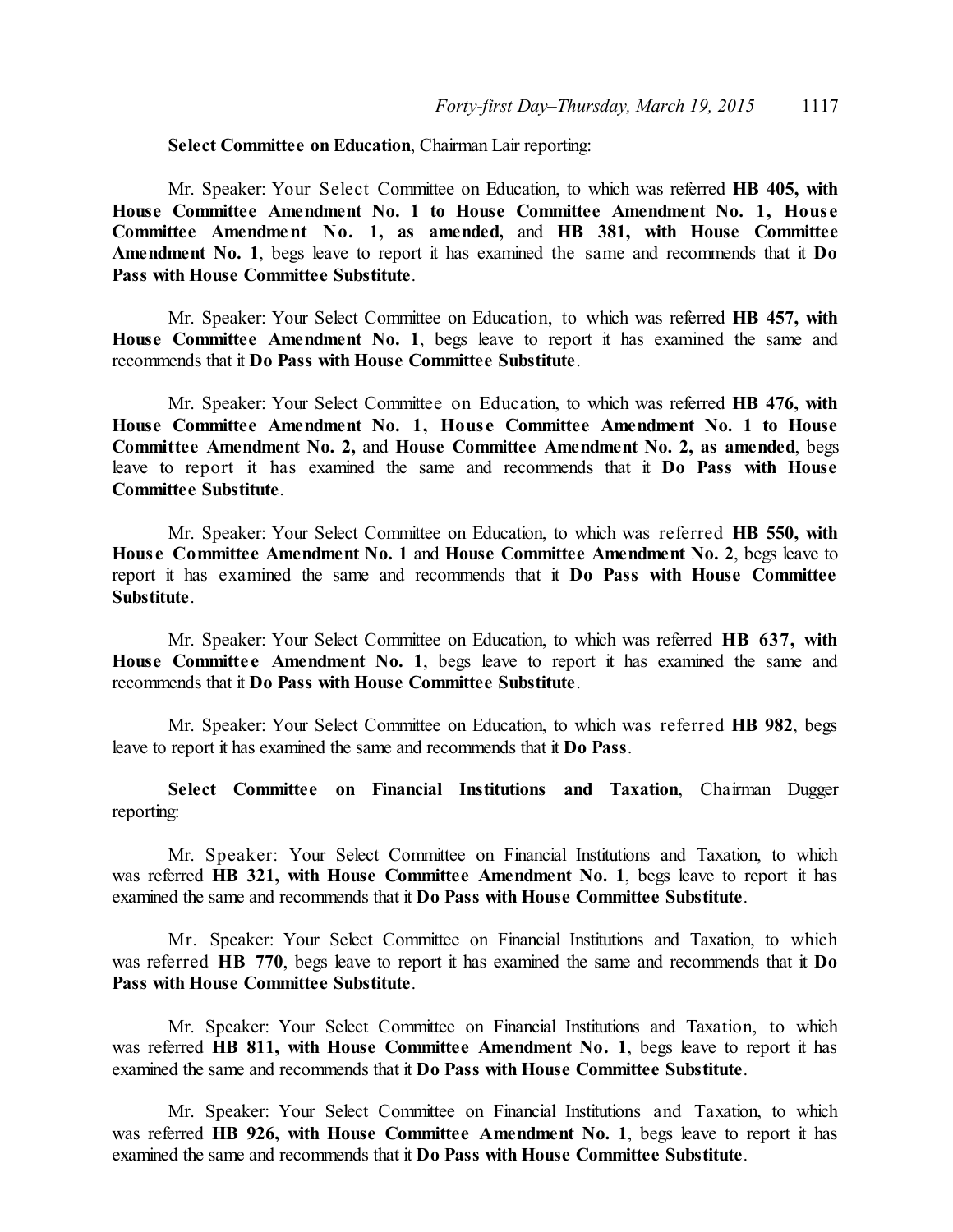**Select Committee on Education**, Chairman Lair reporting:

Mr. Speaker: Your Select Committee on Education, to which was referred **HB 405, with House Committee Amendment No. 1 to House Committee Amendment No. 1, House Committee Amendment No. 1, as amended,** and **HB 381, with House Committee Amendment No. 1**, begs leave to report it has examined the same and recommends that it **Do Pass with House Committee Substitute**.

Mr. Speaker: Your Select Committee on Education, to which was referred **HB 457, with House Committee Amendment No. 1**, begs leave to report it has examined the same and recommends that it **Do Pass with House Committee Substitute**.

Mr. Speaker: Your Select Committee on Education, to which was referred **HB 476, with House Committee Amendment No. 1, House Committee Amendment No. 1 to House Committee Amendment No. 2,** and **House Committee Amendment No. 2, as amended**, begs leave to report it has examined the same and recommends that it **Do Pass with House Committee Substitute**.

Mr. Speaker: Your Select Committee on Education, to which was referred **HB 550, with House Committee Amendment No. 1** and **House Committee Amendment No. 2**, begs leave to report it has examined the same and recommends that it **Do Pass with House Committee Substitute**.

Mr. Speaker: Your Select Committee on Education, to which was referred **HB 637, with House Committee Amendment No. 1**, begs leave to report it has examined the same and recommends that it **Do Pass with House Committee Substitute**.

Mr. Speaker: Your Select Committee on Education, to which was referred **HB 982**, begs leave to report it has examined the same and recommends that it **Do Pass**.

**Select Committee on Financial Institutions and Taxation**, Chairman Dugger reporting:

Mr. Speaker: Your Select Committee on Financial Institutions and Taxation, to which was referred **HB 321, with House Committee Amendment No. 1**, begs leave to report it has examined the same and recommends that it **Do Pass with House Committee Substitute**.

Mr. Speaker: Your Select Committee on Financial Institutions and Taxation, to which was referred **HB 770**, begs leave to report it has examined the same and recommends that it **Do Pass with House Committee Substitute**.

Mr. Speaker: Your Select Committee on Financial Institutions and Taxation, to which was referred **HB 811, with House Committee Amendment No. 1**, begs leave to report it has examined the same and recommends that it **Do Pass with House Committee Substitute**.

Mr. Speaker: Your Select Committee on Financial Institutions and Taxation, to which was referred **HB 926, with House Committee Amendment No. 1**, begs leave to report it has examined the same and recommends that it **Do Pass with House Committee Substitute**.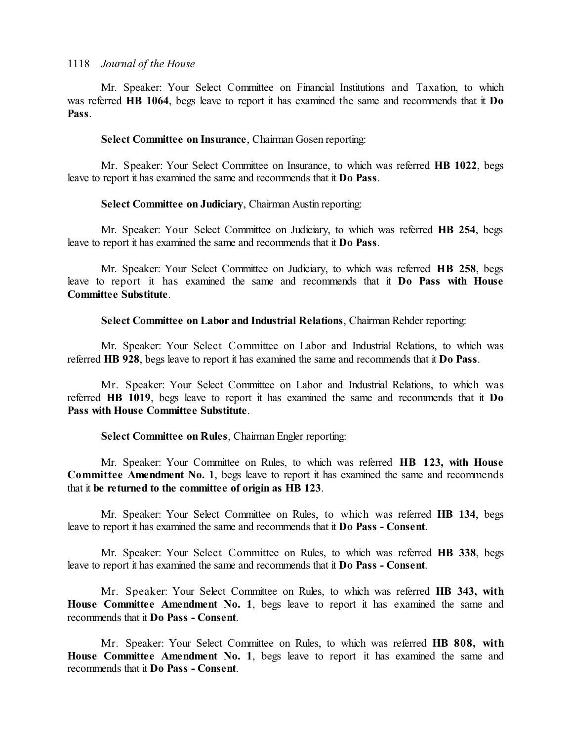Mr. Speaker: Your Select Committee on Financial Institutions and Taxation, to which was referred **HB 1064**, begs leave to report it has examined the same and recommends that it **Do Pass**.

**Select Committee on Insurance**, Chairman Gosen reporting:

Mr. Speaker: Your Select Committee on Insurance, to which was referred **HB 1022**, begs leave to report it has examined the same and recommends that it **Do Pass**.

**Select Committee on Judiciary**, Chairman Austin reporting:

Mr. Speaker: Your Select Committee on Judiciary, to which was referred **HB 254**, begs leave to report it has examined the same and recommends that it **Do Pass**.

Mr. Speaker: Your Select Committee on Judiciary, to which was referred **HB 258**, begs leave to report it has examined the same and recommends that it **Do Pass with House Committee Substitute**.

**Select Committee on Labor and Industrial Relations**, Chairman Rehder reporting:

Mr. Speaker: Your Select Committee on Labor and Industrial Relations, to which was referred **HB 928**, begs leave to report it has examined the same and recommends that it **Do Pass**.

Mr. Speaker: Your Select Committee on Labor and Industrial Relations, to which was referred **HB 1019**, begs leave to report it has examined the same and recommends that it **Do Pass with House Committee Substitute**.

**Select Committee on Rules**, Chairman Engler reporting:

Mr. Speaker: Your Committee on Rules, to which was referred **HB 123, with House Committee Amendment No. 1**, begs leave to report it has examined the same and recommends that it **be returned to the committee of origin as HB 123**.

Mr. Speaker: Your Select Committee on Rules, to which was referred **HB 134**, begs leave to report it has examined the same and recommends that it **Do Pass - Consent**.

Mr. Speaker: Your Select Committee on Rules, to which was referred **HB 338**, begs leave to report it has examined the same and recommends that it **Do Pass - Consent**.

Mr. Speaker: Your Select Committee on Rules, to which was referred **HB 343, with House Committee Amendment No. 1**, begs leave to report it has examined the same and recommends that it **Do Pass - Consent**.

Mr. Speaker: Your Select Committee on Rules, to which was referred **HB 808, with House Committee Amendment No. 1**, begs leave to report it has examined the same and recommends that it **Do Pass - Consent**.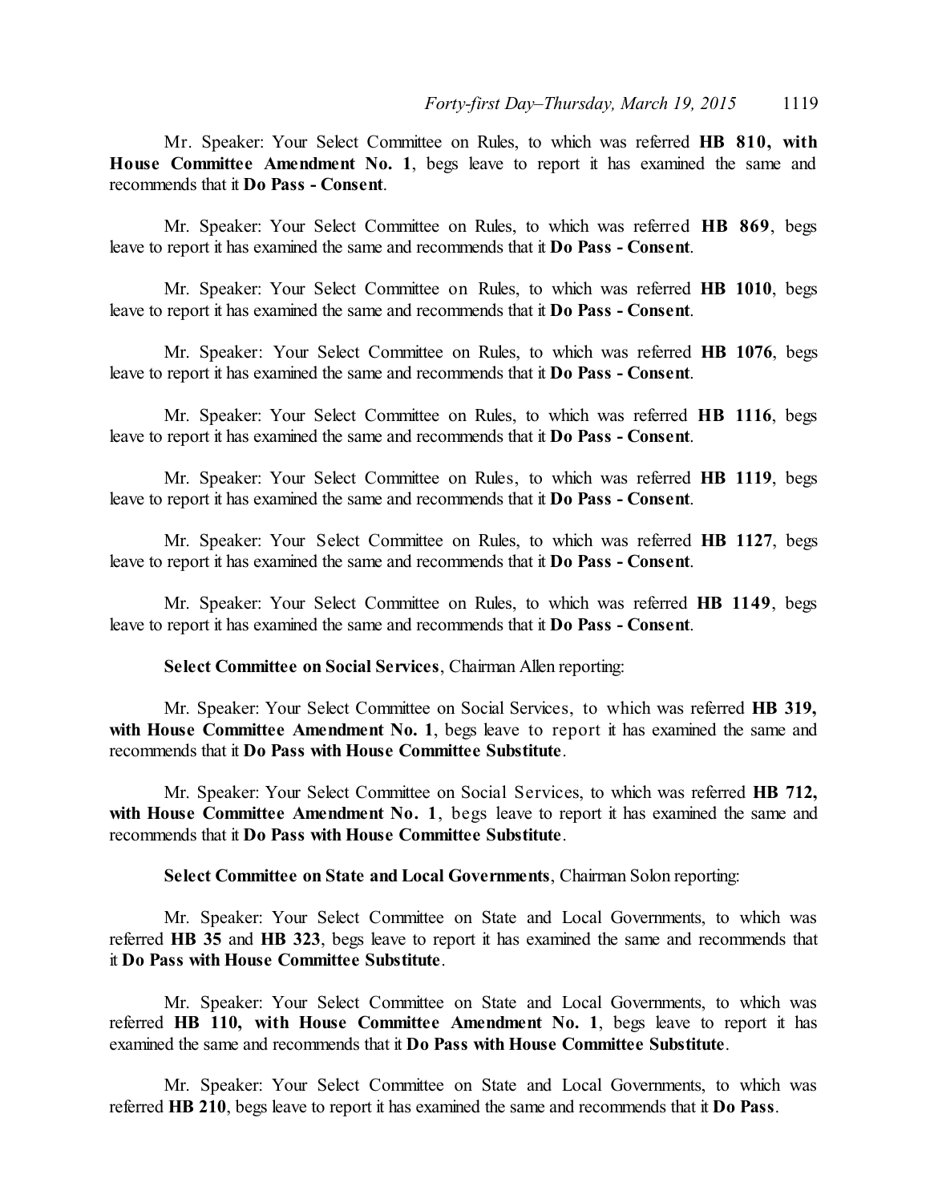Mr. Speaker: Your Select Committee on Rules, to which was referred **HB 810, with House Committee Amendment No. 1**, begs leave to report it has examined the same and recommends that it **Do Pass - Consent**.

Mr. Speaker: Your Select Committee on Rules, to which was referred **HB 869**, begs leave to report it has examined the same and recommends that it **Do Pass - Consent**.

Mr. Speaker: Your Select Committee on Rules, to which was referred **HB 1010**, begs leave to report it has examined the same and recommends that it **Do Pass - Consent**.

Mr. Speaker: Your Select Committee on Rules, to which was referred **HB 1076**, begs leave to report it has examined the same and recommends that it **Do Pass - Consent**.

Mr. Speaker: Your Select Committee on Rules, to which was referred **HB 1116**, begs leave to report it has examined the same and recommends that it **Do Pass - Consent**.

Mr. Speaker: Your Select Committee on Rules, to which was referred **HB 1119**, begs leave to report it has examined the same and recommends that it **Do Pass - Consent**.

Mr. Speaker: Your Select Committee on Rules, to which was referred **HB 1127**, begs leave to report it has examined the same and recommends that it **Do Pass - Consent**.

Mr. Speaker: Your Select Committee on Rules, to which was referred **HB 1149**, begs leave to report it has examined the same and recommends that it **Do Pass - Consent**.

**Select Committee on Social Services**, Chairman Allen reporting:

Mr. Speaker: Your Select Committee on Social Services, to which was referred **HB 319, with House Committee Amendment No. 1**, begs leave to report it has examined the same and recommends that it **Do Pass with House Committee Substitute**.

Mr. Speaker: Your Select Committee on Social Services, to which was referred **HB 712, with House Committee Amendment No. 1**, begs leave to report it has examined the same and recommends that it **Do Pass with House Committee Substitute**.

**Select Committee on State and Local Governments**, Chairman Solon reporting:

Mr. Speaker: Your Select Committee on State and Local Governments, to which was referred **HB 35** and **HB 323**, begs leave to report it has examined the same and recommends that it **Do Pass with House Committee Substitute**.

Mr. Speaker: Your Select Committee on State and Local Governments, to which was referred **HB 110, with House Committee Amendment No. 1**, begs leave to report it has examined the same and recommends that it **Do Pass with House Committee Substitute**.

Mr. Speaker: Your Select Committee on State and Local Governments, to which was referred **HB 210**, begs leave to report it has examined the same and recommends that it **Do Pass**.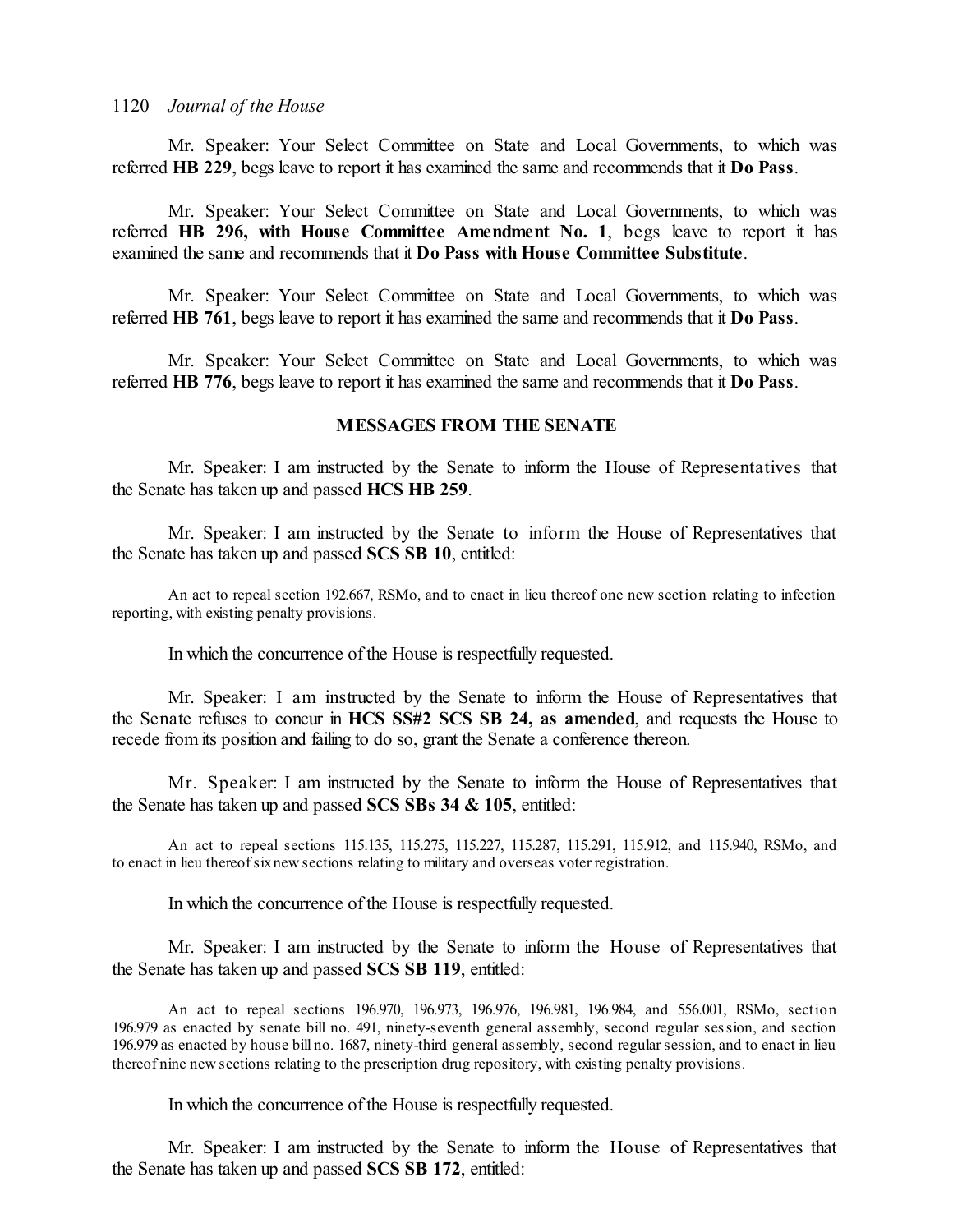Mr. Speaker: Your Select Committee on State and Local Governments, to which was referred **HB 229**, begs leave to report it has examined the same and recommends that it **Do Pass**.

Mr. Speaker: Your Select Committee on State and Local Governments, to which was referred **HB 296, with House Committee Amendment No. 1**, begs leave to report it has examined the same and recommends that it **Do Pass with House Committee Substitute**.

Mr. Speaker: Your Select Committee on State and Local Governments, to which was referred **HB 761**, begs leave to report it has examined the same and recommends that it **Do Pass**.

Mr. Speaker: Your Select Committee on State and Local Governments, to which was referred **HB 776**, begs leave to report it has examined the same and recommends that it **Do Pass**.

## MESSAGES FROM THE SENATE

Mr. Speaker: I am instructed by the Senate to inform the House of Representatives that the Senate has taken up and passed **HCS HB 259**.

Mr. Speaker: I am instructed by the Senate to inform the House of Representatives that the Senate has taken up and passed **SCS SB 10**, entitled:

An act to repeal section 192.667, RSMo, and to enact in lieu thereof one new section relating to infection reporting, with existing penalty provisions.

In which the concurrence of the House is respectfully requested.

Mr. Speaker: I am instructed by the Senate to inform the House of Representatives that the Senate refuses to concur in **HCS SS#2 SCS SB 24, as amended**, and requests the House to recede from its position and failing to do so, grant the Senate a conference thereon.

Mr. Speaker: I am instructed by the Senate to inform the House of Representatives that the Senate has taken up and passed **SCS SBs 34 & 105**, entitled:

An act to repeal sections 115.135, 115.275, 115.227, 115.287, 115.291, 115.912, and 115.940, RSMo, and to enact in lieu thereof six new sections relating to military and overseas voter registration.

In which the concurrence of the House is respectfully requested.

Mr. Speaker: I am instructed by the Senate to inform the House of Representatives that the Senate has taken up and passed **SCS SB 119**, entitled:

An act to repeal sections 196.970, 196.973, 196.976, 196.981, 196.984, and 556.001, RSMo, section 196.979 as enacted by senate bill no. 491, ninety-seventh general assembly, second regular session, and section 196.979 as enacted by house bill no. 1687, ninety-third general assembly, second regular session, and to enact in lieu thereof nine new sections relating to the prescription drug repository, with existing penalty provisions.

In which the concurrence of the House is respectfully requested.

Mr. Speaker: I am instructed by the Senate to inform the House of Representatives that the Senate has taken up and passed **SCS SB 172**, entitled: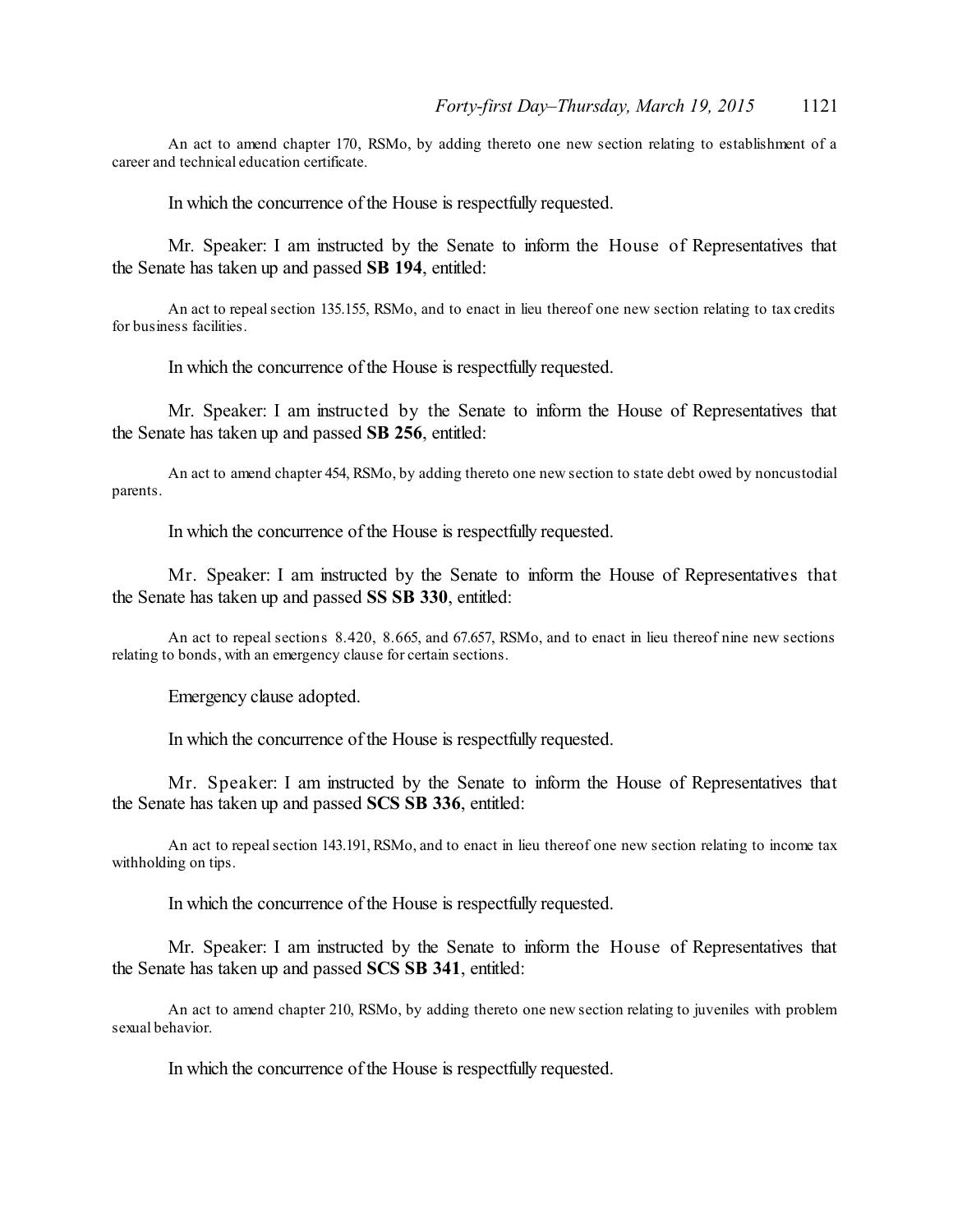An act to amend chapter 170, RSMo, by adding thereto one new section relating to establishment of a career and technical education certificate.

In which the concurrence of the House is respectfully requested.

Mr. Speaker: I am instructed by the Senate to inform the House of Representatives that the Senate has taken up and passed **SB 194**, entitled:

An act to repeal section 135.155, RSMo, and to enact in lieu thereof one new section relating to tax credits for business facilities.

In which the concurrence of the House is respectfully requested.

Mr. Speaker: I am instructed by the Senate to inform the House of Representatives that the Senate has taken up and passed **SB 256**, entitled:

An act to amend chapter 454, RSMo, by adding thereto one new section to state debt owed by noncustodial parents.

In which the concurrence of the House is respectfully requested.

Mr. Speaker: I am instructed by the Senate to inform the House of Representatives that the Senate has taken up and passed **SS SB 330**, entitled:

An act to repeal sections 8.420, 8.665, and 67.657, RSMo, and to enact in lieu thereof nine new sections relating to bonds, with an emergency clause for certain sections.

Emergency clause adopted.

In which the concurrence of the House is respectfully requested.

Mr. Speaker: I am instructed by the Senate to inform the House of Representatives that the Senate has taken up and passed **SCS SB 336**, entitled:

An act to repeal section 143.191, RSMo, and to enact in lieu thereof one new section relating to income tax withholding on tips.

In which the concurrence of the House is respectfully requested.

Mr. Speaker: I am instructed by the Senate to inform the House of Representatives that the Senate has taken up and passed **SCS SB 341**, entitled:

An act to amend chapter 210, RSMo, by adding thereto one new section relating to juveniles with problem sexual behavior.

In which the concurrence of the House is respectfully requested.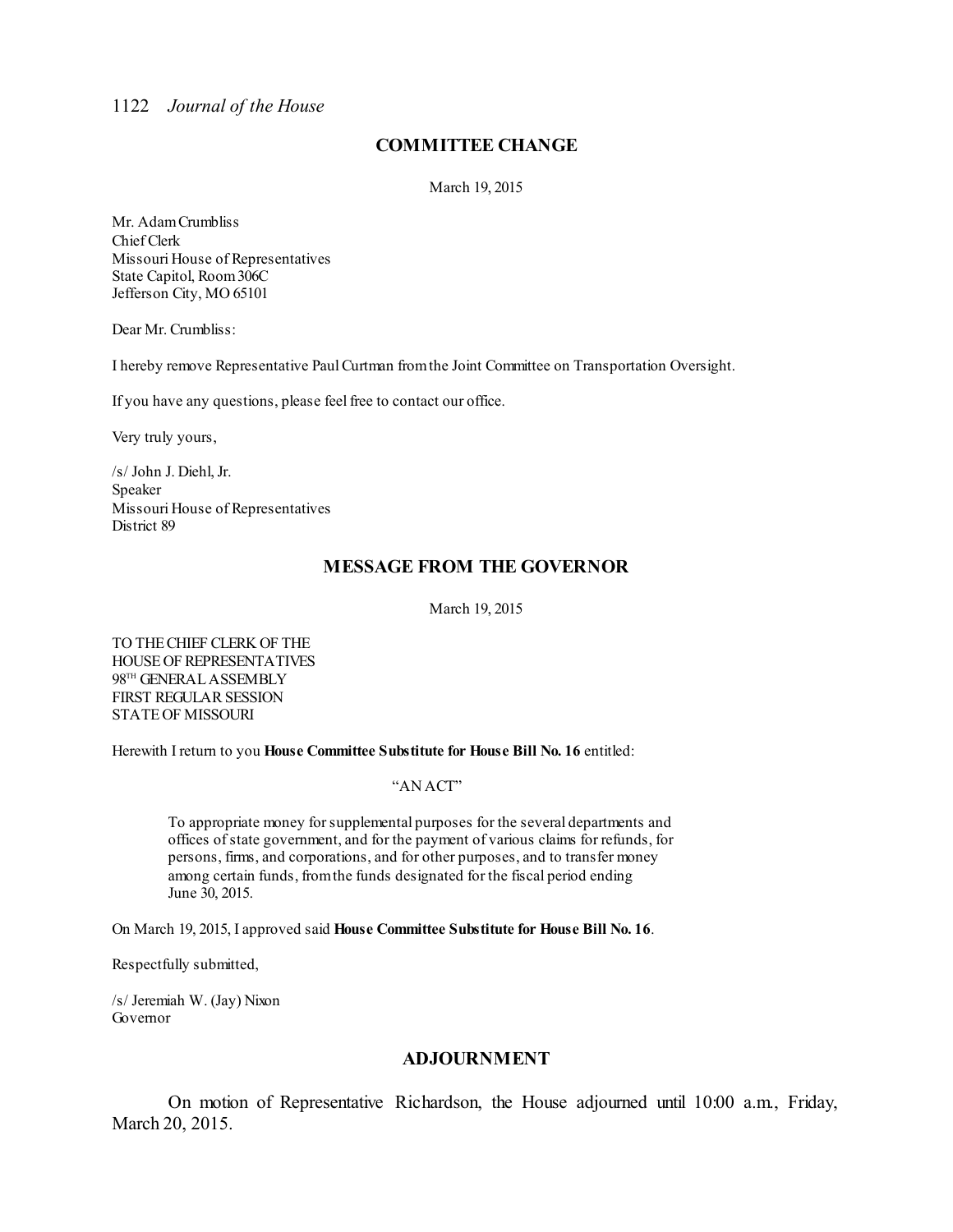## COMMITTEE CHANGE

March 19, 2015

Mr. Adam Crumbliss
Chief Clerk
Missouri House of Representatives
State Capitol, Room 306C
Jefferson City, MO 65101

Dear Mr. Crumbliss:

I hereby remove Representative Paul Curtman from the Joint Committee on Transportation Oversight.

If you have any questions, please feel free to contact our office.

Very truly yours,

/s/ John J. Diehl, Jr.
Speaker
Missouri House of Representatives
District 89

## MESSAGE FROM THE GOVERNOR

March 19, 2015

TO THE CHIEF CLERK OF THE
HOUSE OF REPRESENTATIVES
98TH GENERAL ASSEMBLY
FIRST REGULAR SESSION
STATE OF MISSOURI

Herewith I return to you **House Committee Substitute for House Bill No. 16** entitled:

"AN ACT"

> To appropriate money for supplemental purposes for the several departments and offices of state government, and for the payment of various claims for refunds, for persons, firms, and corporations, and for other purposes, and to transfer money among certain funds, from the funds designated for the fiscal period ending June 30, 2015.

On March 19, 2015, I approved said **House Committee Substitute for House Bill No. 16**.

Respectfully submitted,

/s/ Jeremiah W. (Jay) Nixon
Governor

## ADJOURNMENT

On motion of Representative Richardson, the House adjourned until 10:00 a.m., Friday, March 20, 2015.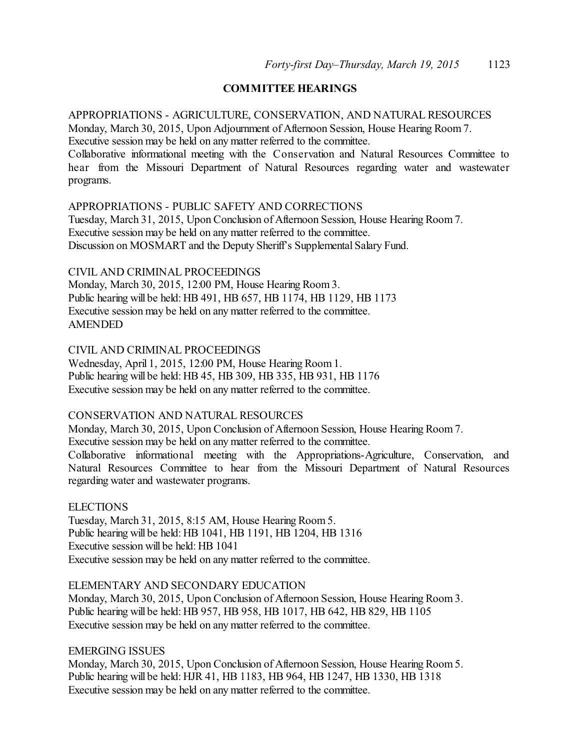## COMMITTEE HEARINGS

APPROPRIATIONS - AGRICULTURE, CONSERVATION, AND NATURAL RESOURCES
Monday, March 30, 2015, Upon Adjournment of Afternoon Session, House Hearing Room 7.
Executive session may be held on any matter referred to the committee.
Collaborative informational meeting with the Conservation and Natural Resources Committee to hear from the Missouri Department of Natural Resources regarding water and wastewater programs.

APPROPRIATIONS - PUBLIC SAFETY AND CORRECTIONS
Tuesday, March 31, 2015, Upon Conclusion of Afternoon Session, House Hearing Room 7.
Executive session may be held on any matter referred to the committee.
Discussion on MOSMART and the Deputy Sheriff's Supplemental Salary Fund.

CIVIL AND CRIMINAL PROCEEDINGS
Monday, March 30, 2015, 12:00 PM, House Hearing Room 3.
Public hearing will be held: HB 491, HB 657, HB 1174, HB 1129, HB 1173
Executive session may be held on any matter referred to the committee.
AMENDED

CIVIL AND CRIMINAL PROCEEDINGS
Wednesday, April 1, 2015, 12:00 PM, House Hearing Room 1.
Public hearing will be held: HB 45, HB 309, HB 335, HB 931, HB 1176
Executive session may be held on any matter referred to the committee.

CONSERVATION AND NATURAL RESOURCES
Monday, March 30, 2015, Upon Conclusion of Afternoon Session, House Hearing Room 7.
Executive session may be held on any matter referred to the committee.
Collaborative informational meeting with the Appropriations-Agriculture, Conservation, and Natural Resources Committee to hear from the Missouri Department of Natural Resources regarding water and wastewater programs.

ELECTIONS
Tuesday, March 31, 2015, 8:15 AM, House Hearing Room 5.
Public hearing will be held: HB 1041, HB 1191, HB 1204, HB 1316
Executive session will be held: HB 1041
Executive session may be held on any matter referred to the committee.

ELEMENTARY AND SECONDARY EDUCATION
Monday, March 30, 2015, Upon Conclusion of Afternoon Session, House Hearing Room 3.
Public hearing will be held: HB 957, HB 958, HB 1017, HB 642, HB 829, HB 1105
Executive session may be held on any matter referred to the committee.

EMERGING ISSUES
Monday, March 30, 2015, Upon Conclusion of Afternoon Session, House Hearing Room 5.
Public hearing will be held: HJR 41, HB 1183, HB 964, HB 1247, HB 1330, HB 1318
Executive session may be held on any matter referred to the committee.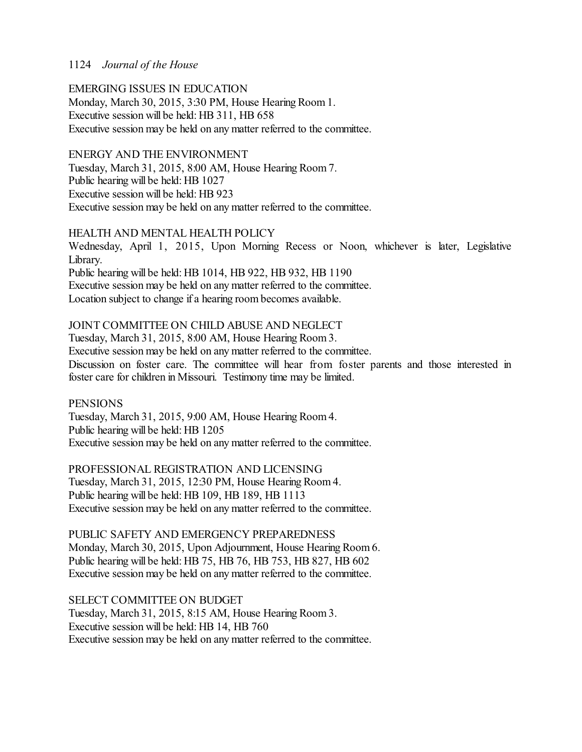EMERGING ISSUES IN EDUCATION
Monday, March 30, 2015, 3:30 PM, House Hearing Room 1.
Executive session will be held: HB 311, HB 658
Executive session may be held on any matter referred to the committee.

ENERGY AND THE ENVIRONMENT
Tuesday, March 31, 2015, 8:00 AM, House Hearing Room 7.
Public hearing will be held: HB 1027
Executive session will be held: HB 923
Executive session may be held on any matter referred to the committee.

HEALTH AND MENTAL HEALTH POLICY
Wednesday, April 1, 2015, Upon Morning Recess or Noon, whichever is later, Legislative Library.
Public hearing will be held: HB 1014, HB 922, HB 932, HB 1190
Executive session may be held on any matter referred to the committee.
Location subject to change if a hearing room becomes available.

JOINT COMMITTEE ON CHILD ABUSE AND NEGLECT
Tuesday, March 31, 2015, 8:00 AM, House Hearing Room 3.
Executive session may be held on any matter referred to the committee.
Discussion on foster care. The committee will hear from foster parents and those interested in foster care for children in Missouri. Testimony time may be limited.

PENSIONS
Tuesday, March 31, 2015, 9:00 AM, House Hearing Room 4.
Public hearing will be held: HB 1205
Executive session may be held on any matter referred to the committee.

PROFESSIONAL REGISTRATION AND LICENSING
Tuesday, March 31, 2015, 12:30 PM, House Hearing Room 4.
Public hearing will be held: HB 109, HB 189, HB 1113
Executive session may be held on any matter referred to the committee.

PUBLIC SAFETY AND EMERGENCY PREPAREDNESS
Monday, March 30, 2015, Upon Adjournment, House Hearing Room 6.
Public hearing will be held: HB 75, HB 76, HB 753, HB 827, HB 602
Executive session may be held on any matter referred to the committee.

SELECT COMMITTEE ON BUDGET
Tuesday, March 31, 2015, 8:15 AM, House Hearing Room 3.
Executive session will be held: HB 14, HB 760
Executive session may be held on any matter referred to the committee.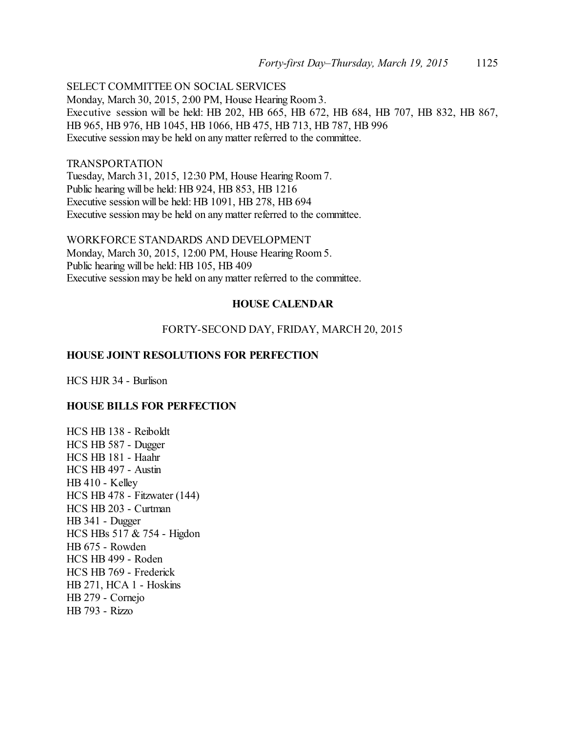SELECT COMMITTEE ON SOCIAL SERVICES
Monday, March 30, 2015, 2:00 PM, House Hearing Room 3.
Executive session will be held: HB 202, HB 665, HB 672, HB 684, HB 707, HB 832, HB 867, HB 965, HB 976, HB 1045, HB 1066, HB 475, HB 713, HB 787, HB 996
Executive session may be held on any matter referred to the committee.

TRANSPORTATION
Tuesday, March 31, 2015, 12:30 PM, House Hearing Room 7.
Public hearing will be held: HB 924, HB 853, HB 1216
Executive session will be held: HB 1091, HB 278, HB 694
Executive session may be held on any matter referred to the committee.

WORKFORCE STANDARDS AND DEVELOPMENT
Monday, March 30, 2015, 12:00 PM, House Hearing Room 5.
Public hearing will be held: HB 105, HB 409
Executive session may be held on any matter referred to the committee.

## HOUSE CALENDAR

FORTY-SECOND DAY, FRIDAY, MARCH 20, 2015

### HOUSE JOINT RESOLUTIONS FOR PERFECTION

HCS HJR 34 - Burlison

### HOUSE BILLS FOR PERFECTION

HCS HB 138 - Reiboldt
HCS HB 587 - Dugger
HCS HB 181 - Haahr
HCS HB 497 - Austin
HB 410 - Kelley
HCS HB 478 - Fitzwater (144)
HCS HB 203 - Curtman
HB 341 - Dugger
HCS HBs 517 & 754 - Higdon
HB 675 - Rowden
HCS HB 499 - Roden
HCS HB 769 - Frederick
HB 271, HCA 1 - Hoskins
HB 279 - Cornejo
HB 793 - Rizzo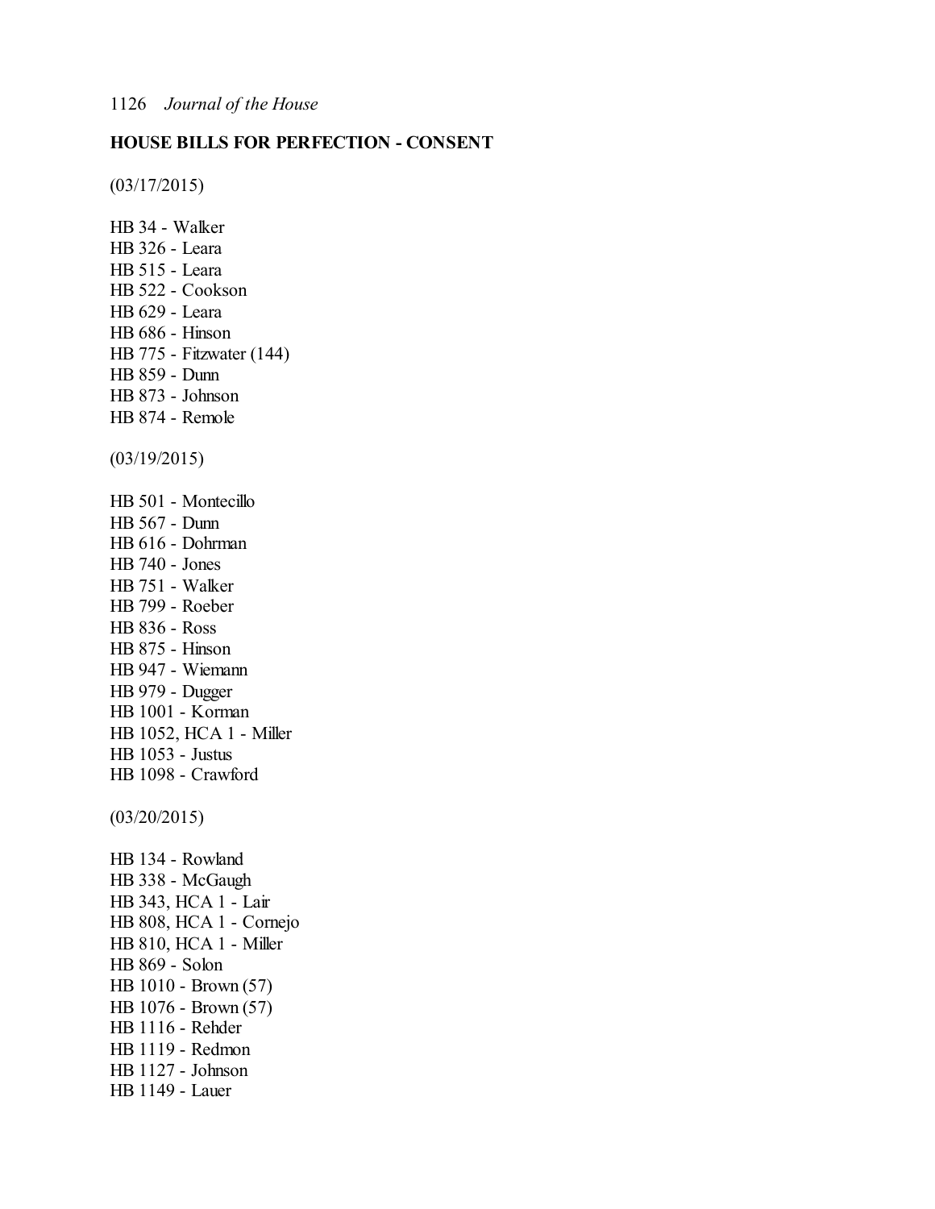## HOUSE BILLS FOR PERFECTION - CONSENT

(03/17/2015)

HB 34 - Walker
HB 326 - Leara
HB 515 - Leara
HB 522 - Cookson
HB 629 - Leara
HB 686 - Hinson
HB 775 - Fitzwater (144)
HB 859 - Dunn
HB 873 - Johnson
HB 874 - Remole

(03/19/2015)

HB 501 - Montecillo
HB 567 - Dunn
HB 616 - Dohrman
HB 740 - Jones
HB 751 - Walker
HB 799 - Roeber
HB 836 - Ross
HB 875 - Hinson
HB 947 - Wiemann
HB 979 - Dugger
HB 1001 - Korman
HB 1052, HCA 1 - Miller
HB 1053 - Justus
HB 1098 - Crawford

(03/20/2015)

HB 134 - Rowland
HB 338 - McGaugh
HB 343, HCA 1 - Lair
HB 808, HCA 1 - Cornejo
HB 810, HCA 1 - Miller
HB 869 - Solon
HB 1010 - Brown (57)
HB 1076 - Brown (57)
HB 1116 - Rehder
HB 1119 - Redmon
HB 1127 - Johnson
HB 1149 - Lauer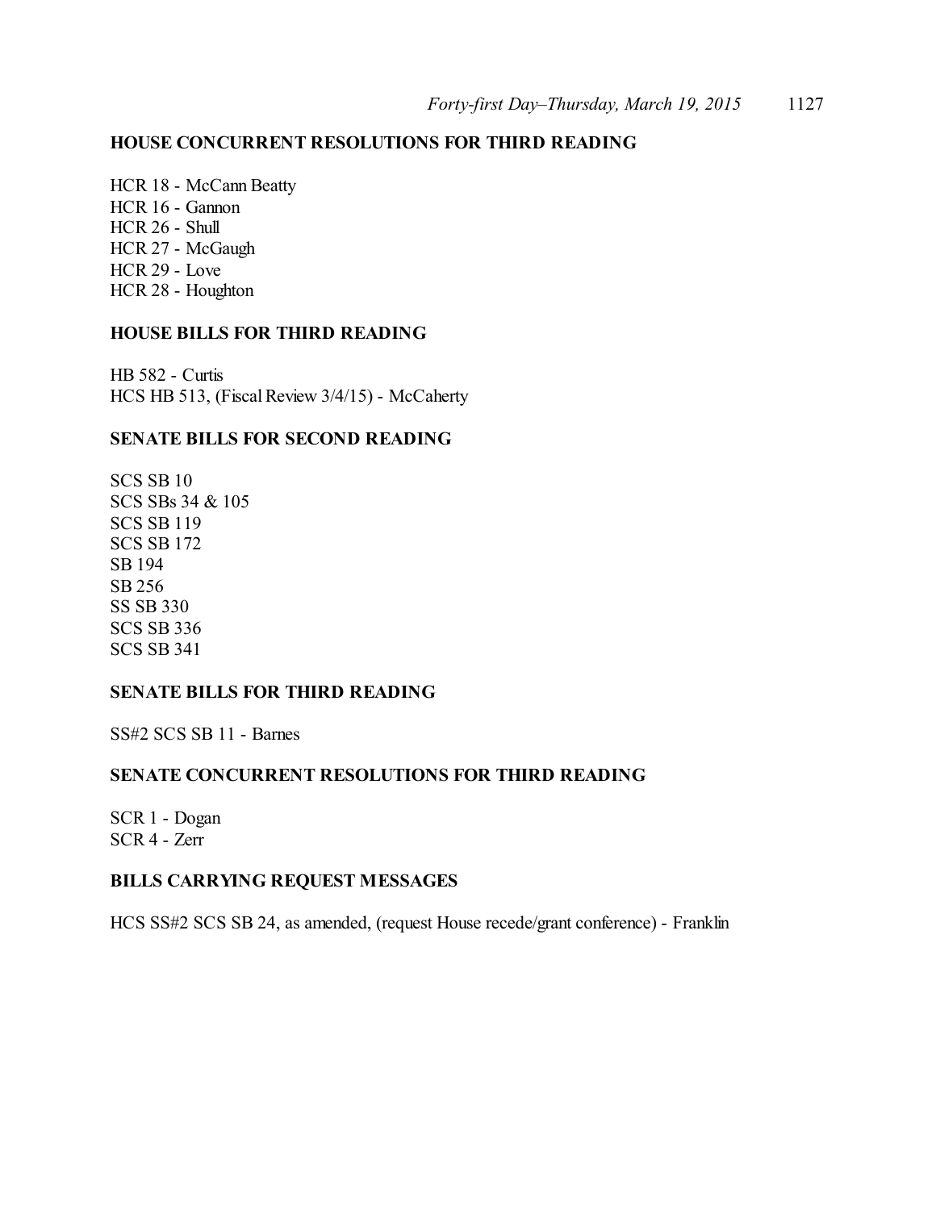**HOUSE CONCURRENT RESOLUTIONS FOR THIRD READING**

HCR 18 - McCann Beatty
HCR 16 - Gannon
HCR 26 - Shull
HCR 27 - McGaugh
HCR 29 - Love
HCR 28 - Houghton

**HOUSE BILLS FOR THIRD READING**

HB 582 - Curtis
HCS HB 513, (Fiscal Review 3/4/15) - McCaherty

**SENATE BILLS FOR SECOND READING**

SCS SB 10
SCS SBs 34 & 105
SCS SB 119
SCS SB 172
SB 194
SB 256
SS SB 330
SCS SB 336
SCS SB 341

**SENATE BILLS FOR THIRD READING**

SS#2 SCS SB 11 - Barnes

**SENATE CONCURRENT RESOLUTIONS FOR THIRD READING**

SCR 1 - Dogan
SCR 4 - Zerr

**BILLS CARRYING REQUEST MESSAGES**

HCS SS#2 SCS SB 24, as amended, (request House recede/grant conference) - Franklin